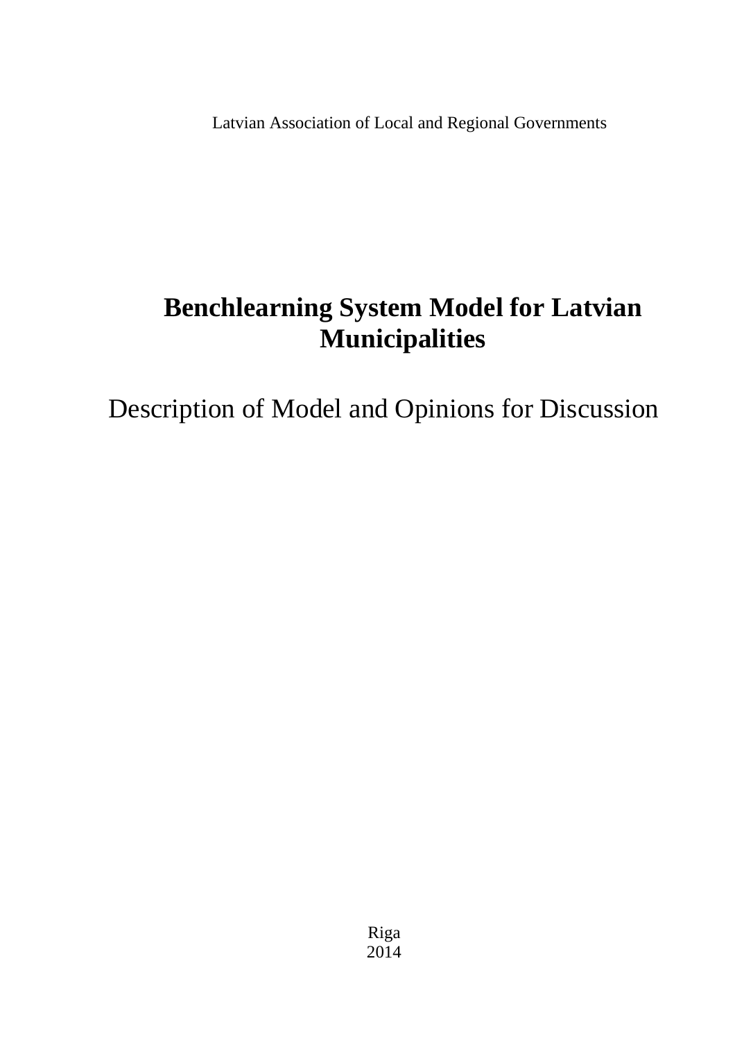Latvian Association of Local and Regional Governments

# Benchlearning System Model for Latvian Municipalities

## Description of Model and Opinions for Discussion

Riga
2014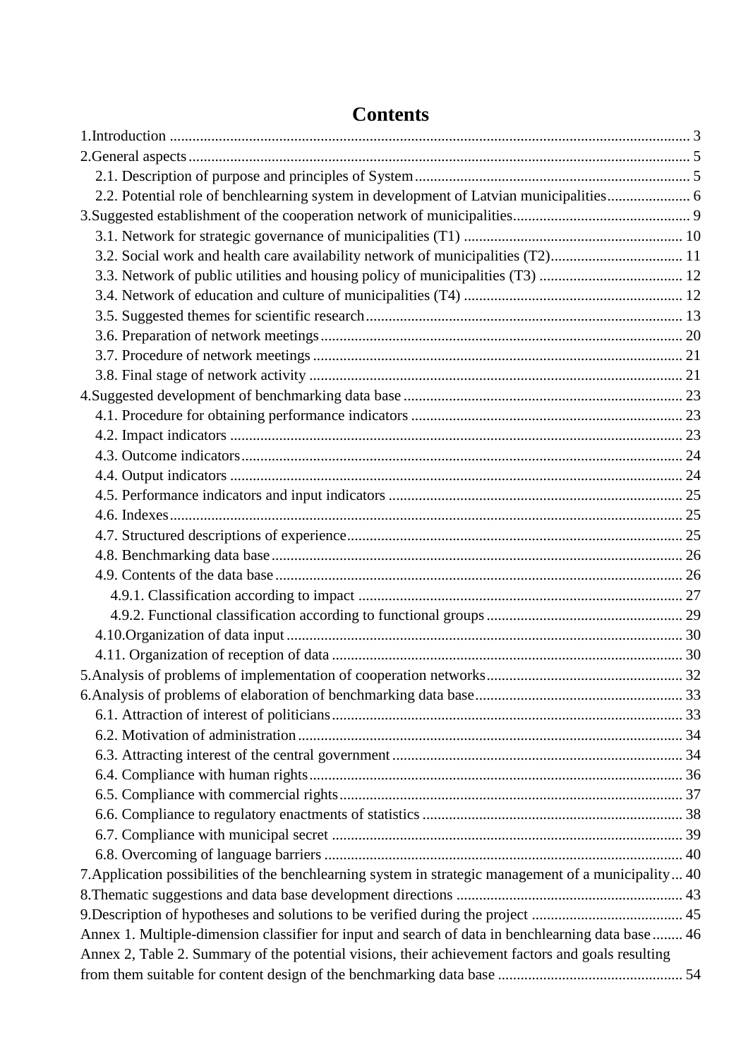# Contents

1.Introduction ..... 3

2.General aspects ..... 5

- 2.1. Description of purpose and principles of System ..... 5
- 2.2. Potential role of benchlearning system in development of Latvian municipalities ..... 6

3.Suggested establishment of the cooperation network of municipalities ..... 9

- 3.1. Network for strategic governance of municipalities (T1) ..... 10
- 3.2. Social work and health care availability network of municipalities (T2) ..... 11
- 3.3. Network of public utilities and housing policy of municipalities (T3) ..... 12
- 3.4. Network of education and culture of municipalities (T4) ..... 12
- 3.5. Suggested themes for scientific research ..... 13
- 3.6. Preparation of network meetings ..... 20
- 3.7. Procedure of network meetings ..... 21
- 3.8. Final stage of network activity ..... 21

4.Suggested development of benchmarking data base ..... 23

- 4.1. Procedure for obtaining performance indicators ..... 23
- 4.2. Impact indicators ..... 23
- 4.3. Outcome indicators ..... 24
- 4.4. Output indicators ..... 24
- 4.5. Performance indicators and input indicators ..... 25
- 4.6. Indexes ..... 25
- 4.7. Structured descriptions of experience ..... 25
- 4.8. Benchmarking data base ..... 26
- 4.9. Contents of the data base ..... 26
  - 4.9.1. Classification according to impact ..... 27
  - 4.9.2. Functional classification according to functional groups ..... 29
- 4.10.Organization of data input ..... 30
- 4.11. Organization of reception of data ..... 30

5.Analysis of problems of implementation of cooperation networks ..... 32

6.Analysis of problems of elaboration of benchmarking data base ..... 33

- 6.1. Attraction of interest of politicians ..... 33
- 6.2. Motivation of administration ..... 34
- 6.3. Attracting interest of the central government ..... 34
- 6.4. Compliance with human rights ..... 36
- 6.5. Compliance with commercial rights ..... 37
- 6.6. Compliance to regulatory enactments of statistics ..... 38
- 6.7. Compliance with municipal secret ..... 39
- 6.8. Overcoming of language barriers ..... 40

7.Application possibilities of the benchlearning system in strategic management of a municipality ..... 40

8.Thematic suggestions and data base development directions ..... 43

9.Description of hypotheses and solutions to be verified during the project ..... 45

Annex 1. Multiple-dimension classifier for input and search of data in benchlearning data base ..... 46

Annex 2, Table 2. Summary of the potential visions, their achievement factors and goals resulting from them suitable for content design of the benchmarking data base ..... 54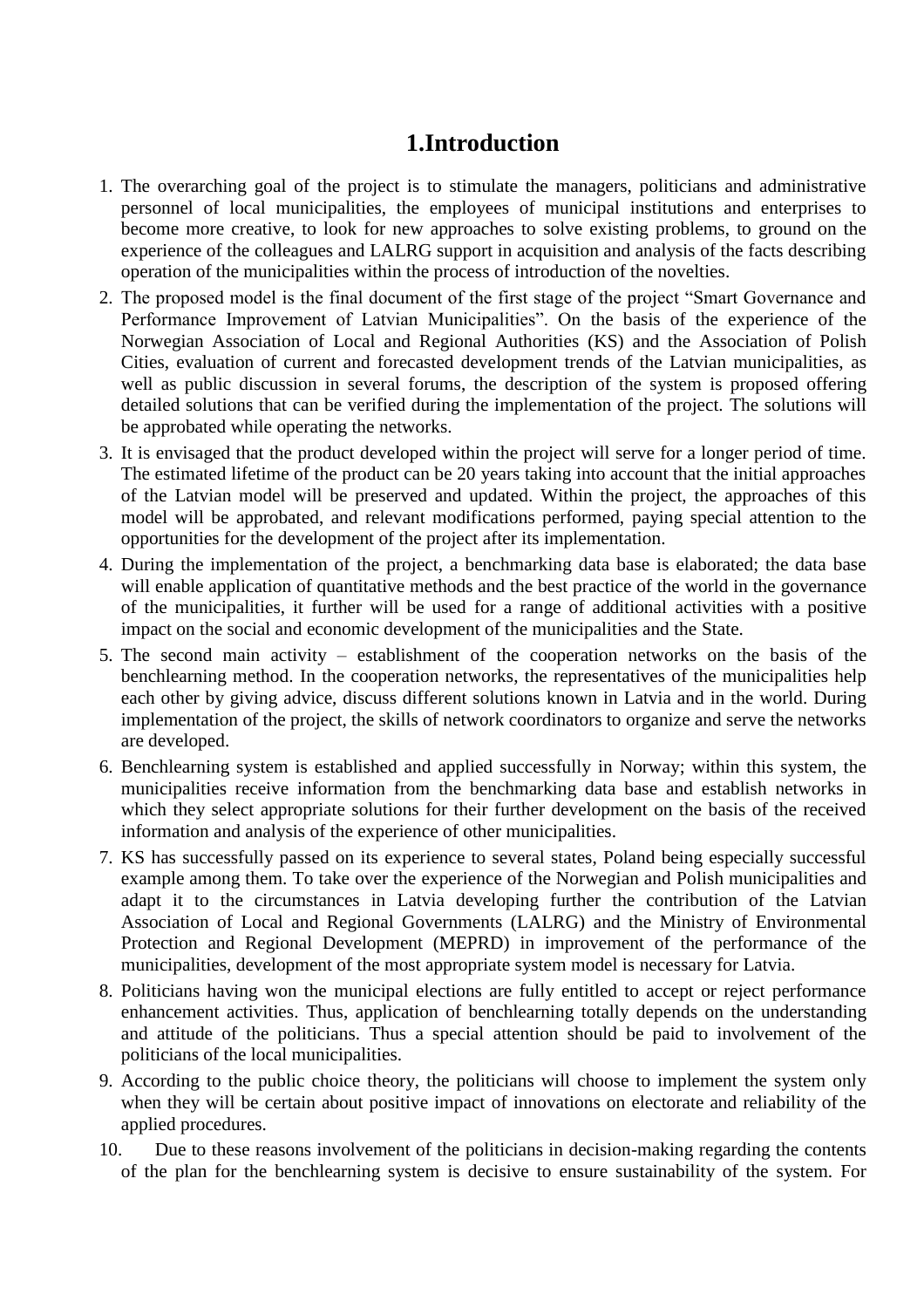# 1.Introduction

1. The overarching goal of the project is to stimulate the managers, politicians and administrative personnel of local municipalities, the employees of municipal institutions and enterprises to become more creative, to look for new approaches to solve existing problems, to ground on the experience of the colleagues and LALRG support in acquisition and analysis of the facts describing operation of the municipalities within the process of introduction of the novelties.
2. The proposed model is the final document of the first stage of the project "Smart Governance and Performance Improvement of Latvian Municipalities". On the basis of the experience of the Norwegian Association of Local and Regional Authorities (KS) and the Association of Polish Cities, evaluation of current and forecasted development trends of the Latvian municipalities, as well as public discussion in several forums, the description of the system is proposed offering detailed solutions that can be verified during the implementation of the project. The solutions will be approbated while operating the networks.
3. It is envisaged that the product developed within the project will serve for a longer period of time. The estimated lifetime of the product can be 20 years taking into account that the initial approaches of the Latvian model will be preserved and updated. Within the project, the approaches of this model will be approbated, and relevant modifications performed, paying special attention to the opportunities for the development of the project after its implementation.
4. During the implementation of the project, a benchmarking data base is elaborated; the data base will enable application of quantitative methods and the best practice of the world in the governance of the municipalities, it further will be used for a range of additional activities with a positive impact on the social and economic development of the municipalities and the State.
5. The second main activity – establishment of the cooperation networks on the basis of the benchlearning method. In the cooperation networks, the representatives of the municipalities help each other by giving advice, discuss different solutions known in Latvia and in the world. During implementation of the project, the skills of network coordinators to organize and serve the networks are developed.
6. Benchlearning system is established and applied successfully in Norway; within this system, the municipalities receive information from the benchmarking data base and establish networks in which they select appropriate solutions for their further development on the basis of the received information and analysis of the experience of other municipalities.
7. KS has successfully passed on its experience to several states, Poland being especially successful example among them. To take over the experience of the Norwegian and Polish municipalities and adapt it to the circumstances in Latvia developing further the contribution of the Latvian Association of Local and Regional Governments (LALRG) and the Ministry of Environmental Protection and Regional Development (MEPRD) in improvement of the performance of the municipalities, development of the most appropriate system model is necessary for Latvia.
8. Politicians having won the municipal elections are fully entitled to accept or reject performance enhancement activities. Thus, application of benchlearning totally depends on the understanding and attitude of the politicians. Thus a special attention should be paid to involvement of the politicians of the local municipalities.
9. According to the public choice theory, the politicians will choose to implement the system only when they will be certain about positive impact of innovations on electorate and reliability of the applied procedures.
10. Due to these reasons involvement of the politicians in decision-making regarding the contents of the plan for the benchlearning system is decisive to ensure sustainability of the system. For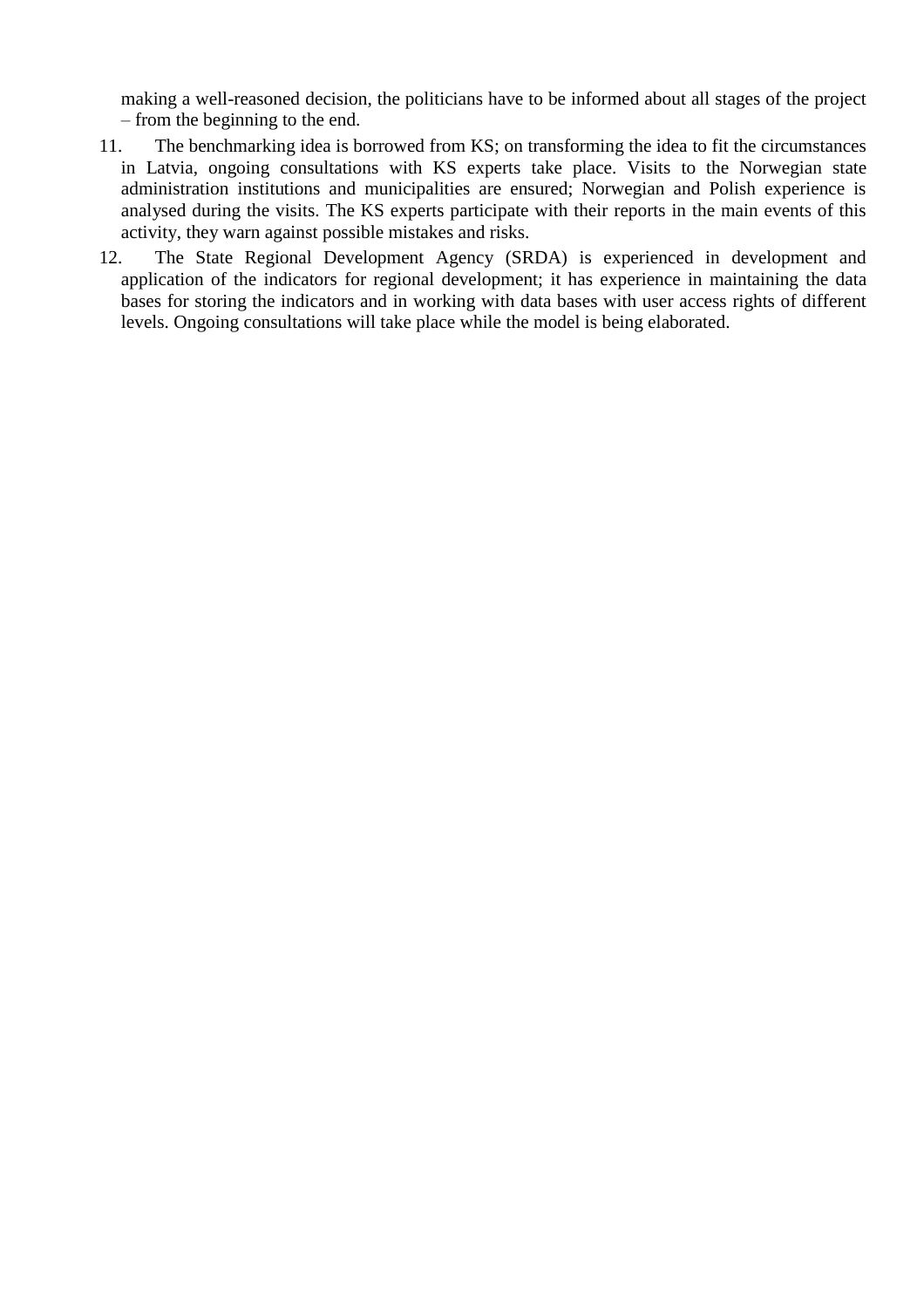making a well-reasoned decision, the politicians have to be informed about all stages of the project – from the beginning to the end.

11. The benchmarking idea is borrowed from KS; on transforming the idea to fit the circumstances in Latvia, ongoing consultations with KS experts take place. Visits to the Norwegian state administration institutions and municipalities are ensured; Norwegian and Polish experience is analysed during the visits. The KS experts participate with their reports in the main events of this activity, they warn against possible mistakes and risks.
12. The State Regional Development Agency (SRDA) is experienced in development and application of the indicators for regional development; it has experience in maintaining the data bases for storing the indicators and in working with data bases with user access rights of different levels. Ongoing consultations will take place while the model is being elaborated.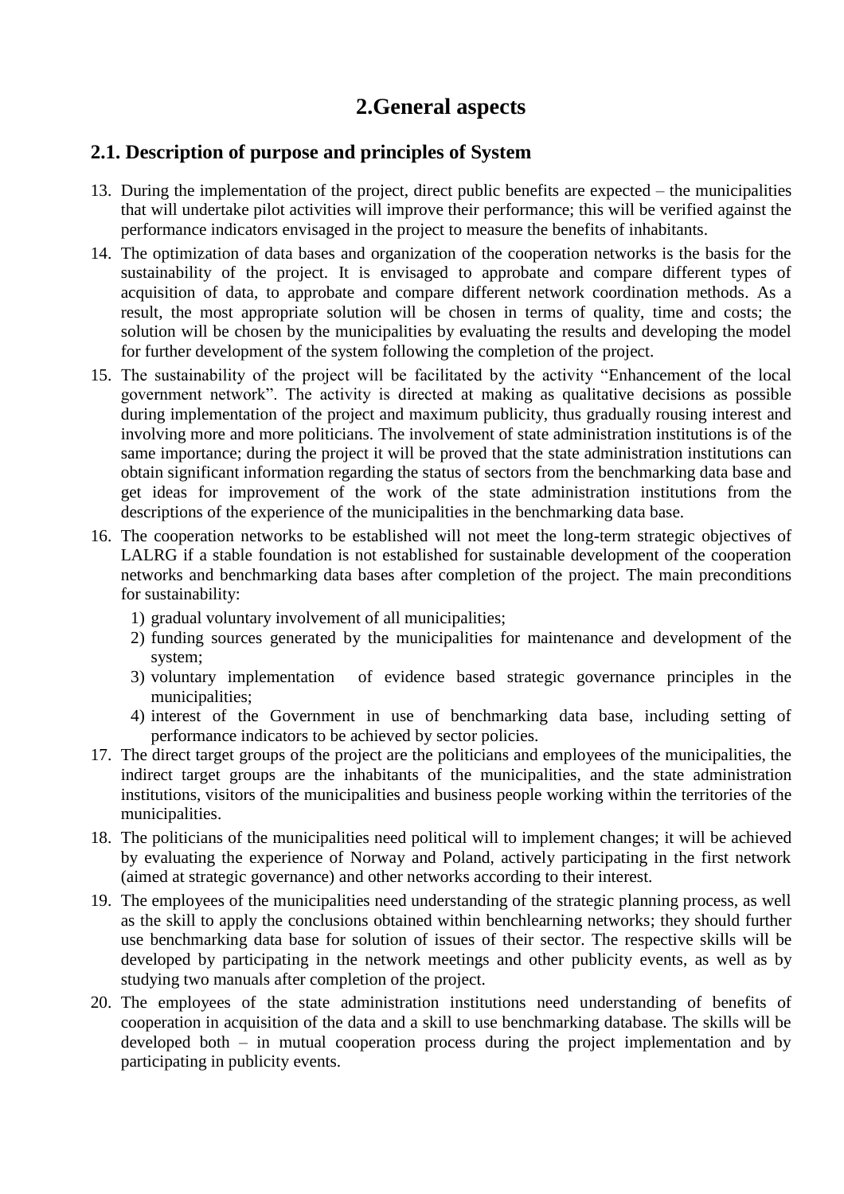# 2.General aspects

## 2.1. Description of purpose and principles of System

13. During the implementation of the project, direct public benefits are expected – the municipalities that will undertake pilot activities will improve their performance; this will be verified against the performance indicators envisaged in the project to measure the benefits of inhabitants.
14. The optimization of data bases and organization of the cooperation networks is the basis for the sustainability of the project. It is envisaged to approbate and compare different types of acquisition of data, to approbate and compare different network coordination methods. As a result, the most appropriate solution will be chosen in terms of quality, time and costs; the solution will be chosen by the municipalities by evaluating the results and developing the model for further development of the system following the completion of the project.
15. The sustainability of the project will be facilitated by the activity "Enhancement of the local government network". The activity is directed at making as qualitative decisions as possible during implementation of the project and maximum publicity, thus gradually rousing interest and involving more and more politicians. The involvement of state administration institutions is of the same importance; during the project it will be proved that the state administration institutions can obtain significant information regarding the status of sectors from the benchmarking data base and get ideas for improvement of the work of the state administration institutions from the descriptions of the experience of the municipalities in the benchmarking data base.
16. The cooperation networks to be established will not meet the long-term strategic objectives of LALRG if a stable foundation is not established for sustainable development of the cooperation networks and benchmarking data bases after completion of the project. The main preconditions for sustainability:
    1) gradual voluntary involvement of all municipalities;
    2) funding sources generated by the municipalities for maintenance and development of the system;
    3) voluntary implementation of evidence based strategic governance principles in the municipalities;
    4) interest of the Government in use of benchmarking data base, including setting of performance indicators to be achieved by sector policies.
17. The direct target groups of the project are the politicians and employees of the municipalities, the indirect target groups are the inhabitants of the municipalities, and the state administration institutions, visitors of the municipalities and business people working within the territories of the municipalities.
18. The politicians of the municipalities need political will to implement changes; it will be achieved by evaluating the experience of Norway and Poland, actively participating in the first network (aimed at strategic governance) and other networks according to their interest.
19. The employees of the municipalities need understanding of the strategic planning process, as well as the skill to apply the conclusions obtained within benchlearning networks; they should further use benchmarking data base for solution of issues of their sector. The respective skills will be developed by participating in the network meetings and other publicity events, as well as by studying two manuals after completion of the project.
20. The employees of the state administration institutions need understanding of benefits of cooperation in acquisition of the data and a skill to use benchmarking database. The skills will be developed both – in mutual cooperation process during the project implementation and by participating in publicity events.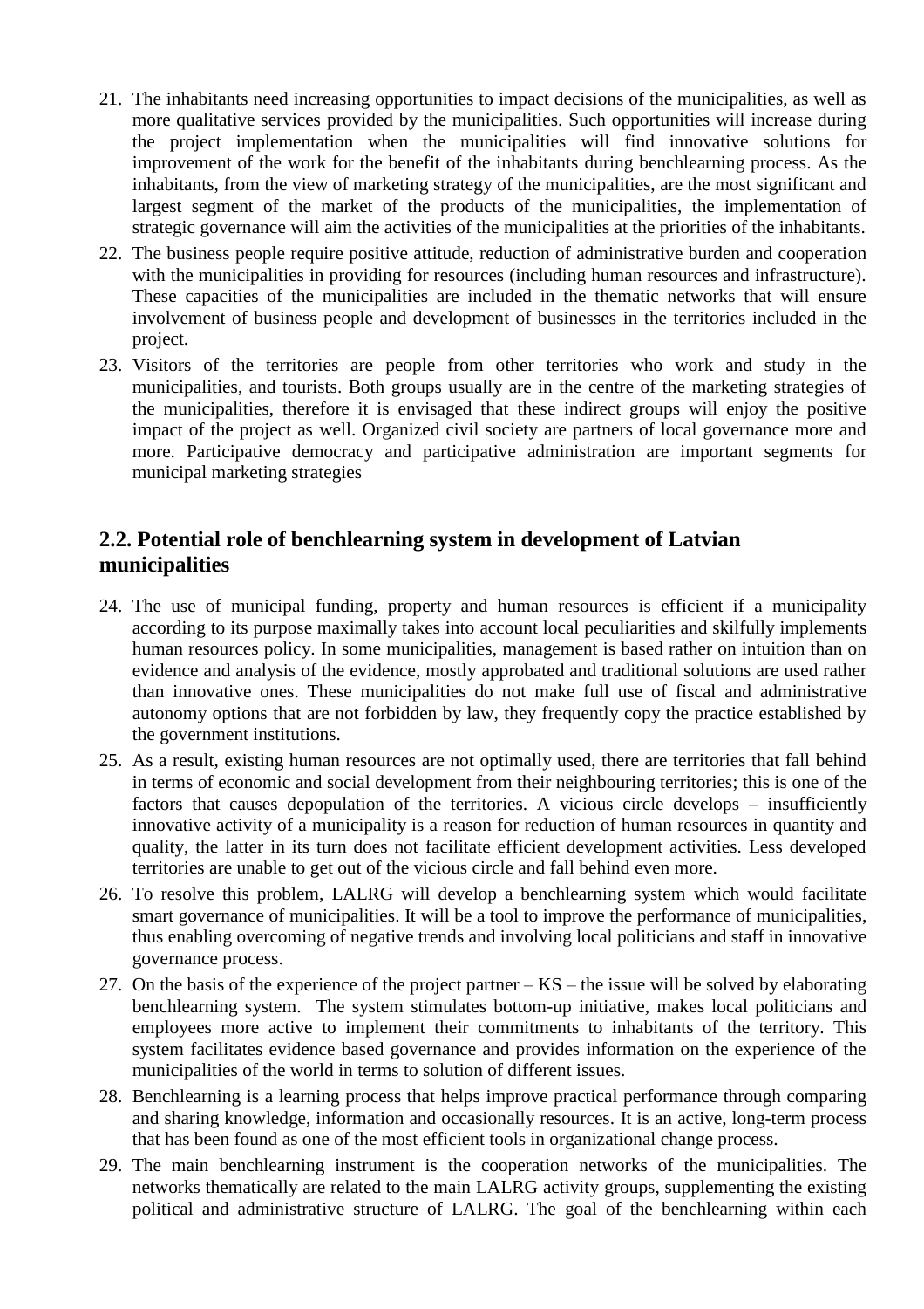21. The inhabitants need increasing opportunities to impact decisions of the municipalities, as well as more qualitative services provided by the municipalities. Such opportunities will increase during the project implementation when the municipalities will find innovative solutions for improvement of the work for the benefit of the inhabitants during benchlearning process. As the inhabitants, from the view of marketing strategy of the municipalities, are the most significant and largest segment of the market of the products of the municipalities, the implementation of strategic governance will aim the activities of the municipalities at the priorities of the inhabitants.
22. The business people require positive attitude, reduction of administrative burden and cooperation with the municipalities in providing for resources (including human resources and infrastructure). These capacities of the municipalities are included in the thematic networks that will ensure involvement of business people and development of businesses in the territories included in the project.
23. Visitors of the territories are people from other territories who work and study in the municipalities, and tourists. Both groups usually are in the centre of the marketing strategies of the municipalities, therefore it is envisaged that these indirect groups will enjoy the positive impact of the project as well. Organized civil society are partners of local governance more and more. Participative democracy and participative administration are important segments for municipal marketing strategies

## 2.2. Potential role of benchlearning system in development of Latvian municipalities

24. The use of municipal funding, property and human resources is efficient if a municipality according to its purpose maximally takes into account local peculiarities and skilfully implements human resources policy. In some municipalities, management is based rather on intuition than on evidence and analysis of the evidence, mostly approbated and traditional solutions are used rather than innovative ones. These municipalities do not make full use of fiscal and administrative autonomy options that are not forbidden by law, they frequently copy the practice established by the government institutions.
25. As a result, existing human resources are not optimally used, there are territories that fall behind in terms of economic and social development from their neighbouring territories; this is one of the factors that causes depopulation of the territories. A vicious circle develops – insufficiently innovative activity of a municipality is a reason for reduction of human resources in quantity and quality, the latter in its turn does not facilitate efficient development activities. Less developed territories are unable to get out of the vicious circle and fall behind even more.
26. To resolve this problem, LALRG will develop a benchlearning system which would facilitate smart governance of municipalities. It will be a tool to improve the performance of municipalities, thus enabling overcoming of negative trends and involving local politicians and staff in innovative governance process.
27. On the basis of the experience of the project partner – KS – the issue will be solved by elaborating benchlearning system. The system stimulates bottom-up initiative, makes local politicians and employees more active to implement their commitments to inhabitants of the territory. This system facilitates evidence based governance and provides information on the experience of the municipalities of the world in terms to solution of different issues.
28. Benchlearning is a learning process that helps improve practical performance through comparing and sharing knowledge, information and occasionally resources. It is an active, long-term process that has been found as one of the most efficient tools in organizational change process.
29. The main benchlearning instrument is the cooperation networks of the municipalities. The networks thematically are related to the main LALRG activity groups, supplementing the existing political and administrative structure of LALRG. The goal of the benchlearning within each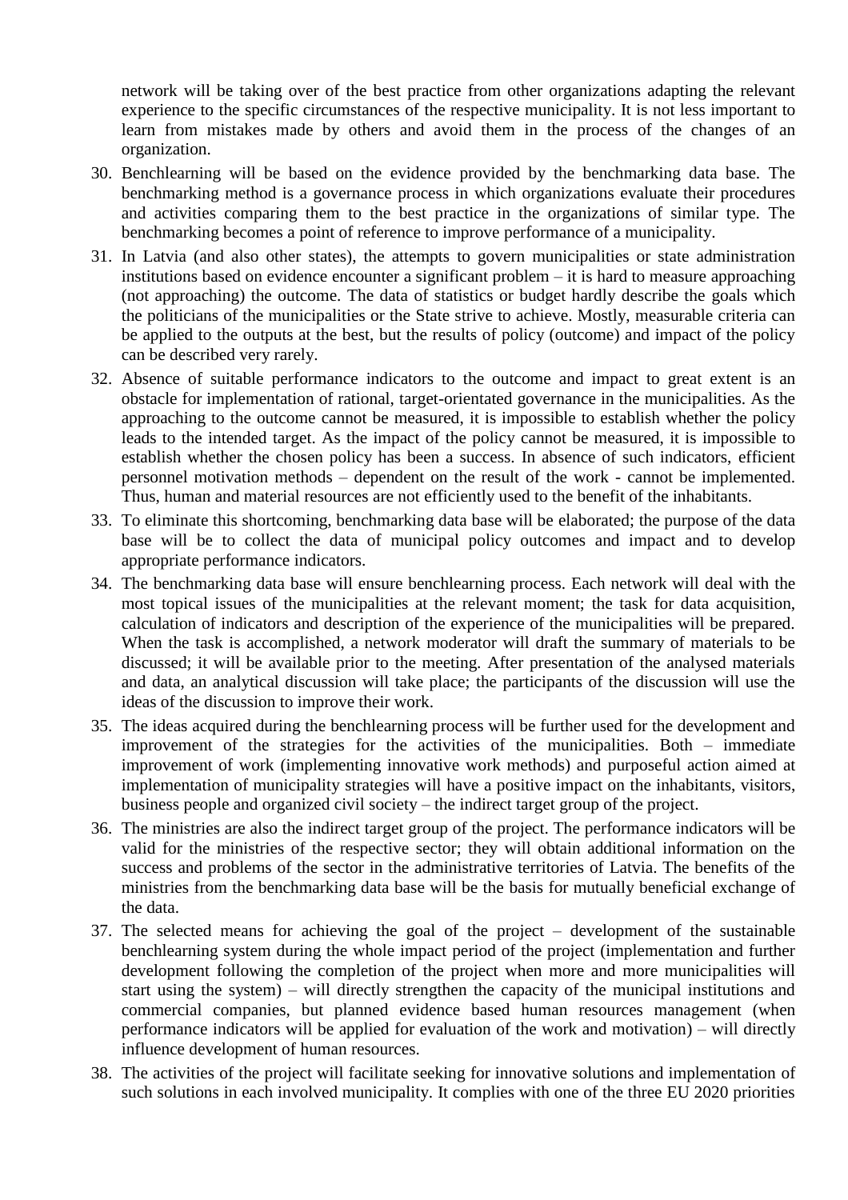network will be taking over of the best practice from other organizations adapting the relevant experience to the specific circumstances of the respective municipality. It is not less important to learn from mistakes made by others and avoid them in the process of the changes of an organization.

30. Benchlearning will be based on the evidence provided by the benchmarking data base. The benchmarking method is a governance process in which organizations evaluate their procedures and activities comparing them to the best practice in the organizations of similar type. The benchmarking becomes a point of reference to improve performance of a municipality.
31. In Latvia (and also other states), the attempts to govern municipalities or state administration institutions based on evidence encounter a significant problem – it is hard to measure approaching (not approaching) the outcome. The data of statistics or budget hardly describe the goals which the politicians of the municipalities or the State strive to achieve. Mostly, measurable criteria can be applied to the outputs at the best, but the results of policy (outcome) and impact of the policy can be described very rarely.
32. Absence of suitable performance indicators to the outcome and impact to great extent is an obstacle for implementation of rational, target-orientated governance in the municipalities. As the approaching to the outcome cannot be measured, it is impossible to establish whether the policy leads to the intended target. As the impact of the policy cannot be measured, it is impossible to establish whether the chosen policy has been a success. In absence of such indicators, efficient personnel motivation methods – dependent on the result of the work - cannot be implemented. Thus, human and material resources are not efficiently used to the benefit of the inhabitants.
33. To eliminate this shortcoming, benchmarking data base will be elaborated; the purpose of the data base will be to collect the data of municipal policy outcomes and impact and to develop appropriate performance indicators.
34. The benchmarking data base will ensure benchlearning process. Each network will deal with the most topical issues of the municipalities at the relevant moment; the task for data acquisition, calculation of indicators and description of the experience of the municipalities will be prepared. When the task is accomplished, a network moderator will draft the summary of materials to be discussed; it will be available prior to the meeting. After presentation of the analysed materials and data, an analytical discussion will take place; the participants of the discussion will use the ideas of the discussion to improve their work.
35. The ideas acquired during the benchlearning process will be further used for the development and improvement of the strategies for the activities of the municipalities. Both – immediate improvement of work (implementing innovative work methods) and purposeful action aimed at implementation of municipality strategies will have a positive impact on the inhabitants, visitors, business people and organized civil society – the indirect target group of the project.
36. The ministries are also the indirect target group of the project. The performance indicators will be valid for the ministries of the respective sector; they will obtain additional information on the success and problems of the sector in the administrative territories of Latvia. The benefits of the ministries from the benchmarking data base will be the basis for mutually beneficial exchange of the data.
37. The selected means for achieving the goal of the project – development of the sustainable benchlearning system during the whole impact period of the project (implementation and further development following the completion of the project when more and more municipalities will start using the system) – will directly strengthen the capacity of the municipal institutions and commercial companies, but planned evidence based human resources management (when performance indicators will be applied for evaluation of the work and motivation) – will directly influence development of human resources.
38. The activities of the project will facilitate seeking for innovative solutions and implementation of such solutions in each involved municipality. It complies with one of the three EU 2020 priorities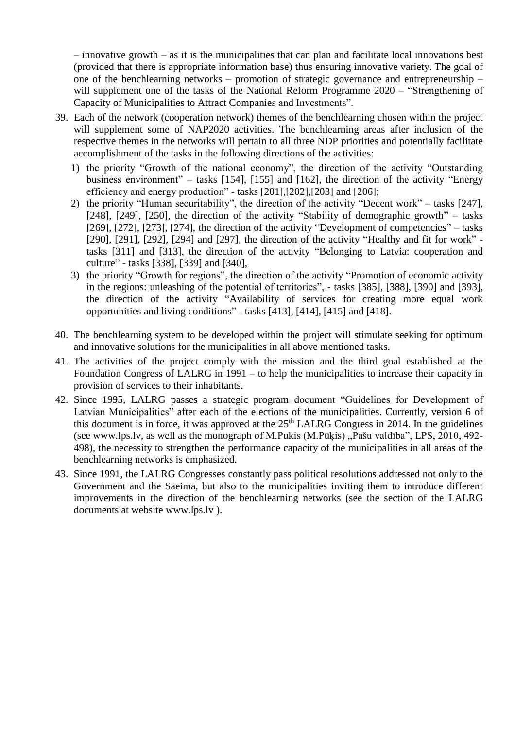– innovative growth – as it is the municipalities that can plan and facilitate local innovations best (provided that there is appropriate information base) thus ensuring innovative variety. The goal of one of the benchlearning networks – promotion of strategic governance and entrepreneurship – will supplement one of the tasks of the National Reform Programme 2020 – "Strengthening of Capacity of Municipalities to Attract Companies and Investments".

39. Each of the network (cooperation network) themes of the benchlearning chosen within the project will supplement some of NAP2020 activities. The benchlearning areas after inclusion of the respective themes in the networks will pertain to all three NDP priorities and potentially facilitate accomplishment of the tasks in the following directions of the activities:
    1) the priority "Growth of the national economy", the direction of the activity "Outstanding business environment" – tasks [154], [155] and [162], the direction of the activity "Energy efficiency and energy production" - tasks [201],[202],[203] and [206];
    2) the priority "Human securitability", the direction of the activity "Decent work" – tasks [247], [248], [249], [250], the direction of the activity "Stability of demographic growth" – tasks [269], [272], [273], [274], the direction of the activity "Development of competencies" – tasks [290], [291], [292], [294] and [297], the direction of the activity "Healthy and fit for work" - tasks [311] and [313], the direction of the activity "Belonging to Latvia: cooperation and culture" - tasks [338], [339] and [340],
    3) the priority "Growth for regions", the direction of the activity "Promotion of economic activity in the regions: unleashing of the potential of territories", - tasks [385], [388], [390] and [393], the direction of the activity "Availability of services for creating more equal work opportunities and living conditions" - tasks [413], [414], [415] and [418].

40. The benchlearning system to be developed within the project will stimulate seeking for optimum and innovative solutions for the municipalities in all above mentioned tasks.
41. The activities of the project comply with the mission and the third goal established at the Foundation Congress of LALRG in 1991 – to help the municipalities to increase their capacity in provision of services to their inhabitants.
42. Since 1995, LALRG passes a strategic program document "Guidelines for Development of Latvian Municipalities" after each of the elections of the municipalities. Currently, version 6 of this document is in force, it was approved at the 25th LALRG Congress in 2014. In the guidelines (see www.lps.lv, as well as the monograph of M.Pukis (M.Pūķis) „Pašu valdība", LPS, 2010, 492-498), the necessity to strengthen the performance capacity of the municipalities in all areas of the benchlearning networks is emphasized.
43. Since 1991, the LALRG Congresses constantly pass political resolutions addressed not only to the Government and the Saeima, but also to the municipalities inviting them to introduce different improvements in the direction of the benchlearning networks (see the section of the LALRG documents at website www.lps.lv ).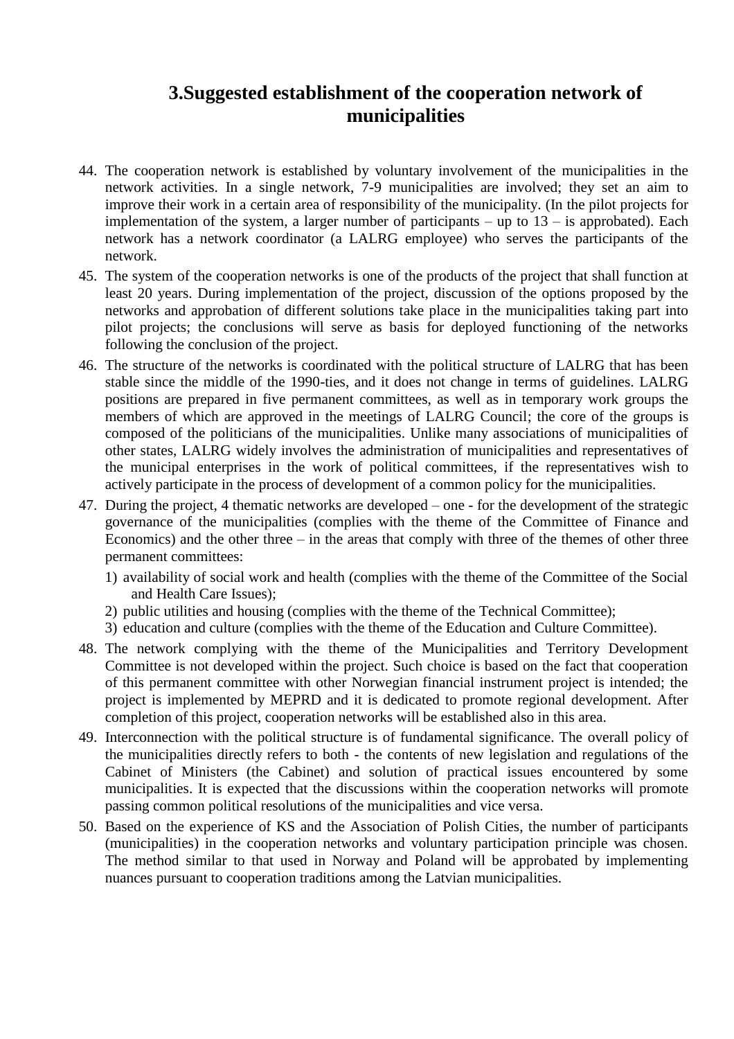## 3.Suggested establishment of the cooperation network of municipalities

44. The cooperation network is established by voluntary involvement of the municipalities in the network activities. In a single network, 7-9 municipalities are involved; they set an aim to improve their work in a certain area of responsibility of the municipality. (In the pilot projects for implementation of the system, a larger number of participants – up to 13 – is approbated). Each network has a network coordinator (a LALRG employee) who serves the participants of the network.
45. The system of the cooperation networks is one of the products of the project that shall function at least 20 years. During implementation of the project, discussion of the options proposed by the networks and approbation of different solutions take place in the municipalities taking part into pilot projects; the conclusions will serve as basis for deployed functioning of the networks following the conclusion of the project.
46. The structure of the networks is coordinated with the political structure of LALRG that has been stable since the middle of the 1990-ties, and it does not change in terms of guidelines. LALRG positions are prepared in five permanent committees, as well as in temporary work groups the members of which are approved in the meetings of LALRG Council; the core of the groups is composed of the politicians of the municipalities. Unlike many associations of municipalities of other states, LALRG widely involves the administration of municipalities and representatives of the municipal enterprises in the work of political committees, if the representatives wish to actively participate in the process of development of a common policy for the municipalities.
47. During the project, 4 thematic networks are developed – one - for the development of the strategic governance of the municipalities (complies with the theme of the Committee of Finance and Economics) and the other three – in the areas that comply with three of the themes of other three permanent committees:
    1) availability of social work and health (complies with the theme of the Committee of the Social and Health Care Issues);
    2) public utilities and housing (complies with the theme of the Technical Committee);
    3) education and culture (complies with the theme of the Education and Culture Committee).
48. The network complying with the theme of the Municipalities and Territory Development Committee is not developed within the project. Such choice is based on the fact that cooperation of this permanent committee with other Norwegian financial instrument project is intended; the project is implemented by MEPRD and it is dedicated to promote regional development. After completion of this project, cooperation networks will be established also in this area.
49. Interconnection with the political structure is of fundamental significance. The overall policy of the municipalities directly refers to both - the contents of new legislation and regulations of the Cabinet of Ministers (the Cabinet) and solution of practical issues encountered by some municipalities. It is expected that the discussions within the cooperation networks will promote passing common political resolutions of the municipalities and vice versa.
50. Based on the experience of KS and the Association of Polish Cities, the number of participants (municipalities) in the cooperation networks and voluntary participation principle was chosen. The method similar to that used in Norway and Poland will be approbated by implementing nuances pursuant to cooperation traditions among the Latvian municipalities.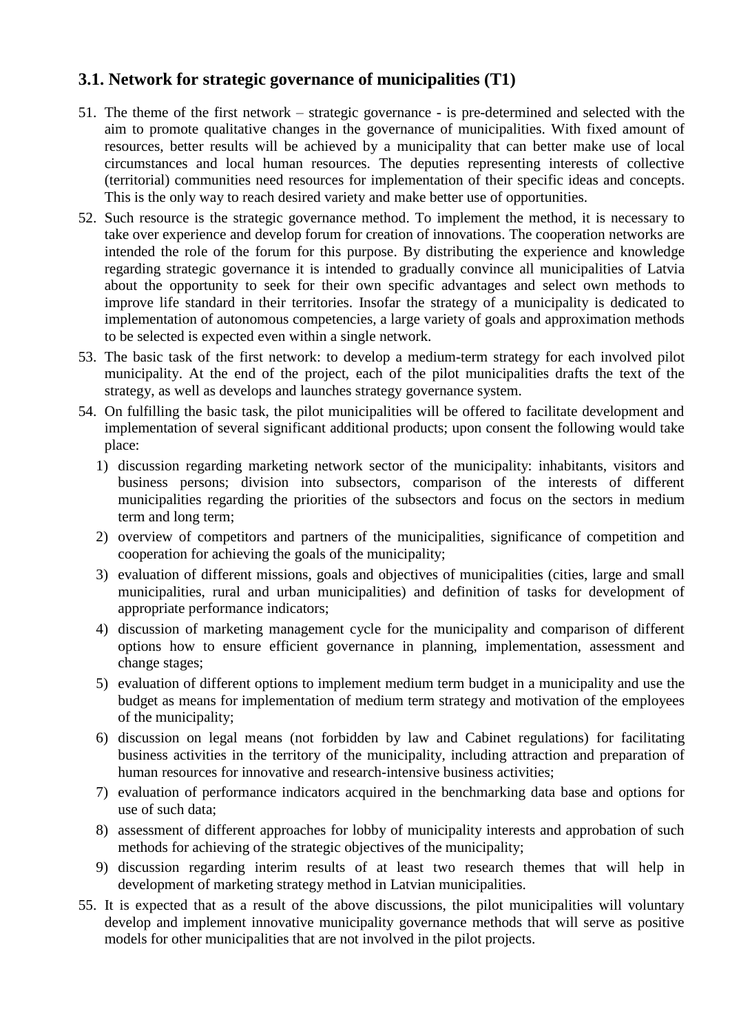### 3.1. Network for strategic governance of municipalities (T1)

51. The theme of the first network – strategic governance - is pre-determined and selected with the aim to promote qualitative changes in the governance of municipalities. With fixed amount of resources, better results will be achieved by a municipality that can better make use of local circumstances and local human resources. The deputies representing interests of collective (territorial) communities need resources for implementation of their specific ideas and concepts. This is the only way to reach desired variety and make better use of opportunities.
52. Such resource is the strategic governance method. To implement the method, it is necessary to take over experience and develop forum for creation of innovations. The cooperation networks are intended the role of the forum for this purpose. By distributing the experience and knowledge regarding strategic governance it is intended to gradually convince all municipalities of Latvia about the opportunity to seek for their own specific advantages and select own methods to improve life standard in their territories. Insofar the strategy of a municipality is dedicated to implementation of autonomous competencies, a large variety of goals and approximation methods to be selected is expected even within a single network.
53. The basic task of the first network: to develop a medium-term strategy for each involved pilot municipality. At the end of the project, each of the pilot municipalities drafts the text of the strategy, as well as develops and launches strategy governance system.
54. On fulfilling the basic task, the pilot municipalities will be offered to facilitate development and implementation of several significant additional products; upon consent the following would take place:
    1) discussion regarding marketing network sector of the municipality: inhabitants, visitors and business persons; division into subsectors, comparison of the interests of different municipalities regarding the priorities of the subsectors and focus on the sectors in medium term and long term;
    2) overview of competitors and partners of the municipalities, significance of competition and cooperation for achieving the goals of the municipality;
    3) evaluation of different missions, goals and objectives of municipalities (cities, large and small municipalities, rural and urban municipalities) and definition of tasks for development of appropriate performance indicators;
    4) discussion of marketing management cycle for the municipality and comparison of different options how to ensure efficient governance in planning, implementation, assessment and change stages;
    5) evaluation of different options to implement medium term budget in a municipality and use the budget as means for implementation of medium term strategy and motivation of the employees of the municipality;
    6) discussion on legal means (not forbidden by law and Cabinet regulations) for facilitating business activities in the territory of the municipality, including attraction and preparation of human resources for innovative and research-intensive business activities;
    7) evaluation of performance indicators acquired in the benchmarking data base and options for use of such data;
    8) assessment of different approaches for lobby of municipality interests and approbation of such methods for achieving of the strategic objectives of the municipality;
    9) discussion regarding interim results of at least two research themes that will help in development of marketing strategy method in Latvian municipalities.
55. It is expected that as a result of the above discussions, the pilot municipalities will voluntary develop and implement innovative municipality governance methods that will serve as positive models for other municipalities that are not involved in the pilot projects.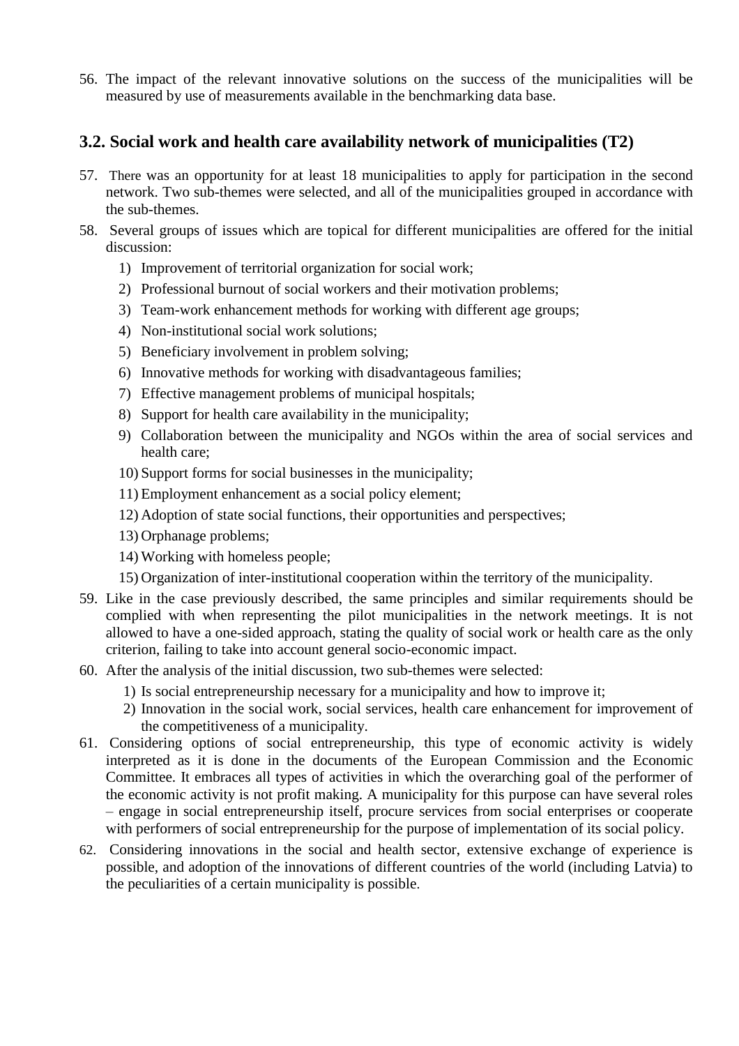56. The impact of the relevant innovative solutions on the success of the municipalities will be measured by use of measurements available in the benchmarking data base.

## 3.2. Social work and health care availability network of municipalities (T2)

57. There was an opportunity for at least 18 municipalities to apply for participation in the second network. Two sub-themes were selected, and all of the municipalities grouped in accordance with the sub-themes.

58. Several groups of issues which are topical for different municipalities are offered for the initial discussion:
    1) Improvement of territorial organization for social work;
    2) Professional burnout of social workers and their motivation problems;
    3) Team-work enhancement methods for working with different age groups;
    4) Non-institutional social work solutions;
    5) Beneficiary involvement in problem solving;
    6) Innovative methods for working with disadvantageous families;
    7) Effective management problems of municipal hospitals;
    8) Support for health care availability in the municipality;
    9) Collaboration between the municipality and NGOs within the area of social services and health care;
    10) Support forms for social businesses in the municipality;
    11) Employment enhancement as a social policy element;
    12) Adoption of state social functions, their opportunities and perspectives;
    13) Orphanage problems;
    14) Working with homeless people;
    15) Organization of inter-institutional cooperation within the territory of the municipality.

59. Like in the case previously described, the same principles and similar requirements should be complied with when representing the pilot municipalities in the network meetings. It is not allowed to have a one-sided approach, stating the quality of social work or health care as the only criterion, failing to take into account general socio-economic impact.

60. After the analysis of the initial discussion, two sub-themes were selected:
    1) Is social entrepreneurship necessary for a municipality and how to improve it;
    2) Innovation in the social work, social services, health care enhancement for improvement of the competitiveness of a municipality.

61. Considering options of social entrepreneurship, this type of economic activity is widely interpreted as it is done in the documents of the European Commission and the Economic Committee. It embraces all types of activities in which the overarching goal of the performer of the economic activity is not profit making. A municipality for this purpose can have several roles – engage in social entrepreneurship itself, procure services from social enterprises or cooperate with performers of social entrepreneurship for the purpose of implementation of its social policy.

62. Considering innovations in the social and health sector, extensive exchange of experience is possible, and adoption of the innovations of different countries of the world (including Latvia) to the peculiarities of a certain municipality is possible.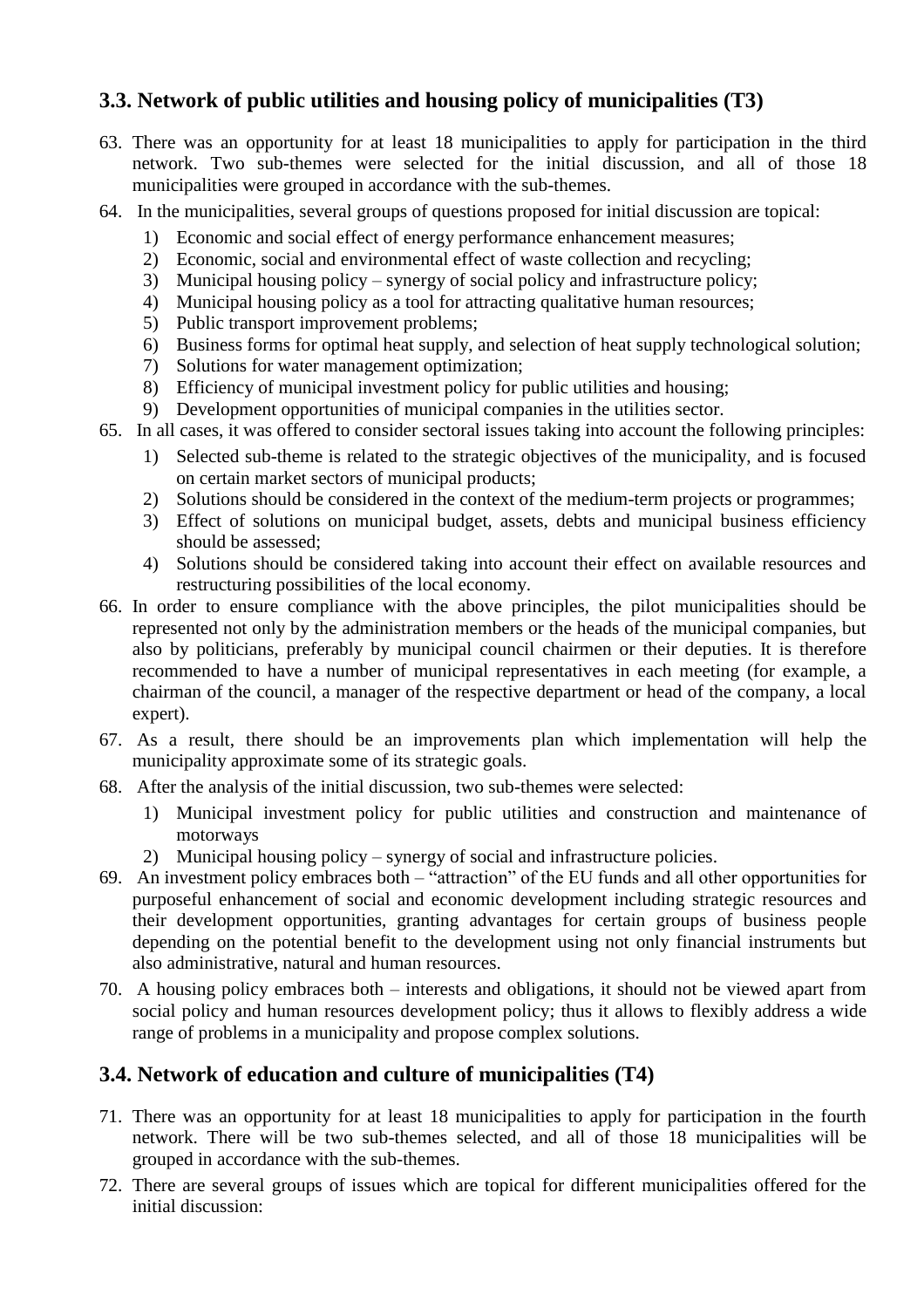### 3.3. Network of public utilities and housing policy of municipalities (T3)

63. There was an opportunity for at least 18 municipalities to apply for participation in the third network. Two sub-themes were selected for the initial discussion, and all of those 18 municipalities were grouped in accordance with the sub-themes.
64. In the municipalities, several groups of questions proposed for initial discussion are topical:
    1) Economic and social effect of energy performance enhancement measures;
    2) Economic, social and environmental effect of waste collection and recycling;
    3) Municipal housing policy – synergy of social policy and infrastructure policy;
    4) Municipal housing policy as a tool for attracting qualitative human resources;
    5) Public transport improvement problems;
    6) Business forms for optimal heat supply, and selection of heat supply technological solution;
    7) Solutions for water management optimization;
    8) Efficiency of municipal investment policy for public utilities and housing;
    9) Development opportunities of municipal companies in the utilities sector.
65. In all cases, it was offered to consider sectoral issues taking into account the following principles:
    1) Selected sub-theme is related to the strategic objectives of the municipality, and is focused on certain market sectors of municipal products;
    2) Solutions should be considered in the context of the medium-term projects or programmes;
    3) Effect of solutions on municipal budget, assets, debts and municipal business efficiency should be assessed;
    4) Solutions should be considered taking into account their effect on available resources and restructuring possibilities of the local economy.
66. In order to ensure compliance with the above principles, the pilot municipalities should be represented not only by the administration members or the heads of the municipal companies, but also by politicians, preferably by municipal council chairmen or their deputies. It is therefore recommended to have a number of municipal representatives in each meeting (for example, a chairman of the council, a manager of the respective department or head of the company, a local expert).
67. As a result, there should be an improvements plan which implementation will help the municipality approximate some of its strategic goals.
68. After the analysis of the initial discussion, two sub-themes were selected:
    1) Municipal investment policy for public utilities and construction and maintenance of motorways
    2) Municipal housing policy – synergy of social and infrastructure policies.
69. An investment policy embraces both – "attraction" of the EU funds and all other opportunities for purposeful enhancement of social and economic development including strategic resources and their development opportunities, granting advantages for certain groups of business people depending on the potential benefit to the development using not only financial instruments but also administrative, natural and human resources.
70. A housing policy embraces both – interests and obligations, it should not be viewed apart from social policy and human resources development policy; thus it allows to flexibly address a wide range of problems in a municipality and propose complex solutions.

### 3.4. Network of education and culture of municipalities (T4)

71. There was an opportunity for at least 18 municipalities to apply for participation in the fourth network. There will be two sub-themes selected, and all of those 18 municipalities will be grouped in accordance with the sub-themes.
72. There are several groups of issues which are topical for different municipalities offered for the initial discussion: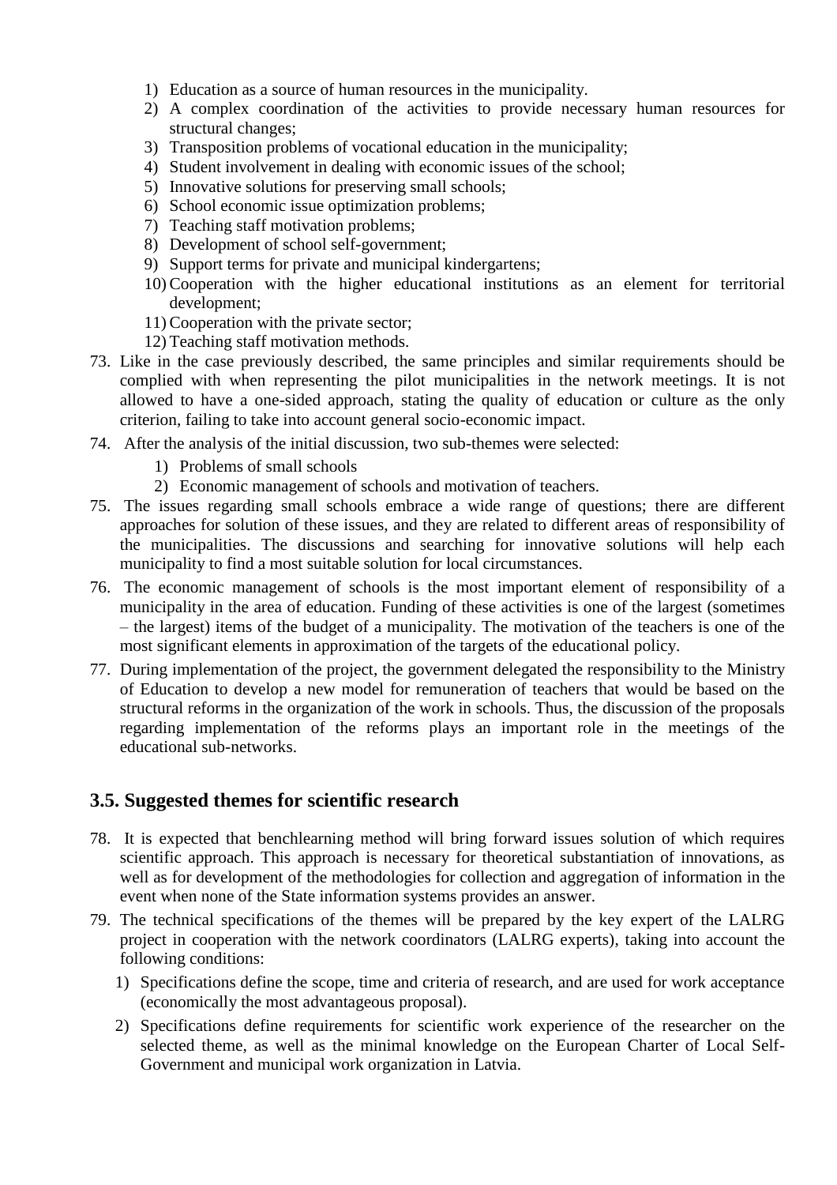1) Education as a source of human resources in the municipality.
2) A complex coordination of the activities to provide necessary human resources for structural changes;
3) Transposition problems of vocational education in the municipality;
4) Student involvement in dealing with economic issues of the school;
5) Innovative solutions for preserving small schools;
6) School economic issue optimization problems;
7) Teaching staff motivation problems;
8) Development of school self-government;
9) Support terms for private and municipal kindergartens;
10) Cooperation with the higher educational institutions as an element for territorial development;
11) Cooperation with the private sector;
12) Teaching staff motivation methods.

73. Like in the case previously described, the same principles and similar requirements should be complied with when representing the pilot municipalities in the network meetings. It is not allowed to have a one-sided approach, stating the quality of education or culture as the only criterion, failing to take into account general socio-economic impact.

74. After the analysis of the initial discussion, two sub-themes were selected:
   1) Problems of small schools
   2) Economic management of schools and motivation of teachers.

75. The issues regarding small schools embrace a wide range of questions; there are different approaches for solution of these issues, and they are related to different areas of responsibility of the municipalities. The discussions and searching for innovative solutions will help each municipality to find a most suitable solution for local circumstances.

76. The economic management of schools is the most important element of responsibility of a municipality in the area of education. Funding of these activities is one of the largest (sometimes – the largest) items of the budget of a municipality. The motivation of the teachers is one of the most significant elements in approximation of the targets of the educational policy.

77. During implementation of the project, the government delegated the responsibility to the Ministry of Education to develop a new model for remuneration of teachers that would be based on the structural reforms in the organization of the work in schools. Thus, the discussion of the proposals regarding implementation of the reforms plays an important role in the meetings of the educational sub-networks.

## 3.5. Suggested themes for scientific research

78. It is expected that benchlearning method will bring forward issues solution of which requires scientific approach. This approach is necessary for theoretical substantiation of innovations, as well as for development of the methodologies for collection and aggregation of information in the event when none of the State information systems provides an answer.

79. The technical specifications of the themes will be prepared by the key expert of the LALRG project in cooperation with the network coordinators (LALRG experts), taking into account the following conditions:
   1) Specifications define the scope, time and criteria of research, and are used for work acceptance (economically the most advantageous proposal).
   2) Specifications define requirements for scientific work experience of the researcher on the selected theme, as well as the minimal knowledge on the European Charter of Local Self-Government and municipal work organization in Latvia.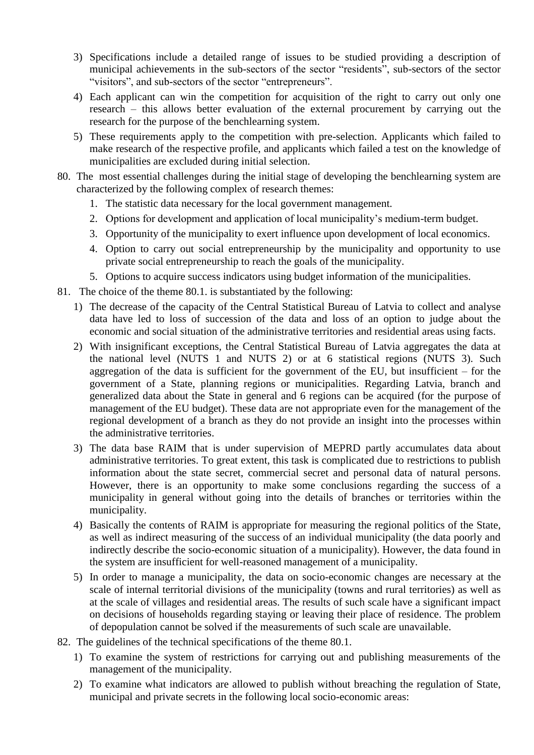3) Specifications include a detailed range of issues to be studied providing a description of municipal achievements in the sub-sectors of the sector "residents", sub-sectors of the sector "visitors", and sub-sectors of the sector "entrepreneurs".
4) Each applicant can win the competition for acquisition of the right to carry out only one research – this allows better evaluation of the external procurement by carrying out the research for the purpose of the benchlearning system.
5) These requirements apply to the competition with pre-selection. Applicants which failed to make research of the respective profile, and applicants which failed a test on the knowledge of municipalities are excluded during initial selection.

80. The most essential challenges during the initial stage of developing the benchlearning system are characterized by the following complex of research themes:
    1. The statistic data necessary for the local government management.
    2. Options for development and application of local municipality's medium-term budget.
    3. Opportunity of the municipality to exert influence upon development of local economics.
    4. Option to carry out social entrepreneurship by the municipality and opportunity to use private social entrepreneurship to reach the goals of the municipality.
    5. Options to acquire success indicators using budget information of the municipalities.

81. The choice of the theme 80.1. is substantiated by the following:
    1) The decrease of the capacity of the Central Statistical Bureau of Latvia to collect and analyse data have led to loss of succession of the data and loss of an option to judge about the economic and social situation of the administrative territories and residential areas using facts.
    2) With insignificant exceptions, the Central Statistical Bureau of Latvia aggregates the data at the national level (NUTS 1 and NUTS 2) or at 6 statistical regions (NUTS 3). Such aggregation of the data is sufficient for the government of the EU, but insufficient – for the government of a State, planning regions or municipalities. Regarding Latvia, branch and generalized data about the State in general and 6 regions can be acquired (for the purpose of management of the EU budget). These data are not appropriate even for the management of the regional development of a branch as they do not provide an insight into the processes within the administrative territories.
    3) The data base RAIM that is under supervision of MEPRD partly accumulates data about administrative territories. To great extent, this task is complicated due to restrictions to publish information about the state secret, commercial secret and personal data of natural persons. However, there is an opportunity to make some conclusions regarding the success of a municipality in general without going into the details of branches or territories within the municipality.
    4) Basically the contents of RAIM is appropriate for measuring the regional politics of the State, as well as indirect measuring of the success of an individual municipality (the data poorly and indirectly describe the socio-economic situation of a municipality). However, the data found in the system are insufficient for well-reasoned management of a municipality.
    5) In order to manage a municipality, the data on socio-economic changes are necessary at the scale of internal territorial divisions of the municipality (towns and rural territories) as well as at the scale of villages and residential areas. The results of such scale have a significant impact on decisions of households regarding staying or leaving their place of residence. The problem of depopulation cannot be solved if the measurements of such scale are unavailable.

82. The guidelines of the technical specifications of the theme 80.1.
    1) To examine the system of restrictions for carrying out and publishing measurements of the management of the municipality.
    2) To examine what indicators are allowed to publish without breaching the regulation of State, municipal and private secrets in the following local socio-economic areas: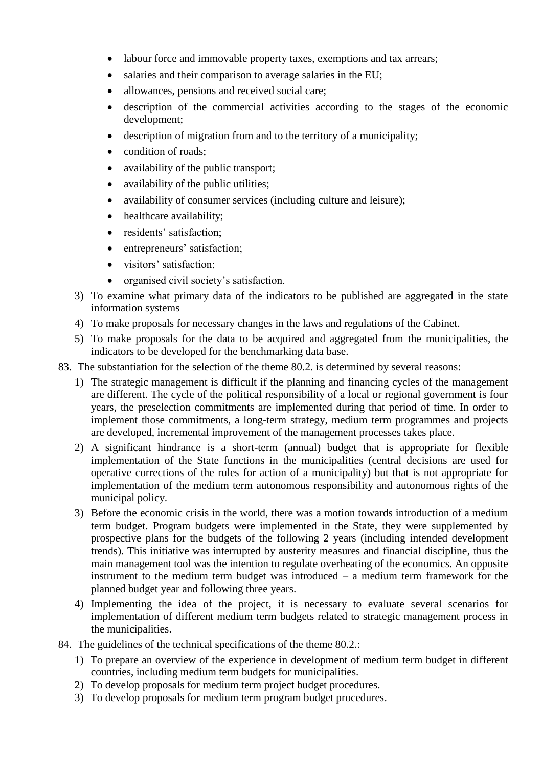- labour force and immovable property taxes, exemptions and tax arrears;
- salaries and their comparison to average salaries in the EU;
- allowances, pensions and received social care;
- description of the commercial activities according to the stages of the economic development;
- description of migration from and to the territory of a municipality;
- condition of roads;
- availability of the public transport;
- availability of the public utilities;
- availability of consumer services (including culture and leisure);
- healthcare availability;
- residents' satisfaction;
- entrepreneurs' satisfaction;
- visitors' satisfaction;
- organised civil society's satisfaction.

3) To examine what primary data of the indicators to be published are aggregated in the state information systems
4) To make proposals for necessary changes in the laws and regulations of the Cabinet.
5) To make proposals for the data to be acquired and aggregated from the municipalities, the indicators to be developed for the benchmarking data base.

83. The substantiation for the selection of the theme 80.2. is determined by several reasons:

1) The strategic management is difficult if the planning and financing cycles of the management are different. The cycle of the political responsibility of a local or regional government is four years, the preselection commitments are implemented during that period of time. In order to implement those commitments, a long-term strategy, medium term programmes and projects are developed, incremental improvement of the management processes takes place.
2) A significant hindrance is a short-term (annual) budget that is appropriate for flexible implementation of the State functions in the municipalities (central decisions are used for operative corrections of the rules for action of a municipality) but that is not appropriate for implementation of the medium term autonomous responsibility and autonomous rights of the municipal policy.
3) Before the economic crisis in the world, there was a motion towards introduction of a medium term budget. Program budgets were implemented in the State, they were supplemented by prospective plans for the budgets of the following 2 years (including intended development trends). This initiative was interrupted by austerity measures and financial discipline, thus the main management tool was the intention to regulate overheating of the economics. An opposite instrument to the medium term budget was introduced – a medium term framework for the planned budget year and following three years.
4) Implementing the idea of the project, it is necessary to evaluate several scenarios for implementation of different medium term budgets related to strategic management process in the municipalities.

84. The guidelines of the technical specifications of the theme 80.2.:

1) To prepare an overview of the experience in development of medium term budget in different countries, including medium term budgets for municipalities.
2) To develop proposals for medium term project budget procedures.
3) To develop proposals for medium term program budget procedures.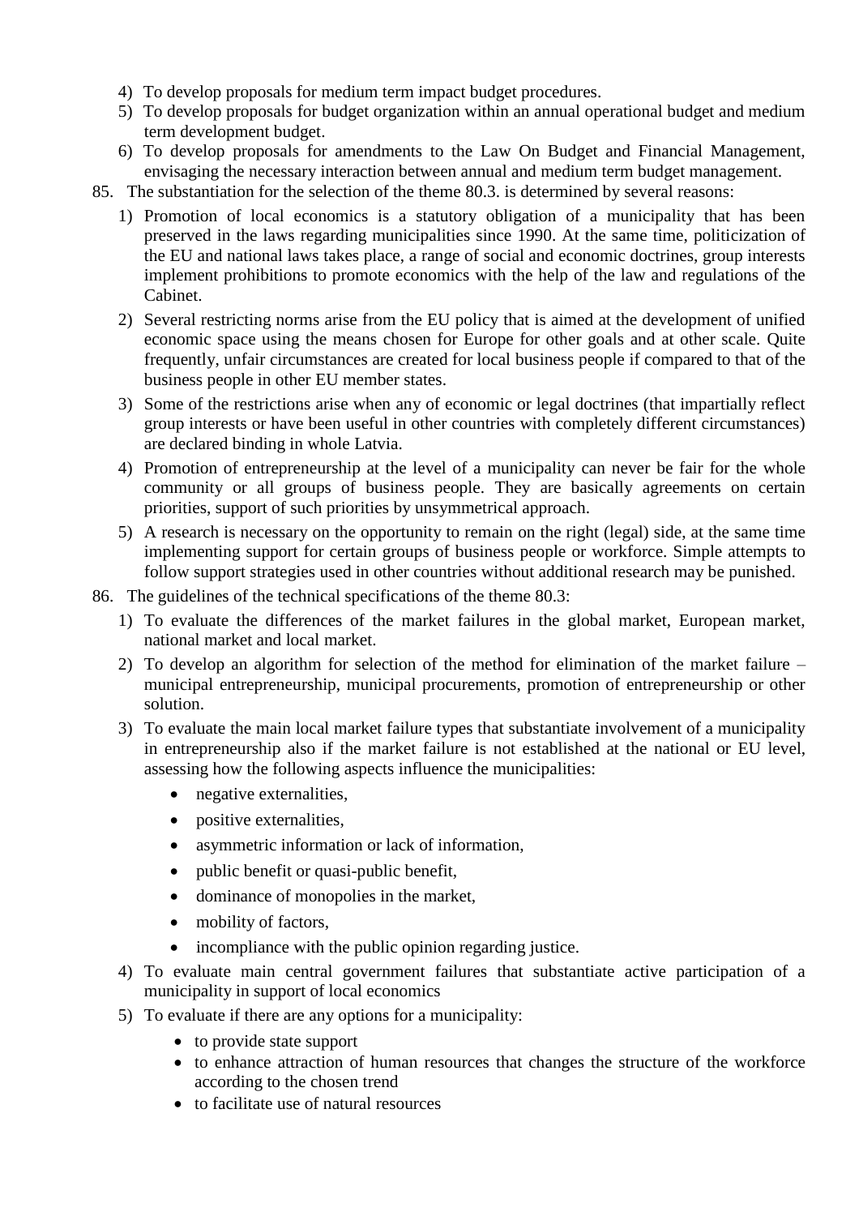4) To develop proposals for medium term impact budget procedures.
5) To develop proposals for budget organization within an annual operational budget and medium term development budget.
6) To develop proposals for amendments to the Law On Budget and Financial Management, envisaging the necessary interaction between annual and medium term budget management.

85. The substantiation for the selection of the theme 80.3. is determined by several reasons:
    1) Promotion of local economics is a statutory obligation of a municipality that has been preserved in the laws regarding municipalities since 1990. At the same time, politicization of the EU and national laws takes place, a range of social and economic doctrines, group interests implement prohibitions to promote economics with the help of the law and regulations of the Cabinet.
    2) Several restricting norms arise from the EU policy that is aimed at the development of unified economic space using the means chosen for Europe for other goals and at other scale. Quite frequently, unfair circumstances are created for local business people if compared to that of the business people in other EU member states.
    3) Some of the restrictions arise when any of economic or legal doctrines (that impartially reflect group interests or have been useful in other countries with completely different circumstances) are declared binding in whole Latvia.
    4) Promotion of entrepreneurship at the level of a municipality can never be fair for the whole community or all groups of business people. They are basically agreements on certain priorities, support of such priorities by unsymmetrical approach.
    5) A research is necessary on the opportunity to remain on the right (legal) side, at the same time implementing support for certain groups of business people or workforce. Simple attempts to follow support strategies used in other countries without additional research may be punished.

86. The guidelines of the technical specifications of the theme 80.3:
    1) To evaluate the differences of the market failures in the global market, European market, national market and local market.
    2) To develop an algorithm for selection of the method for elimination of the market failure – municipal entrepreneurship, municipal procurements, promotion of entrepreneurship or other solution.
    3) To evaluate the main local market failure types that substantiate involvement of a municipality in entrepreneurship also if the market failure is not established at the national or EU level, assessing how the following aspects influence the municipalities:
        - negative externalities,
        - positive externalities,
        - asymmetric information or lack of information,
        - public benefit or quasi-public benefit,
        - dominance of monopolies in the market,
        - mobility of factors,
        - incompliance with the public opinion regarding justice.
    4) To evaluate main central government failures that substantiate active participation of a municipality in support of local economics
    5) To evaluate if there are any options for a municipality:
        - to provide state support
        - to enhance attraction of human resources that changes the structure of the workforce according to the chosen trend
        - to facilitate use of natural resources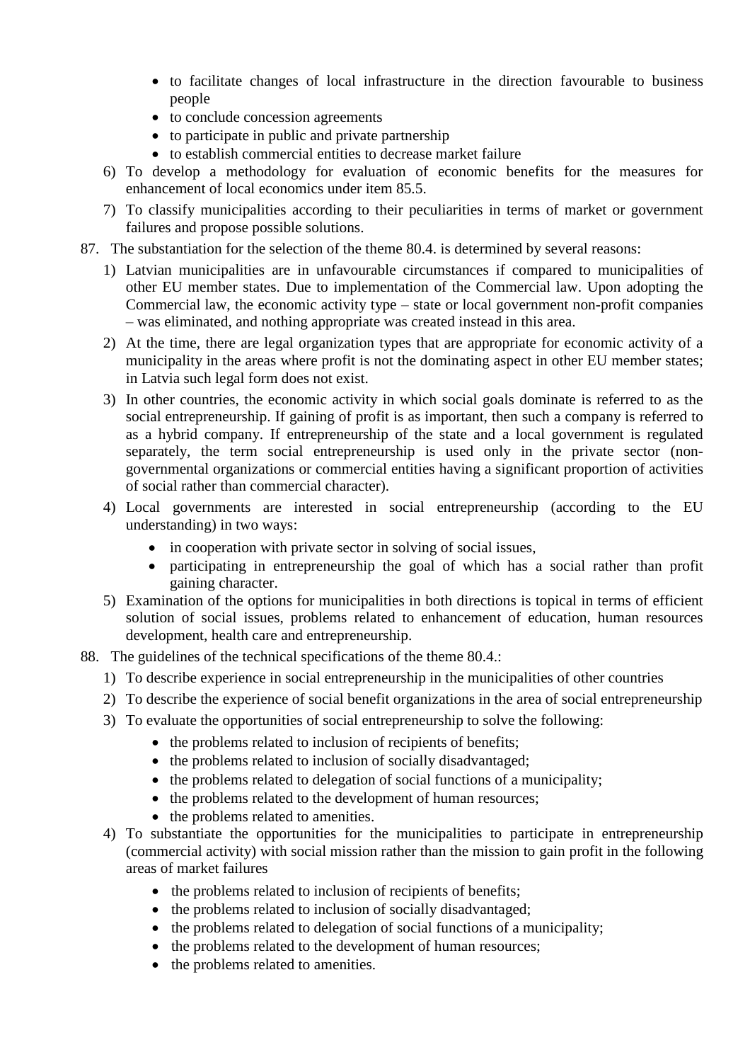- to facilitate changes of local infrastructure in the direction favourable to business people
   - to conclude concession agreements
   - to participate in public and private partnership
   - to establish commercial entities to decrease market failure

6) To develop a methodology for evaluation of economic benefits for the measures for enhancement of local economics under item 85.5.

7) To classify municipalities according to their peculiarities in terms of market or government failures and propose possible solutions.

87. The substantiation for the selection of the theme 80.4. is determined by several reasons:

1) Latvian municipalities are in unfavourable circumstances if compared to municipalities of other EU member states. Due to implementation of the Commercial law. Upon adopting the Commercial law, the economic activity type – state or local government non-profit companies – was eliminated, and nothing appropriate was created instead in this area.

2) At the time, there are legal organization types that are appropriate for economic activity of a municipality in the areas where profit is not the dominating aspect in other EU member states; in Latvia such legal form does not exist.

3) In other countries, the economic activity in which social goals dominate is referred to as the social entrepreneurship. If gaining of profit is as important, then such a company is referred to as a hybrid company. If entrepreneurship of the state and a local government is regulated separately, the term social entrepreneurship is used only in the private sector (non-governmental organizations or commercial entities having a significant proportion of activities of social rather than commercial character).

4) Local governments are interested in social entrepreneurship (according to the EU understanding) in two ways:
   - in cooperation with private sector in solving of social issues,
   - participating in entrepreneurship the goal of which has a social rather than profit gaining character.

5) Examination of the options for municipalities in both directions is topical in terms of efficient solution of social issues, problems related to enhancement of education, human resources development, health care and entrepreneurship.

88. The guidelines of the technical specifications of the theme 80.4.:

1) To describe experience in social entrepreneurship in the municipalities of other countries

2) To describe the experience of social benefit organizations in the area of social entrepreneurship

3) To evaluate the opportunities of social entrepreneurship to solve the following:
   - the problems related to inclusion of recipients of benefits;
   - the problems related to inclusion of socially disadvantaged;
   - the problems related to delegation of social functions of a municipality;
   - the problems related to the development of human resources;
   - the problems related to amenities.

4) To substantiate the opportunities for the municipalities to participate in entrepreneurship (commercial activity) with social mission rather than the mission to gain profit in the following areas of market failures
   - the problems related to inclusion of recipients of benefits;
   - the problems related to inclusion of socially disadvantaged;
   - the problems related to delegation of social functions of a municipality;
   - the problems related to the development of human resources;
   - the problems related to amenities.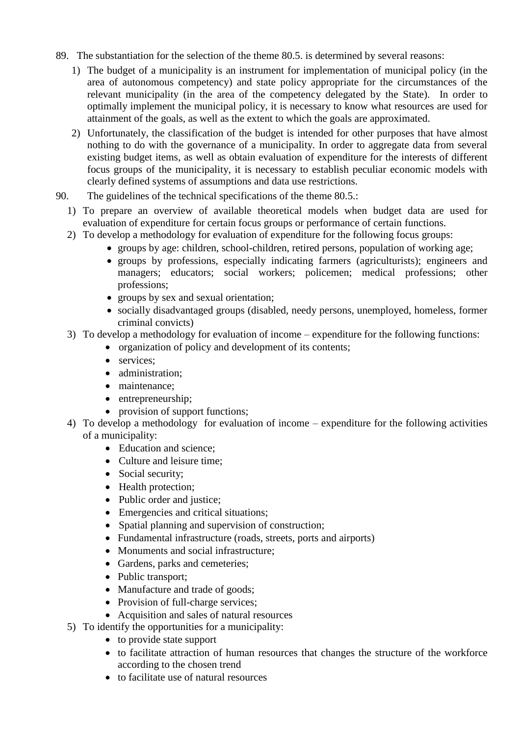89. The substantiation for the selection of the theme 80.5. is determined by several reasons:
    1) The budget of a municipality is an instrument for implementation of municipal policy (in the area of autonomous competency) and state policy appropriate for the circumstances of the relevant municipality (in the area of the competency delegated by the State). In order to optimally implement the municipal policy, it is necessary to know what resources are used for attainment of the goals, as well as the extent to which the goals are approximated.
    2) Unfortunately, the classification of the budget is intended for other purposes that have almost nothing to do with the governance of a municipality. In order to aggregate data from several existing budget items, as well as obtain evaluation of expenditure for the interests of different focus groups of the municipality, it is necessary to establish peculiar economic models with clearly defined systems of assumptions and data use restrictions.
90. The guidelines of the technical specifications of the theme 80.5.:
    1) To prepare an overview of available theoretical models when budget data are used for evaluation of expenditure for certain focus groups or performance of certain functions.
    2) To develop a methodology for evaluation of expenditure for the following focus groups:
        - groups by age: children, school-children, retired persons, population of working age;
        - groups by professions, especially indicating farmers (agriculturists); engineers and managers; educators; social workers; policemen; medical professions; other professions;
        - groups by sex and sexual orientation;
        - socially disadvantaged groups (disabled, needy persons, unemployed, homeless, former criminal convicts)
    3) To develop a methodology for evaluation of income – expenditure for the following functions:
        - organization of policy and development of its contents;
        - services;
        - administration;
        - maintenance;
        - entrepreneurship;
        - provision of support functions;
    4) To develop a methodology for evaluation of income – expenditure for the following activities of a municipality:
        - Education and science;
        - Culture and leisure time;
        - Social security;
        - Health protection;
        - Public order and justice;
        - Emergencies and critical situations;
        - Spatial planning and supervision of construction;
        - Fundamental infrastructure (roads, streets, ports and airports)
        - Monuments and social infrastructure;
        - Gardens, parks and cemeteries;
        - Public transport;
        - Manufacture and trade of goods;
        - Provision of full-charge services;
        - Acquisition and sales of natural resources
    5) To identify the opportunities for a municipality:
        - to provide state support
        - to facilitate attraction of human resources that changes the structure of the workforce according to the chosen trend
        - to facilitate use of natural resources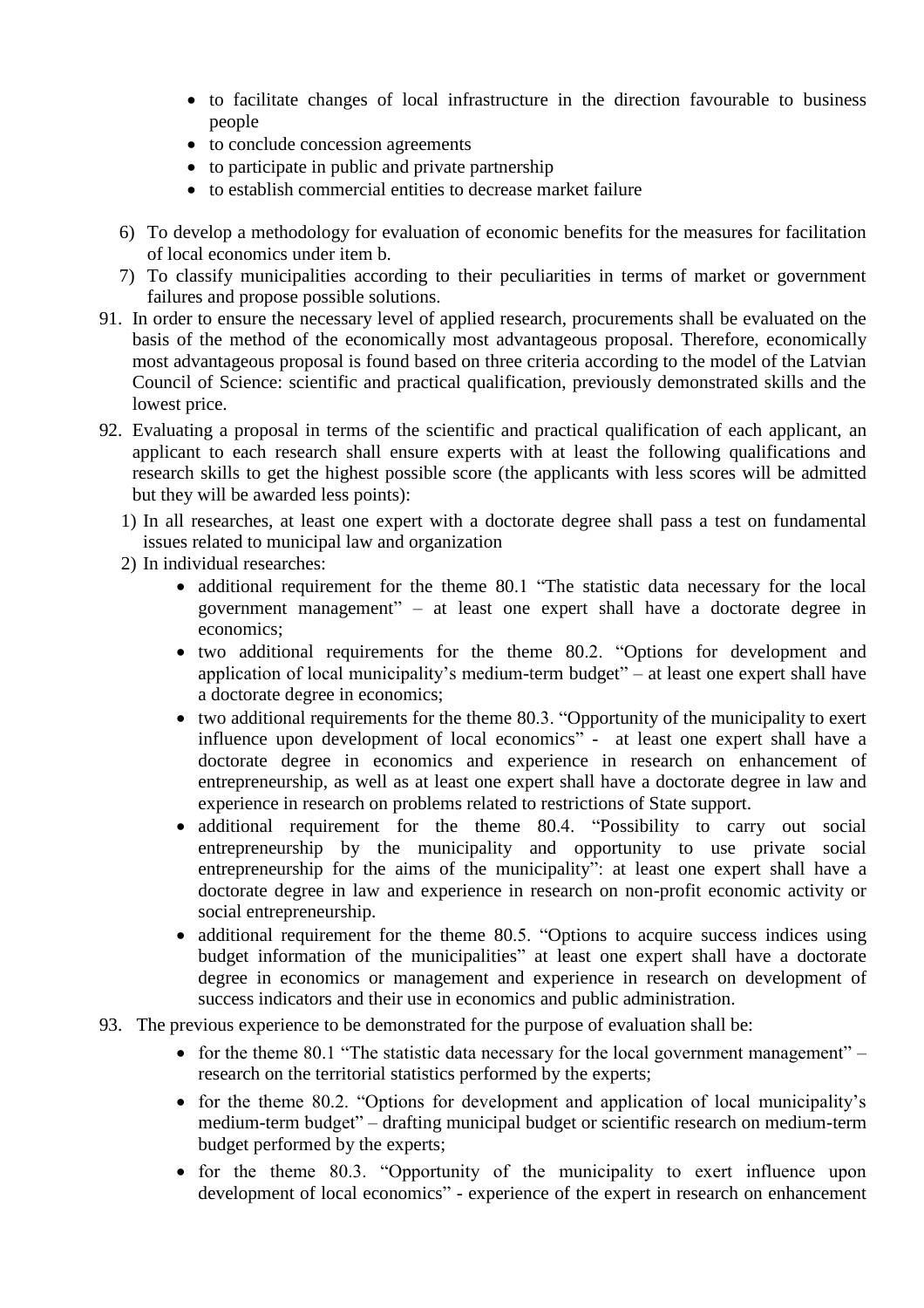- to facilitate changes of local infrastructure in the direction favourable to business people
- to conclude concession agreements
- to participate in public and private partnership
- to establish commercial entities to decrease market failure

6) To develop a methodology for evaluation of economic benefits for the measures for facilitation of local economics under item b.
7) To classify municipalities according to their peculiarities in terms of market or government failures and propose possible solutions.

91. In order to ensure the necessary level of applied research, procurements shall be evaluated on the basis of the method of the economically most advantageous proposal. Therefore, economically most advantageous proposal is found based on three criteria according to the model of the Latvian Council of Science: scientific and practical qualification, previously demonstrated skills and the lowest price.

92. Evaluating a proposal in terms of the scientific and practical qualification of each applicant, an applicant to each research shall ensure experts with at least the following qualifications and research skills to get the highest possible score (the applicants with less scores will be admitted but they will be awarded less points):

1) In all researches, at least one expert with a doctorate degree shall pass a test on fundamental issues related to municipal law and organization
2) In individual researches:
   - additional requirement for the theme 80.1 "The statistic data necessary for the local government management" – at least one expert shall have a doctorate degree in economics;
   - two additional requirements for the theme 80.2. "Options for development and application of local municipality's medium-term budget" – at least one expert shall have a doctorate degree in economics;
   - two additional requirements for the theme 80.3. "Opportunity of the municipality to exert influence upon development of local economics" - at least one expert shall have a doctorate degree in economics and experience in research on enhancement of entrepreneurship, as well as at least one expert shall have a doctorate degree in law and experience in research on problems related to restrictions of State support.
   - additional requirement for the theme 80.4. "Possibility to carry out social entrepreneurship by the municipality and opportunity to use private social entrepreneurship for the aims of the municipality": at least one expert shall have a doctorate degree in law and experience in research on non-profit economic activity or social entrepreneurship.
   - additional requirement for the theme 80.5. "Options to acquire success indices using budget information of the municipalities" at least one expert shall have a doctorate degree in economics or management and experience in research on development of success indicators and their use in economics and public administration.

93. The previous experience to be demonstrated for the purpose of evaluation shall be:
   - for the theme 80.1 "The statistic data necessary for the local government management" – research on the territorial statistics performed by the experts;
   - for the theme 80.2. "Options for development and application of local municipality's medium-term budget" – drafting municipal budget or scientific research on medium-term budget performed by the experts;
   - for the theme 80.3. "Opportunity of the municipality to exert influence upon development of local economics" - experience of the expert in research on enhancement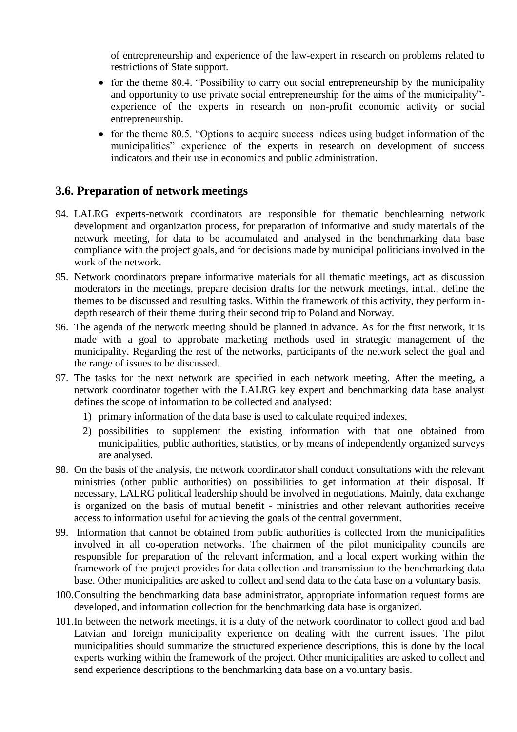of entrepreneurship and experience of the law-expert in research on problems related to restrictions of State support.

- for the theme 80.4. "Possibility to carry out social entrepreneurship by the municipality and opportunity to use private social entrepreneurship for the aims of the municipality"- experience of the experts in research on non-profit economic activity or social entrepreneurship.
- for the theme 80.5. "Options to acquire success indices using budget information of the municipalities" experience of the experts in research on development of success indicators and their use in economics and public administration.

## 3.6. Preparation of network meetings

94. LALRG experts-network coordinators are responsible for thematic benchlearning network development and organization process, for preparation of informative and study materials of the network meeting, for data to be accumulated and analysed in the benchmarking data base compliance with the project goals, and for decisions made by municipal politicians involved in the work of the network.
95. Network coordinators prepare informative materials for all thematic meetings, act as discussion moderators in the meetings, prepare decision drafts for the network meetings, int.al., define the themes to be discussed and resulting tasks. Within the framework of this activity, they perform in-depth research of their theme during their second trip to Poland and Norway.
96. The agenda of the network meeting should be planned in advance. As for the first network, it is made with a goal to approbate marketing methods used in strategic management of the municipality. Regarding the rest of the networks, participants of the network select the goal and the range of issues to be discussed.
97. The tasks for the next network are specified in each network meeting. After the meeting, a network coordinator together with the LALRG key expert and benchmarking data base analyst defines the scope of information to be collected and analysed:
    1) primary information of the data base is used to calculate required indexes,
    2) possibilities to supplement the existing information with that one obtained from municipalities, public authorities, statistics, or by means of independently organized surveys are analysed.
98. On the basis of the analysis, the network coordinator shall conduct consultations with the relevant ministries (other public authorities) on possibilities to get information at their disposal. If necessary, LALRG political leadership should be involved in negotiations. Mainly, data exchange is organized on the basis of mutual benefit - ministries and other relevant authorities receive access to information useful for achieving the goals of the central government.
99. Information that cannot be obtained from public authorities is collected from the municipalities involved in all co-operation networks. The chairmen of the pilot municipality councils are responsible for preparation of the relevant information, and a local expert working within the framework of the project provides for data collection and transmission to the benchmarking data base. Other municipalities are asked to collect and send data to the data base on a voluntary basis.
100. Consulting the benchmarking data base administrator, appropriate information request forms are developed, and information collection for the benchmarking data base is organized.
101. In between the network meetings, it is a duty of the network coordinator to collect good and bad Latvian and foreign municipality experience on dealing with the current issues. The pilot municipalities should summarize the structured experience descriptions, this is done by the local experts working within the framework of the project. Other municipalities are asked to collect and send experience descriptions to the benchmarking data base on a voluntary basis.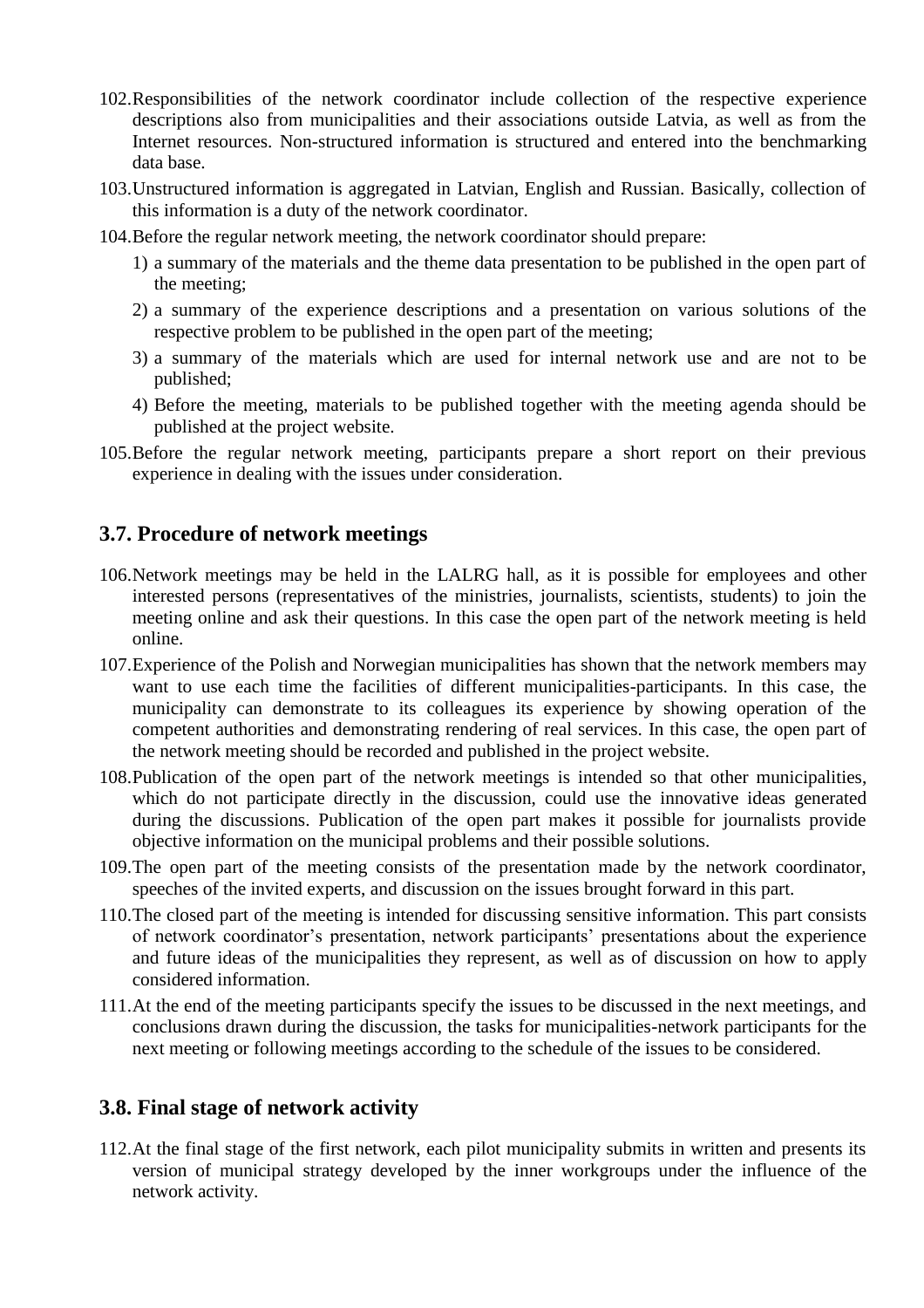102. Responsibilities of the network coordinator include collection of the respective experience descriptions also from municipalities and their associations outside Latvia, as well as from the Internet resources. Non-structured information is structured and entered into the benchmarking data base.

103. Unstructured information is aggregated in Latvian, English and Russian. Basically, collection of this information is a duty of the network coordinator.

104. Before the regular network meeting, the network coordinator should prepare:

    1) a summary of the materials and the theme data presentation to be published in the open part of the meeting;
    2) a summary of the experience descriptions and a presentation on various solutions of the respective problem to be published in the open part of the meeting;
    3) a summary of the materials which are used for internal network use and are not to be published;
    4) Before the meeting, materials to be published together with the meeting agenda should be published at the project website.

105. Before the regular network meeting, participants prepare a short report on their previous experience in dealing with the issues under consideration.

## 3.7. Procedure of network meetings

106. Network meetings may be held in the LALRG hall, as it is possible for employees and other interested persons (representatives of the ministries, journalists, scientists, students) to join the meeting online and ask their questions. In this case the open part of the network meeting is held online.

107. Experience of the Polish and Norwegian municipalities has shown that the network members may want to use each time the facilities of different municipalities-participants. In this case, the municipality can demonstrate to its colleagues its experience by showing operation of the competent authorities and demonstrating rendering of real services. In this case, the open part of the network meeting should be recorded and published in the project website.

108. Publication of the open part of the network meetings is intended so that other municipalities, which do not participate directly in the discussion, could use the innovative ideas generated during the discussions. Publication of the open part makes it possible for journalists provide objective information on the municipal problems and their possible solutions.

109. The open part of the meeting consists of the presentation made by the network coordinator, speeches of the invited experts, and discussion on the issues brought forward in this part.

110. The closed part of the meeting is intended for discussing sensitive information. This part consists of network coordinator's presentation, network participants' presentations about the experience and future ideas of the municipalities they represent, as well as of discussion on how to apply considered information.

111. At the end of the meeting participants specify the issues to be discussed in the next meetings, and conclusions drawn during the discussion, the tasks for municipalities-network participants for the next meeting or following meetings according to the schedule of the issues to be considered.

## 3.8. Final stage of network activity

112. At the final stage of the first network, each pilot municipality submits in written and presents its version of municipal strategy developed by the inner workgroups under the influence of the network activity.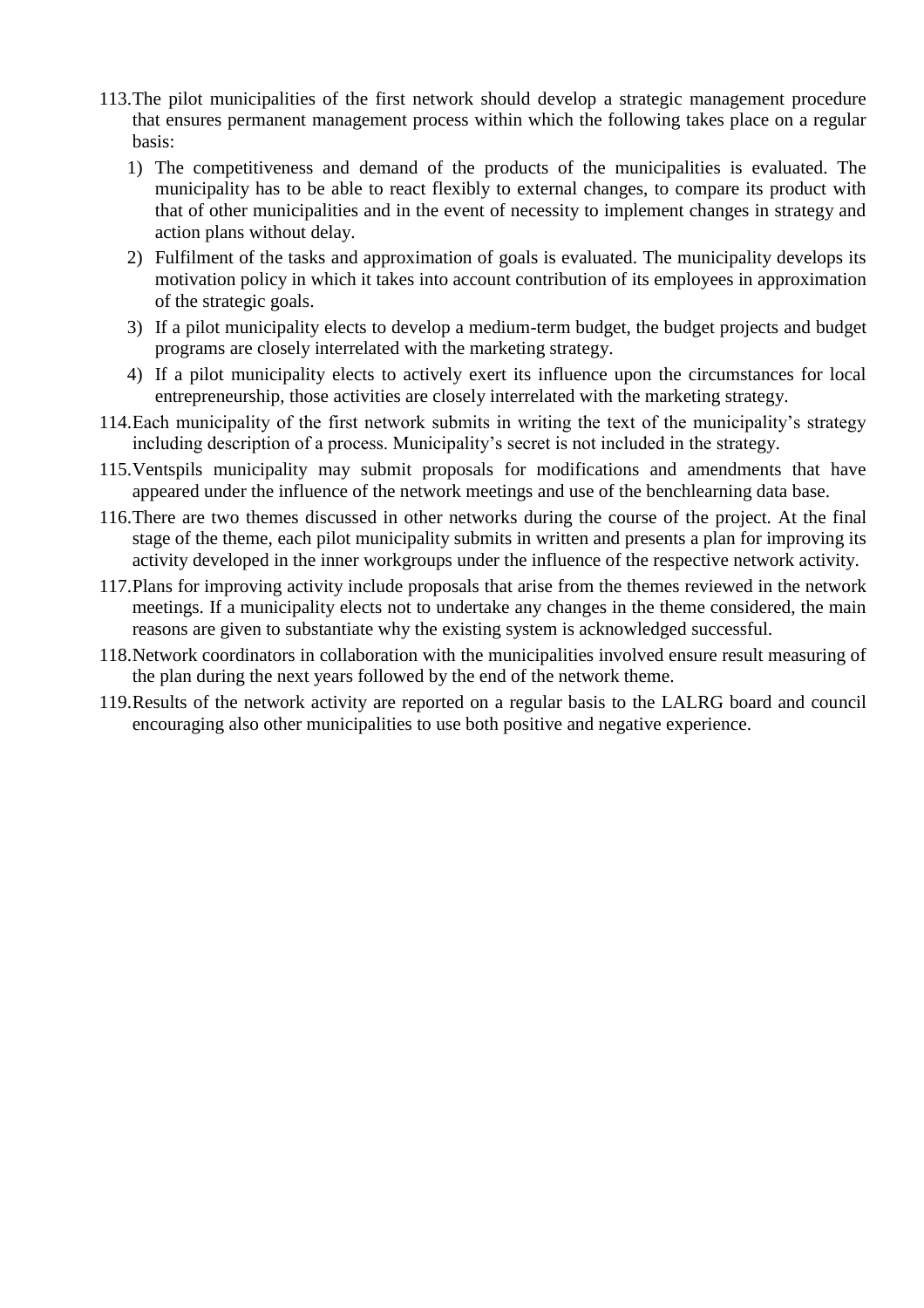113. The pilot municipalities of the first network should develop a strategic management procedure that ensures permanent management process within which the following takes place on a regular basis:
    1) The competitiveness and demand of the products of the municipalities is evaluated. The municipality has to be able to react flexibly to external changes, to compare its product with that of other municipalities and in the event of necessity to implement changes in strategy and action plans without delay.
    2) Fulfilment of the tasks and approximation of goals is evaluated. The municipality develops its motivation policy in which it takes into account contribution of its employees in approximation of the strategic goals.
    3) If a pilot municipality elects to develop a medium-term budget, the budget projects and budget programs are closely interrelated with the marketing strategy.
    4) If a pilot municipality elects to actively exert its influence upon the circumstances for local entrepreneurship, those activities are closely interrelated with the marketing strategy.
114. Each municipality of the first network submits in writing the text of the municipality's strategy including description of a process. Municipality's secret is not included in the strategy.
115. Ventspils municipality may submit proposals for modifications and amendments that have appeared under the influence of the network meetings and use of the benchlearning data base.
116. There are two themes discussed in other networks during the course of the project. At the final stage of the theme, each pilot municipality submits in written and presents a plan for improving its activity developed in the inner workgroups under the influence of the respective network activity.
117. Plans for improving activity include proposals that arise from the themes reviewed in the network meetings. If a municipality elects not to undertake any changes in the theme considered, the main reasons are given to substantiate why the existing system is acknowledged successful.
118. Network coordinators in collaboration with the municipalities involved ensure result measuring of the plan during the next years followed by the end of the network theme.
119. Results of the network activity are reported on a regular basis to the LALRG board and council encouraging also other municipalities to use both positive and negative experience.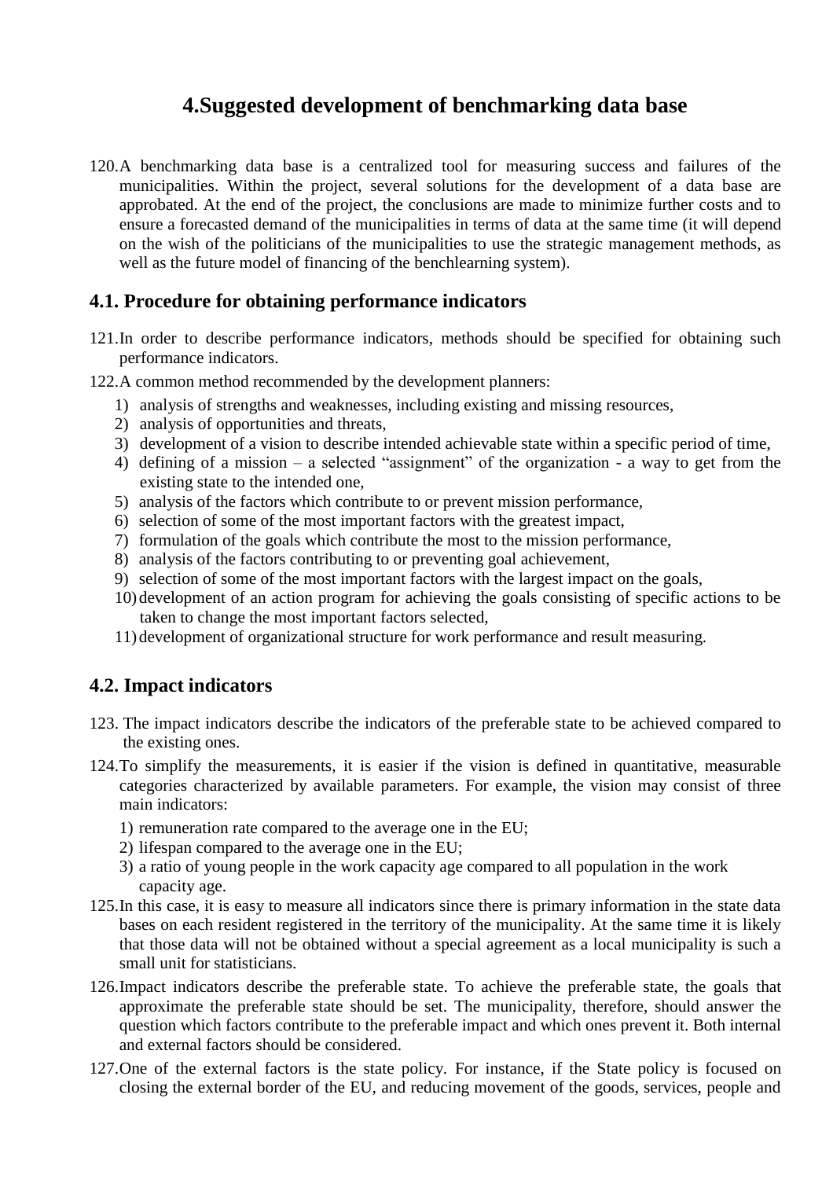# 4.Suggested development of benchmarking data base

120. A benchmarking data base is a centralized tool for measuring success and failures of the municipalities. Within the project, several solutions for the development of a data base are approbated. At the end of the project, the conclusions are made to minimize further costs and to ensure a forecasted demand of the municipalities in terms of data at the same time (it will depend on the wish of the politicians of the municipalities to use the strategic management methods, as well as the future model of financing of the benchlearning system).

## 4.1. Procedure for obtaining performance indicators

121. In order to describe performance indicators, methods should be specified for obtaining such performance indicators.

122. A common method recommended by the development planners:

   1) analysis of strengths and weaknesses, including existing and missing resources,
   2) analysis of opportunities and threats,
   3) development of a vision to describe intended achievable state within a specific period of time,
   4) defining of a mission – a selected "assignment" of the organization - a way to get from the existing state to the intended one,
   5) analysis of the factors which contribute to or prevent mission performance,
   6) selection of some of the most important factors with the greatest impact,
   7) formulation of the goals which contribute the most to the mission performance,
   8) analysis of the factors contributing to or preventing goal achievement,
   9) selection of some of the most important factors with the largest impact on the goals,
   10) development of an action program for achieving the goals consisting of specific actions to be taken to change the most important factors selected,
   11) development of organizational structure for work performance and result measuring.

## 4.2. Impact indicators

123. The impact indicators describe the indicators of the preferable state to be achieved compared to the existing ones.

124. To simplify the measurements, it is easier if the vision is defined in quantitative, measurable categories characterized by available parameters. For example, the vision may consist of three main indicators:

   1) remuneration rate compared to the average one in the EU;
   2) lifespan compared to the average one in the EU;
   3) a ratio of young people in the work capacity age compared to all population in the work capacity age.

125. In this case, it is easy to measure all indicators since there is primary information in the state data bases on each resident registered in the territory of the municipality. At the same time it is likely that those data will not be obtained without a special agreement as a local municipality is such a small unit for statisticians.

126. Impact indicators describe the preferable state. To achieve the preferable state, the goals that approximate the preferable state should be set. The municipality, therefore, should answer the question which factors contribute to the preferable impact and which ones prevent it. Both internal and external factors should be considered.

127. One of the external factors is the state policy. For instance, if the State policy is focused on closing the external border of the EU, and reducing movement of the goods, services, people and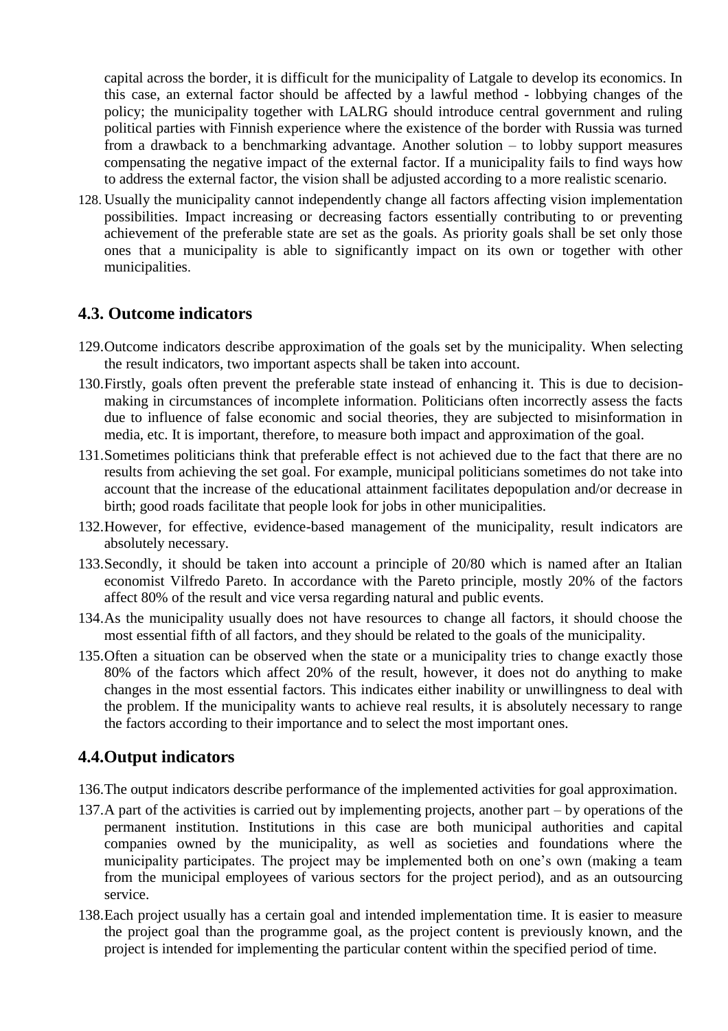capital across the border, it is difficult for the municipality of Latgale to develop its economics. In this case, an external factor should be affected by a lawful method - lobbying changes of the policy; the municipality together with LALRG should introduce central government and ruling political parties with Finnish experience where the existence of the border with Russia was turned from a drawback to a benchmarking advantage. Another solution – to lobby support measures compensating the negative impact of the external factor. If a municipality fails to find ways how to address the external factor, the vision shall be adjusted according to a more realistic scenario.

128. Usually the municipality cannot independently change all factors affecting vision implementation possibilities. Impact increasing or decreasing factors essentially contributing to or preventing achievement of the preferable state are set as the goals. As priority goals shall be set only those ones that a municipality is able to significantly impact on its own or together with other municipalities.

## 4.3. Outcome indicators

129. Outcome indicators describe approximation of the goals set by the municipality. When selecting the result indicators, two important aspects shall be taken into account.

130. Firstly, goals often prevent the preferable state instead of enhancing it. This is due to decision-making in circumstances of incomplete information. Politicians often incorrectly assess the facts due to influence of false economic and social theories, they are subjected to misinformation in media, etc. It is important, therefore, to measure both impact and approximation of the goal.

131. Sometimes politicians think that preferable effect is not achieved due to the fact that there are no results from achieving the set goal. For example, municipal politicians sometimes do not take into account that the increase of the educational attainment facilitates depopulation and/or decrease in birth; good roads facilitate that people look for jobs in other municipalities.

132. However, for effective, evidence-based management of the municipality, result indicators are absolutely necessary.

133. Secondly, it should be taken into account a principle of 20/80 which is named after an Italian economist Vilfredo Pareto. In accordance with the Pareto principle, mostly 20% of the factors affect 80% of the result and vice versa regarding natural and public events.

134. As the municipality usually does not have resources to change all factors, it should choose the most essential fifth of all factors, and they should be related to the goals of the municipality.

135. Often a situation can be observed when the state or a municipality tries to change exactly those 80% of the factors which affect 20% of the result, however, it does not do anything to make changes in the most essential factors. This indicates either inability or unwillingness to deal with the problem. If the municipality wants to achieve real results, it is absolutely necessary to range the factors according to their importance and to select the most important ones.

## 4.4. Output indicators

136. The output indicators describe performance of the implemented activities for goal approximation.

137. A part of the activities is carried out by implementing projects, another part – by operations of the permanent institution. Institutions in this case are both municipal authorities and capital companies owned by the municipality, as well as societies and foundations where the municipality participates. The project may be implemented both on one's own (making a team from the municipal employees of various sectors for the project period), and as an outsourcing service.

138. Each project usually has a certain goal and intended implementation time. It is easier to measure the project goal than the programme goal, as the project content is previously known, and the project is intended for implementing the particular content within the specified period of time.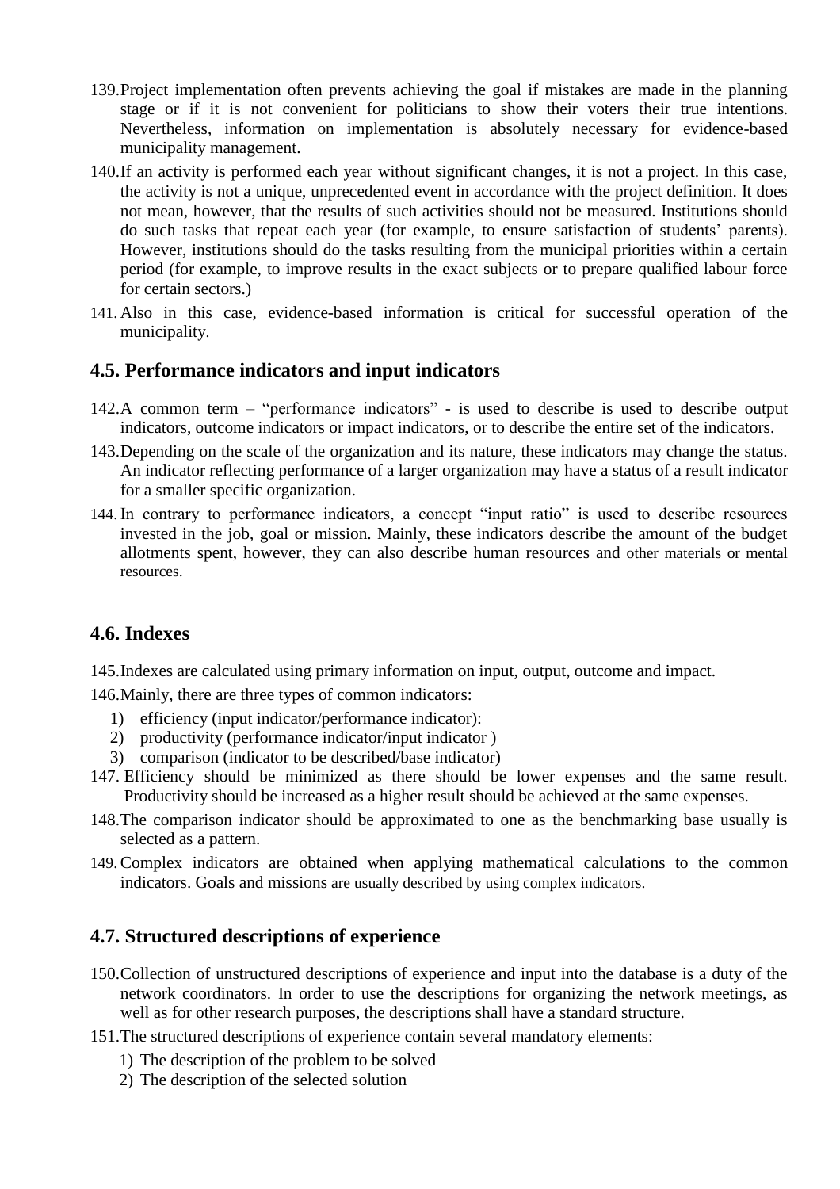139. Project implementation often prevents achieving the goal if mistakes are made in the planning stage or if it is not convenient for politicians to show their voters their true intentions. Nevertheless, information on implementation is absolutely necessary for evidence-based municipality management.

140. If an activity is performed each year without significant changes, it is not a project. In this case, the activity is not a unique, unprecedented event in accordance with the project definition. It does not mean, however, that the results of such activities should not be measured. Institutions should do such tasks that repeat each year (for example, to ensure satisfaction of students' parents). However, institutions should do the tasks resulting from the municipal priorities within a certain period (for example, to improve results in the exact subjects or to prepare qualified labour force for certain sectors.)

141. Also in this case, evidence-based information is critical for successful operation of the municipality.

## 4.5. Performance indicators and input indicators

142. A common term – "performance indicators" - is used to describe is used to describe output indicators, outcome indicators or impact indicators, or to describe the entire set of the indicators.

143. Depending on the scale of the organization and its nature, these indicators may change the status. An indicator reflecting performance of a larger organization may have a status of a result indicator for a smaller specific organization.

144. In contrary to performance indicators, a concept "input ratio" is used to describe resources invested in the job, goal or mission. Mainly, these indicators describe the amount of the budget allotments spent, however, they can also describe human resources and other materials or mental resources.

## 4.6. Indexes

145. Indexes are calculated using primary information on input, output, outcome and impact.

146. Mainly, there are three types of common indicators:

1) efficiency (input indicator/performance indicator):
2) productivity (performance indicator/input indicator )
3) comparison (indicator to be described/base indicator)

147. Efficiency should be minimized as there should be lower expenses and the same result. Productivity should be increased as a higher result should be achieved at the same expenses.

148. The comparison indicator should be approximated to one as the benchmarking base usually is selected as a pattern.

149. Complex indicators are obtained when applying mathematical calculations to the common indicators. Goals and missions are usually described by using complex indicators.

## 4.7. Structured descriptions of experience

150. Collection of unstructured descriptions of experience and input into the database is a duty of the network coordinators. In order to use the descriptions for organizing the network meetings, as well as for other research purposes, the descriptions shall have a standard structure.

151. The structured descriptions of experience contain several mandatory elements:

1) The description of the problem to be solved
2) The description of the selected solution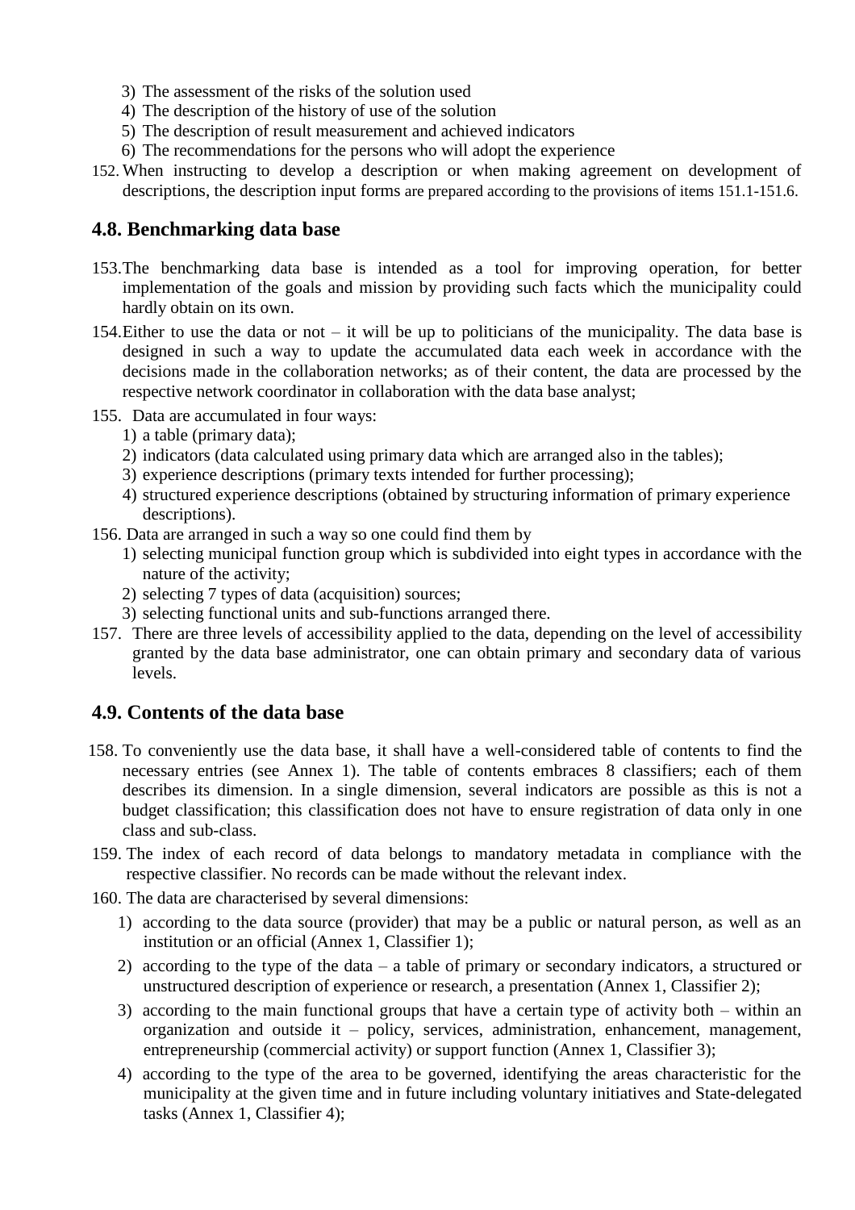3) The assessment of the risks of the solution used
4) The description of the history of use of the solution
5) The description of result measurement and achieved indicators
6) The recommendations for the persons who will adopt the experience

152. When instructing to develop a description or when making agreement on development of descriptions, the description input forms are prepared according to the provisions of items 151.1-151.6.

## 4.8. Benchmarking data base

153. The benchmarking data base is intended as a tool for improving operation, for better implementation of the goals and mission by providing such facts which the municipality could hardly obtain on its own.

154. Either to use the data or not – it will be up to politicians of the municipality. The data base is designed in such a way to update the accumulated data each week in accordance with the decisions made in the collaboration networks; as of their content, the data are processed by the respective network coordinator in collaboration with the data base analyst;

155. Data are accumulated in four ways:
   1) a table (primary data);
   2) indicators (data calculated using primary data which are arranged also in the tables);
   3) experience descriptions (primary texts intended for further processing);
   4) structured experience descriptions (obtained by structuring information of primary experience descriptions).

156. Data are arranged in such a way so one could find them by
   1) selecting municipal function group which is subdivided into eight types in accordance with the nature of the activity;
   2) selecting 7 types of data (acquisition) sources;
   3) selecting functional units and sub-functions arranged there.

157. There are three levels of accessibility applied to the data, depending on the level of accessibility granted by the data base administrator, one can obtain primary and secondary data of various levels.

## 4.9. Contents of the data base

158. To conveniently use the data base, it shall have a well-considered table of contents to find the necessary entries (see Annex 1). The table of contents embraces 8 classifiers; each of them describes its dimension. In a single dimension, several indicators are possible as this is not a budget classification; this classification does not have to ensure registration of data only in one class and sub-class.

159. The index of each record of data belongs to mandatory metadata in compliance with the respective classifier. No records can be made without the relevant index.

160. The data are characterised by several dimensions:
   1) according to the data source (provider) that may be a public or natural person, as well as an institution or an official (Annex 1, Classifier 1);
   2) according to the type of the data – a table of primary or secondary indicators, a structured or unstructured description of experience or research, a presentation (Annex 1, Classifier 2);
   3) according to the main functional groups that have a certain type of activity both – within an organization and outside it – policy, services, administration, enhancement, management, entrepreneurship (commercial activity) or support function (Annex 1, Classifier 3);
   4) according to the type of the area to be governed, identifying the areas characteristic for the municipality at the given time and in future including voluntary initiatives and State-delegated tasks (Annex 1, Classifier 4);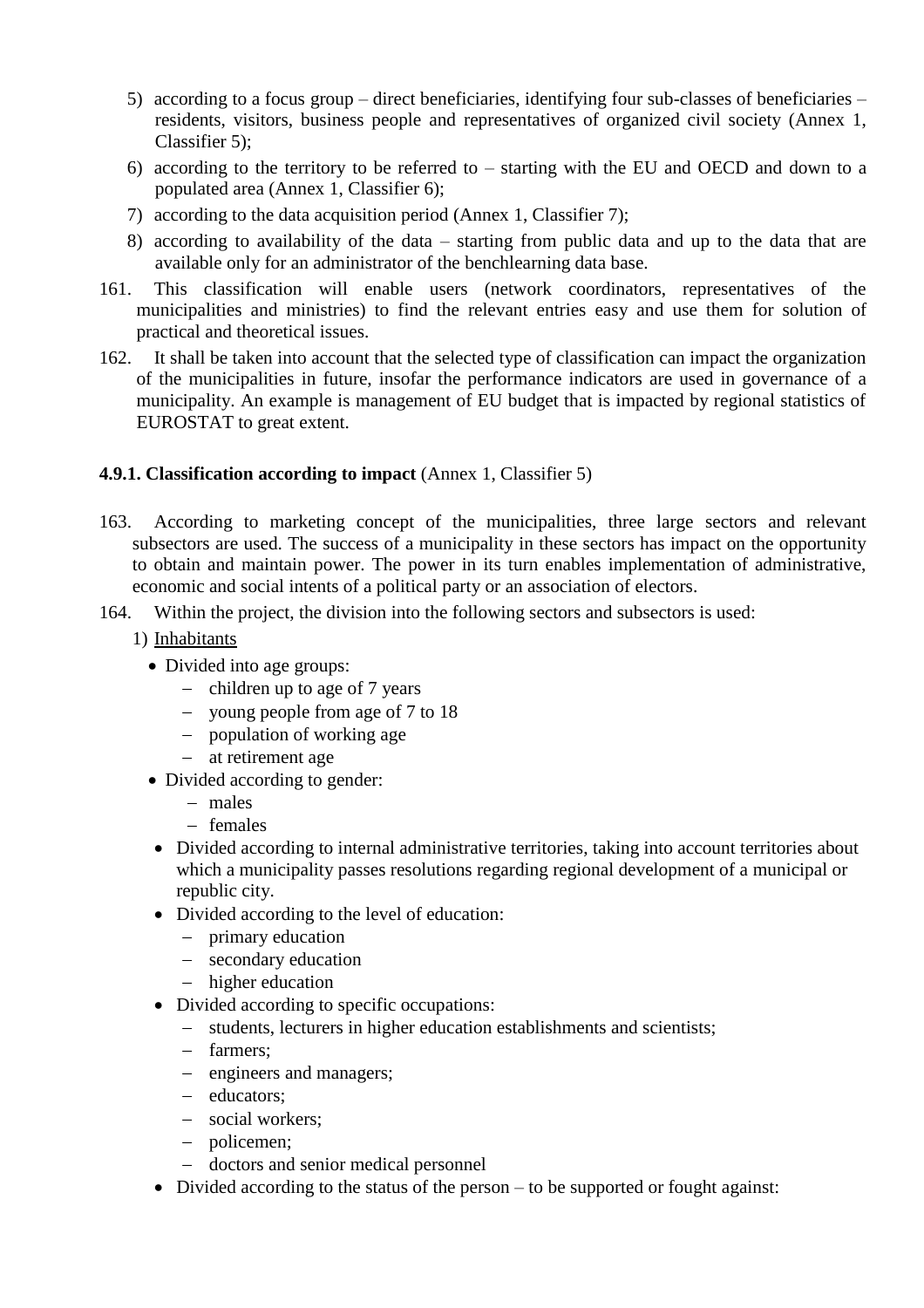5) according to a focus group – direct beneficiaries, identifying four sub-classes of beneficiaries – residents, visitors, business people and representatives of organized civil society (Annex 1, Classifier 5);
6) according to the territory to be referred to – starting with the EU and OECD and down to a populated area (Annex 1, Classifier 6);
7) according to the data acquisition period (Annex 1, Classifier 7);
8) according to availability of the data – starting from public data and up to the data that are available only for an administrator of the benchlearning data base.

161. This classification will enable users (network coordinators, representatives of the municipalities and ministries) to find the relevant entries easy and use them for solution of practical and theoretical issues.

162. It shall be taken into account that the selected type of classification can impact the organization of the municipalities in future, insofar the performance indicators are used in governance of a municipality. An example is management of EU budget that is impacted by regional statistics of EUROSTAT to great extent.

#### 4.9.1. Classification according to impact (Annex 1, Classifier 5)

163. According to marketing concept of the municipalities, three large sectors and relevant subsectors are used. The success of a municipality in these sectors has impact on the opportunity to obtain and maintain power. The power in its turn enables implementation of administrative, economic and social intents of a political party or an association of electors.

164. Within the project, the division into the following sectors and subsectors is used:

1) Inhabitants
   - Divided into age groups:
     - children up to age of 7 years
     - young people from age of 7 to 18
     - population of working age
     - at retirement age
   - Divided according to gender:
     - males
     - females
   - Divided according to internal administrative territories, taking into account territories about which a municipality passes resolutions regarding regional development of a municipal or republic city.
   - Divided according to the level of education:
     - primary education
     - secondary education
     - higher education
   - Divided according to specific occupations:
     - students, lecturers in higher education establishments and scientists;
     - farmers;
     - engineers and managers;
     - educators;
     - social workers;
     - policemen;
     - doctors and senior medical personnel
   - Divided according to the status of the person – to be supported or fought against: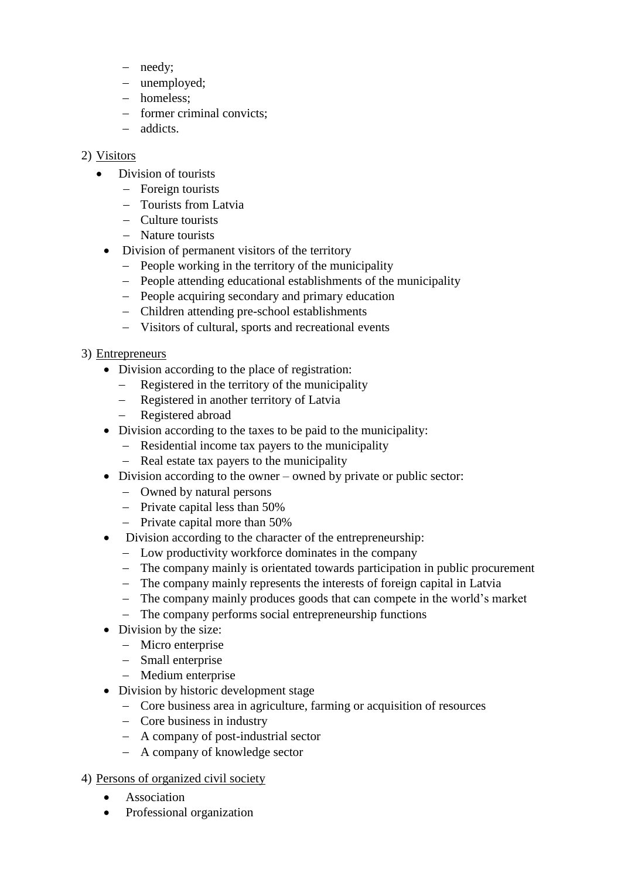- needy;
  - unemployed;
  - homeless;
  - former criminal convicts;
  - addicts.

2) <u>Visitors</u>
   - Division of tourists
     - Foreign tourists
     - Tourists from Latvia
     - Culture tourists
     - Nature tourists
   - Division of permanent visitors of the territory
     - People working in the territory of the municipality
     - People attending educational establishments of the municipality
     - People acquiring secondary and primary education
     - Children attending pre-school establishments
     - Visitors of cultural, sports and recreational events

3) <u>Entrepreneurs</u>
   - Division according to the place of registration:
     - Registered in the territory of the municipality
     - Registered in another territory of Latvia
     - Registered abroad
   - Division according to the taxes to be paid to the municipality:
     - Residential income tax payers to the municipality
     - Real estate tax payers to the municipality
   - Division according to the owner – owned by private or public sector:
     - Owned by natural persons
     - Private capital less than 50%
     - Private capital more than 50%
   - Division according to the character of the entrepreneurship:
     - Low productivity workforce dominates in the company
     - The company mainly is orientated towards participation in public procurement
     - The company mainly represents the interests of foreign capital in Latvia
     - The company mainly produces goods that can compete in the world's market
     - The company performs social entrepreneurship functions
   - Division by the size:
     - Micro enterprise
     - Small enterprise
     - Medium enterprise
   - Division by historic development stage
     - Core business area in agriculture, farming or acquisition of resources
     - Core business in industry
     - A company of post-industrial sector
     - A company of knowledge sector

4) <u>Persons of organized civil society</u>
   - Association
   - Professional organization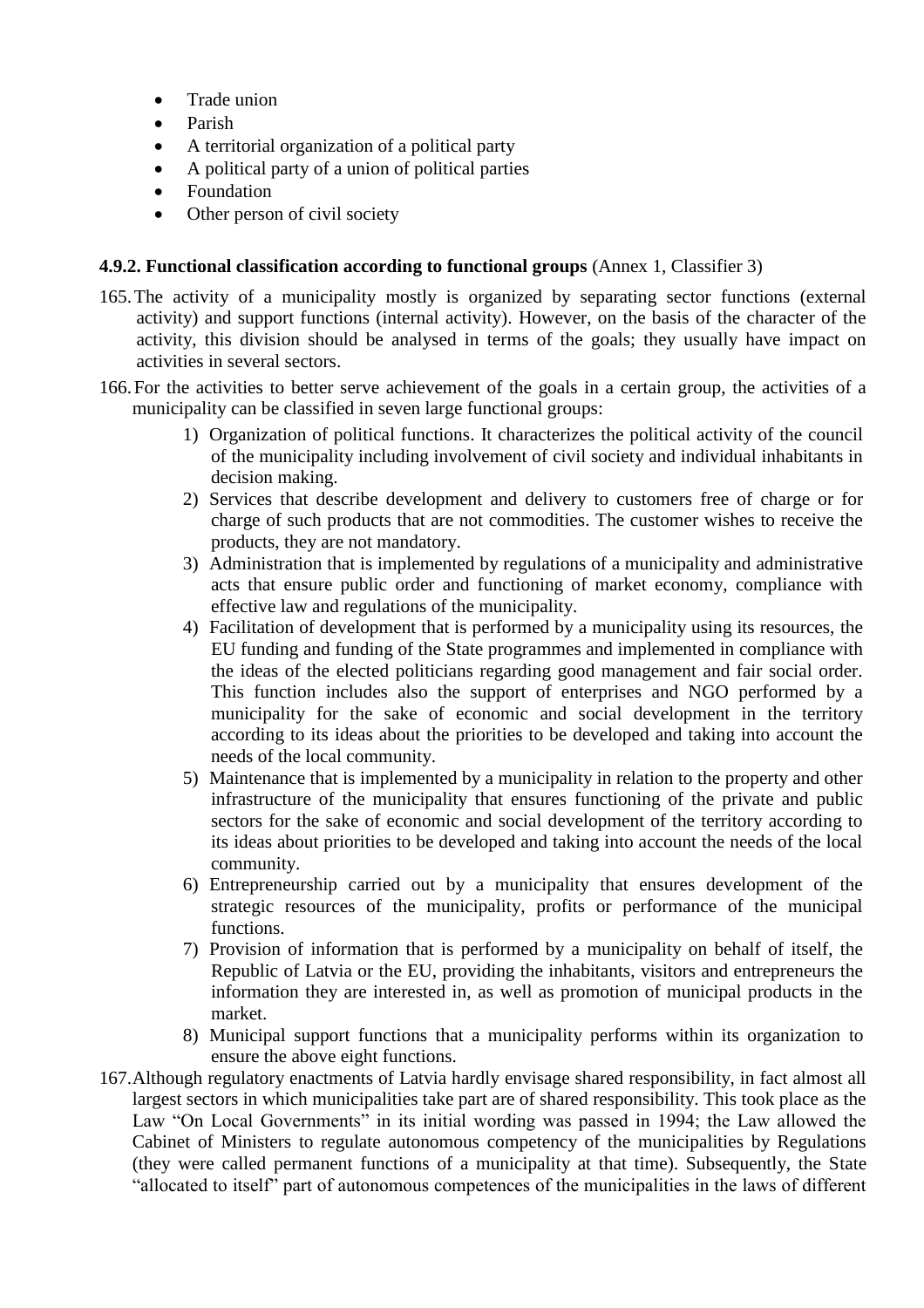- Trade union
- Parish
- A territorial organization of a political party
- A political party of a union of political parties
- Foundation
- Other person of civil society

#### 4.9.2. Functional classification according to functional groups (Annex 1, Classifier 3)

165. The activity of a municipality mostly is organized by separating sector functions (external activity) and support functions (internal activity). However, on the basis of the character of the activity, this division should be analysed in terms of the goals; they usually have impact on activities in several sectors.

166. For the activities to better serve achievement of the goals in a certain group, the activities of a municipality can be classified in seven large functional groups:

    1) Organization of political functions. It characterizes the political activity of the council of the municipality including involvement of civil society and individual inhabitants in decision making.
    2) Services that describe development and delivery to customers free of charge or for charge of such products that are not commodities. The customer wishes to receive the products, they are not mandatory.
    3) Administration that is implemented by regulations of a municipality and administrative acts that ensure public order and functioning of market economy, compliance with effective law and regulations of the municipality.
    4) Facilitation of development that is performed by a municipality using its resources, the EU funding and funding of the State programmes and implemented in compliance with the ideas of the elected politicians regarding good management and fair social order. This function includes also the support of enterprises and NGO performed by a municipality for the sake of economic and social development in the territory according to its ideas about the priorities to be developed and taking into account the needs of the local community.
    5) Maintenance that is implemented by a municipality in relation to the property and other infrastructure of the municipality that ensures functioning of the private and public sectors for the sake of economic and social development of the territory according to its ideas about priorities to be developed and taking into account the needs of the local community.
    6) Entrepreneurship carried out by a municipality that ensures development of the strategic resources of the municipality, profits or performance of the municipal functions.
    7) Provision of information that is performed by a municipality on behalf of itself, the Republic of Latvia or the EU, providing the inhabitants, visitors and entrepreneurs the information they are interested in, as well as promotion of municipal products in the market.
    8) Municipal support functions that a municipality performs within its organization to ensure the above eight functions.

167. Although regulatory enactments of Latvia hardly envisage shared responsibility, in fact almost all largest sectors in which municipalities take part are of shared responsibility. This took place as the Law "On Local Governments" in its initial wording was passed in 1994; the Law allowed the Cabinet of Ministers to regulate autonomous competency of the municipalities by Regulations (they were called permanent functions of a municipality at that time). Subsequently, the State "allocated to itself" part of autonomous competences of the municipalities in the laws of different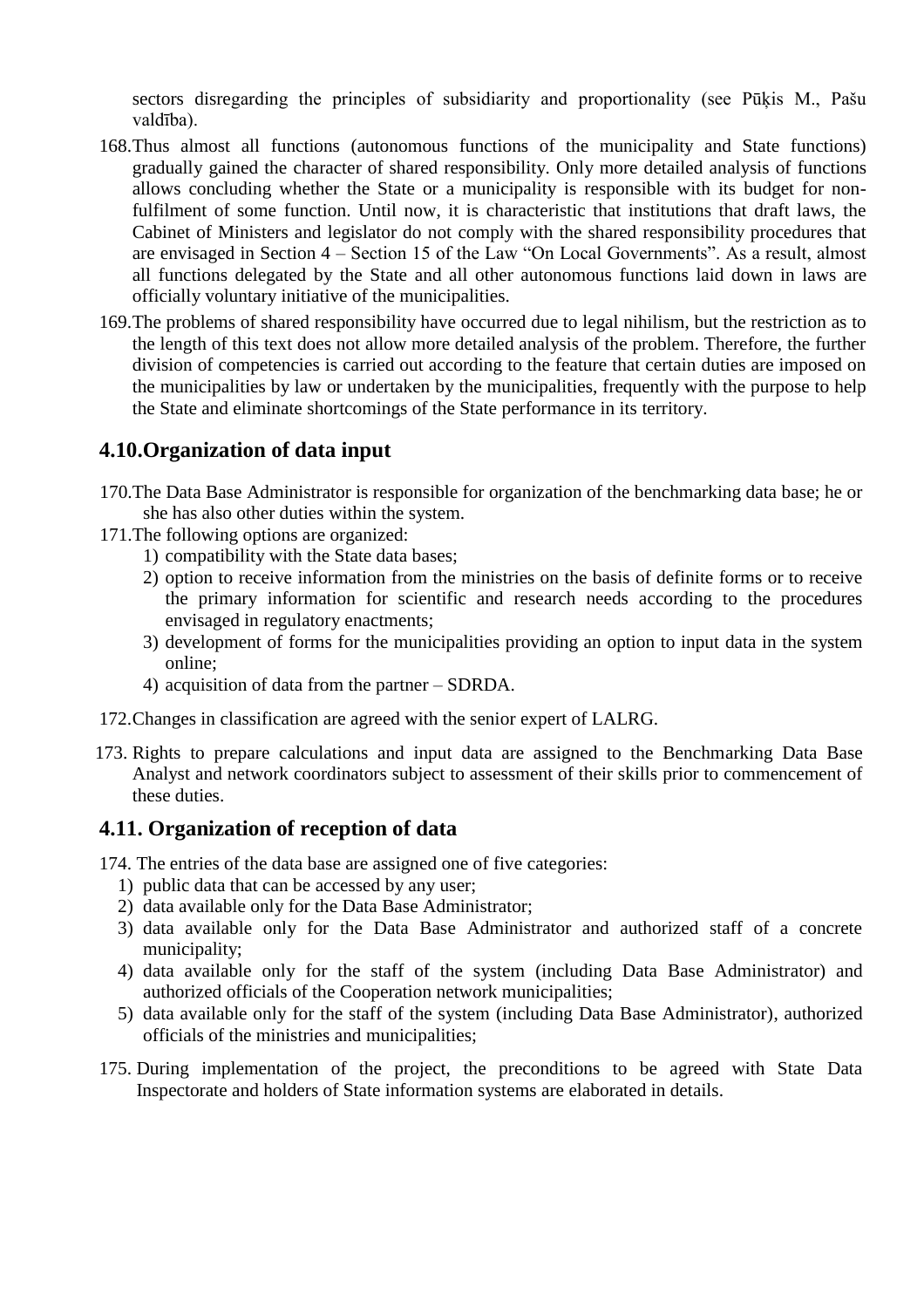sectors disregarding the principles of subsidiarity and proportionality (see Pūķis M., Pašu valdība).

168. Thus almost all functions (autonomous functions of the municipality and State functions) gradually gained the character of shared responsibility. Only more detailed analysis of functions allows concluding whether the State or a municipality is responsible with its budget for non-fulfilment of some function. Until now, it is characteristic that institutions that draft laws, the Cabinet of Ministers and legislator do not comply with the shared responsibility procedures that are envisaged in Section 4 – Section 15 of the Law "On Local Governments". As a result, almost all functions delegated by the State and all other autonomous functions laid down in laws are officially voluntary initiative of the municipalities.

169. The problems of shared responsibility have occurred due to legal nihilism, but the restriction as to the length of this text does not allow more detailed analysis of the problem. Therefore, the further division of competencies is carried out according to the feature that certain duties are imposed on the municipalities by law or undertaken by the municipalities, frequently with the purpose to help the State and eliminate shortcomings of the State performance in its territory.

## 4.10. Organization of data input

170. The Data Base Administrator is responsible for organization of the benchmarking data base; he or she has also other duties within the system.

171. The following options are organized:
    1) compatibility with the State data bases;
    2) option to receive information from the ministries on the basis of definite forms or to receive the primary information for scientific and research needs according to the procedures envisaged in regulatory enactments;
    3) development of forms for the municipalities providing an option to input data in the system online;
    4) acquisition of data from the partner – SDRDA.

172. Changes in classification are agreed with the senior expert of LALRG.

173. Rights to prepare calculations and input data are assigned to the Benchmarking Data Base Analyst and network coordinators subject to assessment of their skills prior to commencement of these duties.

## 4.11. Organization of reception of data

174. The entries of the data base are assigned one of five categories:
    1) public data that can be accessed by any user;
    2) data available only for the Data Base Administrator;
    3) data available only for the Data Base Administrator and authorized staff of a concrete municipality;
    4) data available only for the staff of the system (including Data Base Administrator) and authorized officials of the Cooperation network municipalities;
    5) data available only for the staff of the system (including Data Base Administrator), authorized officials of the ministries and municipalities;

175. During implementation of the project, the preconditions to be agreed with State Data Inspectorate and holders of State information systems are elaborated in details.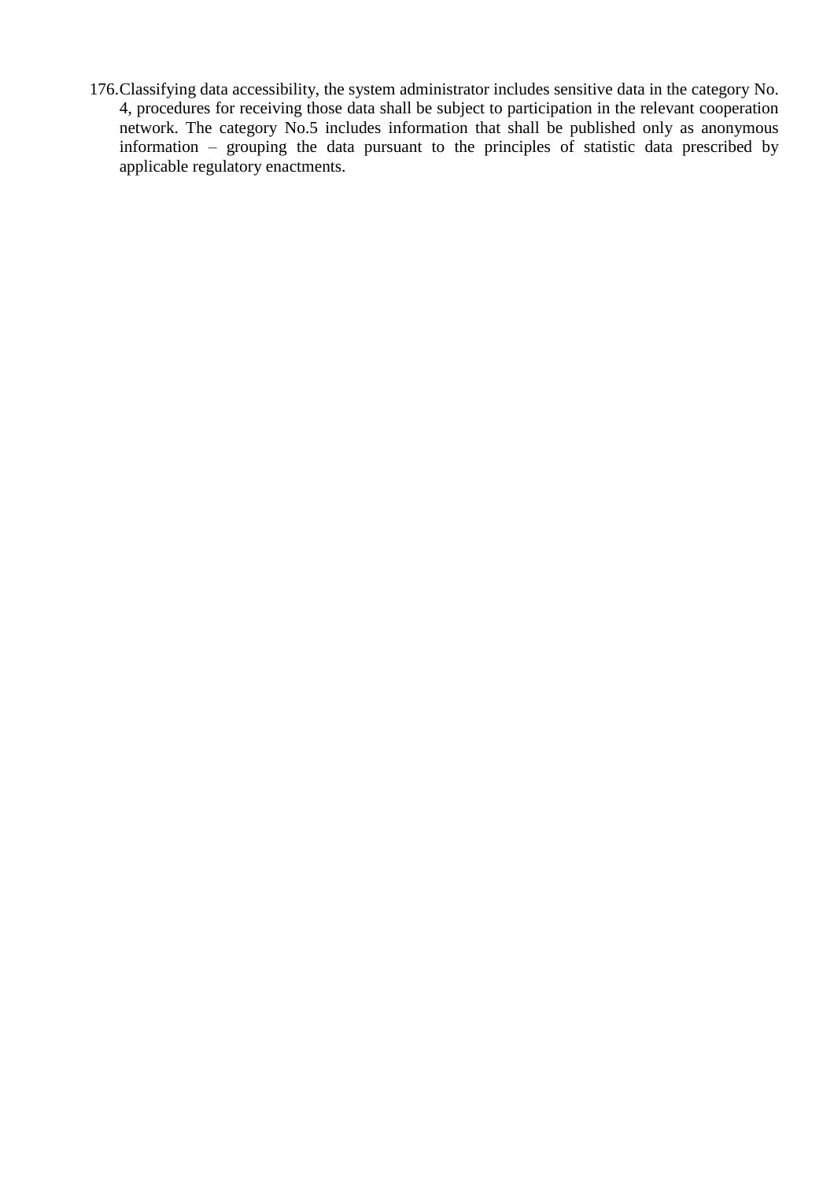176. Classifying data accessibility, the system administrator includes sensitive data in the category No. 4, procedures for receiving those data shall be subject to participation in the relevant cooperation network. The category No.5 includes information that shall be published only as anonymous information – grouping the data pursuant to the principles of statistic data prescribed by applicable regulatory enactments.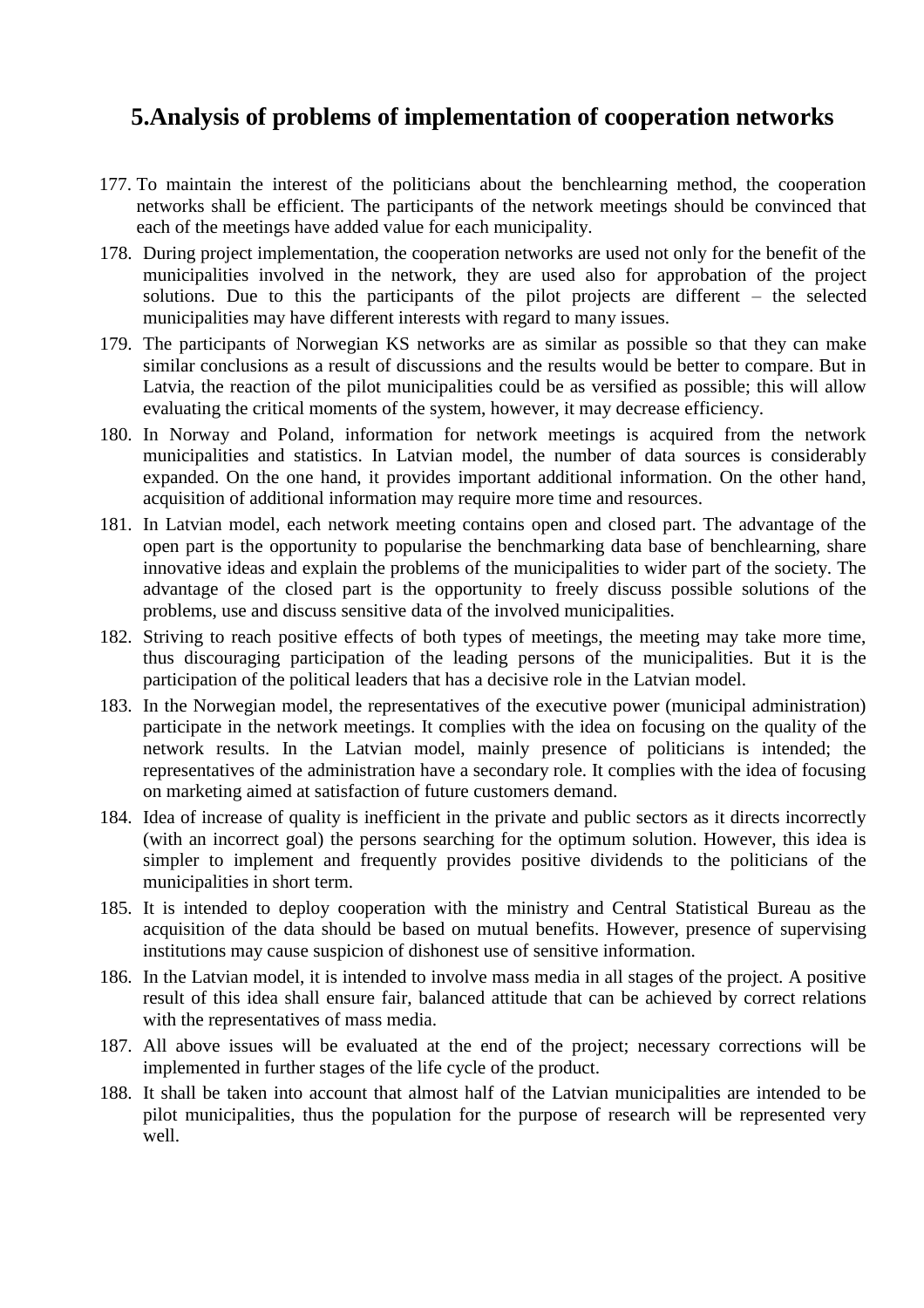## 5.Analysis of problems of implementation of cooperation networks

177. To maintain the interest of the politicians about the benchlearning method, the cooperation networks shall be efficient. The participants of the network meetings should be convinced that each of the meetings have added value for each municipality.
178. During project implementation, the cooperation networks are used not only for the benefit of the municipalities involved in the network, they are used also for approbation of the project solutions. Due to this the participants of the pilot projects are different – the selected municipalities may have different interests with regard to many issues.
179. The participants of Norwegian KS networks are as similar as possible so that they can make similar conclusions as a result of discussions and the results would be better to compare. But in Latvia, the reaction of the pilot municipalities could be as versified as possible; this will allow evaluating the critical moments of the system, however, it may decrease efficiency.
180. In Norway and Poland, information for network meetings is acquired from the network municipalities and statistics. In Latvian model, the number of data sources is considerably expanded. On the one hand, it provides important additional information. On the other hand, acquisition of additional information may require more time and resources.
181. In Latvian model, each network meeting contains open and closed part. The advantage of the open part is the opportunity to popularise the benchmarking data base of benchlearning, share innovative ideas and explain the problems of the municipalities to wider part of the society. The advantage of the closed part is the opportunity to freely discuss possible solutions of the problems, use and discuss sensitive data of the involved municipalities.
182. Striving to reach positive effects of both types of meetings, the meeting may take more time, thus discouraging participation of the leading persons of the municipalities. But it is the participation of the political leaders that has a decisive role in the Latvian model.
183. In the Norwegian model, the representatives of the executive power (municipal administration) participate in the network meetings. It complies with the idea on focusing on the quality of the network results. In the Latvian model, mainly presence of politicians is intended; the representatives of the administration have a secondary role. It complies with the idea of focusing on marketing aimed at satisfaction of future customers demand.
184. Idea of increase of quality is inefficient in the private and public sectors as it directs incorrectly (with an incorrect goal) the persons searching for the optimum solution. However, this idea is simpler to implement and frequently provides positive dividends to the politicians of the municipalities in short term.
185. It is intended to deploy cooperation with the ministry and Central Statistical Bureau as the acquisition of the data should be based on mutual benefits. However, presence of supervising institutions may cause suspicion of dishonest use of sensitive information.
186. In the Latvian model, it is intended to involve mass media in all stages of the project. A positive result of this idea shall ensure fair, balanced attitude that can be achieved by correct relations with the representatives of mass media.
187. All above issues will be evaluated at the end of the project; necessary corrections will be implemented in further stages of the life cycle of the product.
188. It shall be taken into account that almost half of the Latvian municipalities are intended to be pilot municipalities, thus the population for the purpose of research will be represented very well.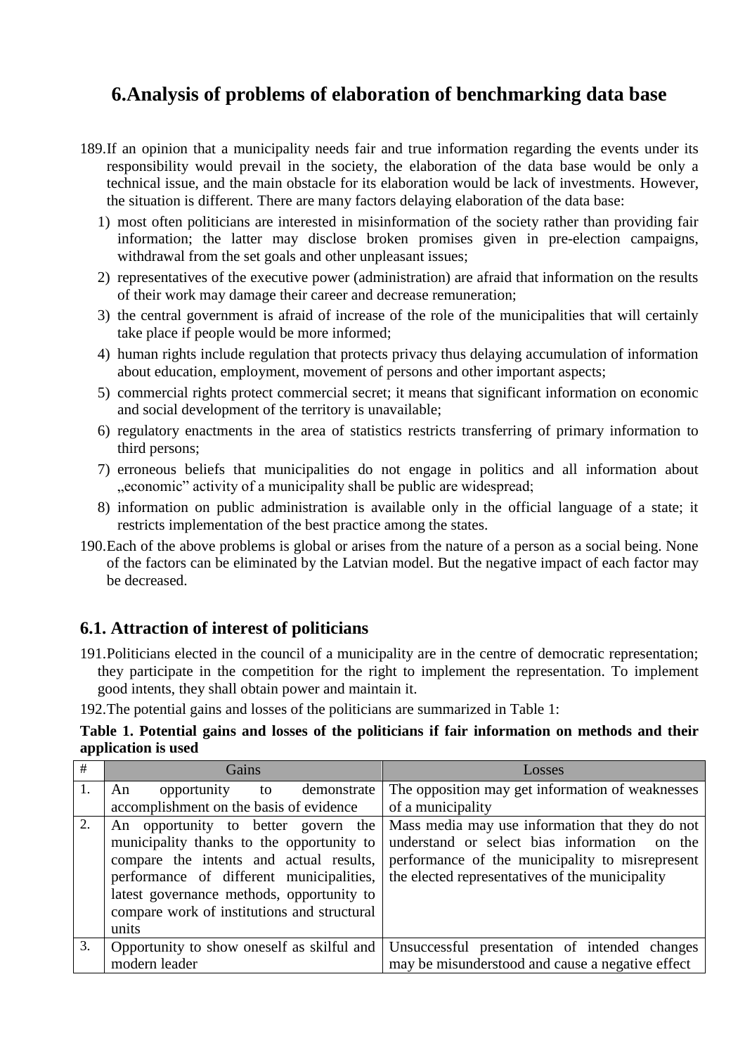# 6.Analysis of problems of elaboration of benchmarking data base

189.If an opinion that a municipality needs fair and true information regarding the events under its responsibility would prevail in the society, the elaboration of the data base would be only a technical issue, and the main obstacle for its elaboration would be lack of investments. However, the situation is different. There are many factors delaying elaboration of the data base:

1) most often politicians are interested in misinformation of the society rather than providing fair information; the latter may disclose broken promises given in pre-election campaigns, withdrawal from the set goals and other unpleasant issues;
2) representatives of the executive power (administration) are afraid that information on the results of their work may damage their career and decrease remuneration;
3) the central government is afraid of increase of the role of the municipalities that will certainly take place if people would be more informed;
4) human rights include regulation that protects privacy thus delaying accumulation of information about education, employment, movement of persons and other important aspects;
5) commercial rights protect commercial secret; it means that significant information on economic and social development of the territory is unavailable;
6) regulatory enactments in the area of statistics restricts transferring of primary information to third persons;
7) erroneous beliefs that municipalities do not engage in politics and all information about „economic" activity of a municipality shall be public are widespread;
8) information on public administration is available only in the official language of a state; it restricts implementation of the best practice among the states.

190.Each of the above problems is global or arises from the nature of a person as a social being. None of the factors can be eliminated by the Latvian model. But the negative impact of each factor may be decreased.

## 6.1. Attraction of interest of politicians

191.Politicians elected in the council of a municipality are in the centre of democratic representation; they participate in the competition for the right to implement the representation. To implement good intents, they shall obtain power and maintain it.

192.The potential gains and losses of the politicians are summarized in Table 1:

**Table 1. Potential gains and losses of the politicians if fair information on methods and their application is used**

| # | Gains | Losses |
|---|---|---|
| 1. | An opportunity to demonstrate accomplishment on the basis of evidence | The opposition may get information of weaknesses of a municipality |
| 2. | An opportunity to better govern the municipality thanks to the opportunity to compare the intents and actual results, performance of different municipalities, latest governance methods, opportunity to compare work of institutions and structural units | Mass media may use information that they do not understand or select bias information on the performance of the municipality to misrepresent the elected representatives of the municipality |
| 3. | Opportunity to show oneself as skilful and modern leader | Unsuccessful presentation of intended changes may be misunderstood and cause a negative effect |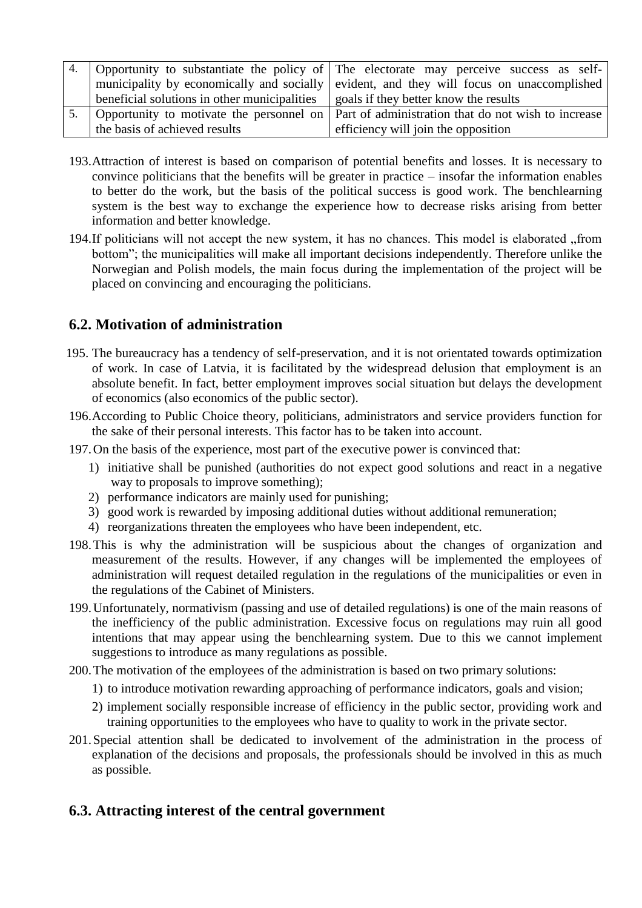| 4. | Opportunity to substantiate the policy of municipality by economically and socially beneficial solutions in other municipalities | The electorate may perceive success as self-evident, and they will focus on unaccomplished goals if they better know the results |
|---|---|---|
| 5. | Opportunity to motivate the personnel on the basis of achieved results | Part of administration that do not wish to increase efficiency will join the opposition |

193. Attraction of interest is based on comparison of potential benefits and losses. It is necessary to convince politicians that the benefits will be greater in practice – insofar the information enables to better do the work, but the basis of the political success is good work. The benchlearning system is the best way to exchange the experience how to decrease risks arising from better information and better knowledge.

194. If politicians will not accept the new system, it has no chances. This model is elaborated „from bottom"; the municipalities will make all important decisions independently. Therefore unlike the Norwegian and Polish models, the main focus during the implementation of the project will be placed on convincing and encouraging the politicians.

## 6.2. Motivation of administration

195. The bureaucracy has a tendency of self-preservation, and it is not orientated towards optimization of work. In case of Latvia, it is facilitated by the widespread delusion that employment is an absolute benefit. In fact, better employment improves social situation but delays the development of economics (also economics of the public sector).

196. According to Public Choice theory, politicians, administrators and service providers function for the sake of their personal interests. This factor has to be taken into account.

197. On the basis of the experience, most part of the executive power is convinced that:
   1) initiative shall be punished (authorities do not expect good solutions and react in a negative way to proposals to improve something);
   2) performance indicators are mainly used for punishing;
   3) good work is rewarded by imposing additional duties without additional remuneration;
   4) reorganizations threaten the employees who have been independent, etc.

198. This is why the administration will be suspicious about the changes of organization and measurement of the results. However, if any changes will be implemented the employees of administration will request detailed regulation in the regulations of the municipalities or even in the regulations of the Cabinet of Ministers.

199. Unfortunately, normativism (passing and use of detailed regulations) is one of the main reasons of the inefficiency of the public administration. Excessive focus on regulations may ruin all good intentions that may appear using the benchlearning system. Due to this we cannot implement suggestions to introduce as many regulations as possible.

200. The motivation of the employees of the administration is based on two primary solutions:
   1) to introduce motivation rewarding approaching of performance indicators, goals and vision;
   2) implement socially responsible increase of efficiency in the public sector, providing work and training opportunities to the employees who have to quality to work in the private sector.

201. Special attention shall be dedicated to involvement of the administration in the process of explanation of the decisions and proposals, the professionals should be involved in this as much as possible.

## 6.3. Attracting interest of the central government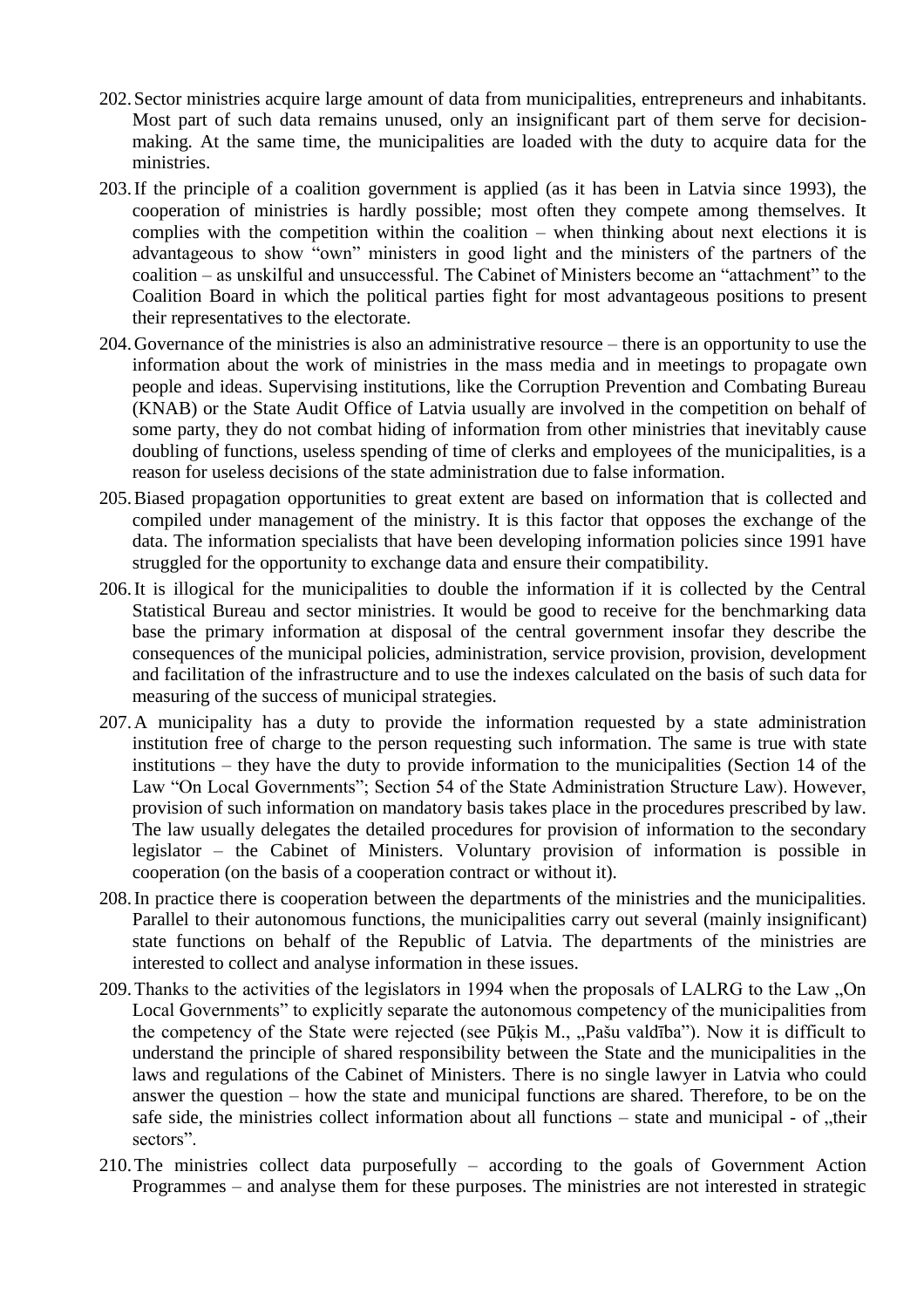202. Sector ministries acquire large amount of data from municipalities, entrepreneurs and inhabitants. Most part of such data remains unused, only an insignificant part of them serve for decision-making. At the same time, the municipalities are loaded with the duty to acquire data for the ministries.

203. If the principle of a coalition government is applied (as it has been in Latvia since 1993), the cooperation of ministries is hardly possible; most often they compete among themselves. It complies with the competition within the coalition – when thinking about next elections it is advantageous to show "own" ministers in good light and the ministers of the partners of the coalition – as unskilful and unsuccessful. The Cabinet of Ministers become an "attachment" to the Coalition Board in which the political parties fight for most advantageous positions to present their representatives to the electorate.

204. Governance of the ministries is also an administrative resource – there is an opportunity to use the information about the work of ministries in the mass media and in meetings to propagate own people and ideas. Supervising institutions, like the Corruption Prevention and Combating Bureau (KNAB) or the State Audit Office of Latvia usually are involved in the competition on behalf of some party, they do not combat hiding of information from other ministries that inevitably cause doubling of functions, useless spending of time of clerks and employees of the municipalities, is a reason for useless decisions of the state administration due to false information.

205. Biased propagation opportunities to great extent are based on information that is collected and compiled under management of the ministry. It is this factor that opposes the exchange of the data. The information specialists that have been developing information policies since 1991 have struggled for the opportunity to exchange data and ensure their compatibility.

206. It is illogical for the municipalities to double the information if it is collected by the Central Statistical Bureau and sector ministries. It would be good to receive for the benchmarking data base the primary information at disposal of the central government insofar they describe the consequences of the municipal policies, administration, service provision, provision, development and facilitation of the infrastructure and to use the indexes calculated on the basis of such data for measuring of the success of municipal strategies.

207. A municipality has a duty to provide the information requested by a state administration institution free of charge to the person requesting such information. The same is true with state institutions – they have the duty to provide information to the municipalities (Section 14 of the Law "On Local Governments"; Section 54 of the State Administration Structure Law). However, provision of such information on mandatory basis takes place in the procedures prescribed by law. The law usually delegates the detailed procedures for provision of information to the secondary legislator – the Cabinet of Ministers. Voluntary provision of information is possible in cooperation (on the basis of a cooperation contract or without it).

208. In practice there is cooperation between the departments of the ministries and the municipalities. Parallel to their autonomous functions, the municipalities carry out several (mainly insignificant) state functions on behalf of the Republic of Latvia. The departments of the ministries are interested to collect and analyse information in these issues.

209. Thanks to the activities of the legislators in 1994 when the proposals of LALRG to the Law „On Local Governments" to explicitly separate the autonomous competency of the municipalities from the competency of the State were rejected (see Pūķis M., „Pašu valdība"). Now it is difficult to understand the principle of shared responsibility between the State and the municipalities in the laws and regulations of the Cabinet of Ministers. There is no single lawyer in Latvia who could answer the question – how the state and municipal functions are shared. Therefore, to be on the safe side, the ministries collect information about all functions – state and municipal - of „their sectors".

210. The ministries collect data purposefully – according to the goals of Government Action Programmes – and analyse them for these purposes. The ministries are not interested in strategic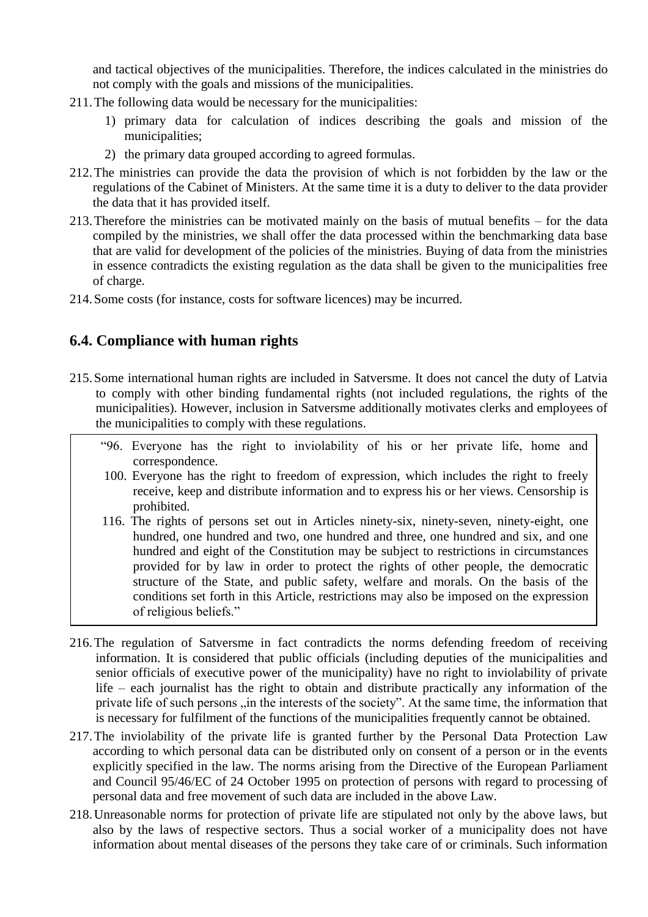and tactical objectives of the municipalities. Therefore, the indices calculated in the ministries do not comply with the goals and missions of the municipalities.

211. The following data would be necessary for the municipalities:
    1) primary data for calculation of indices describing the goals and mission of the municipalities;
    2) the primary data grouped according to agreed formulas.

212. The ministries can provide the data the provision of which is not forbidden by the law or the regulations of the Cabinet of Ministers. At the same time it is a duty to deliver to the data provider the data that it has provided itself.

213. Therefore the ministries can be motivated mainly on the basis of mutual benefits – for the data compiled by the ministries, we shall offer the data processed within the benchmarking data base that are valid for development of the policies of the ministries. Buying of data from the ministries in essence contradicts the existing regulation as the data shall be given to the municipalities free of charge.

214. Some costs (for instance, costs for software licences) may be incurred.

## 6.4. Compliance with human rights

215. Some international human rights are included in Satversme. It does not cancel the duty of Latvia to comply with other binding fundamental rights (not included regulations, the rights of the municipalities). However, inclusion in Satversme additionally motivates clerks and employees of the municipalities to comply with these regulations.

> "96. Everyone has the right to inviolability of his or her private life, home and correspondence.
>
> 100. Everyone has the right to freedom of expression, which includes the right to freely receive, keep and distribute information and to express his or her views. Censorship is prohibited.
>
> 116. The rights of persons set out in Articles ninety-six, ninety-seven, ninety-eight, one hundred, one hundred and two, one hundred and three, one hundred and six, and one hundred and eight of the Constitution may be subject to restrictions in circumstances provided for by law in order to protect the rights of other people, the democratic structure of the State, and public safety, welfare and morals. On the basis of the conditions set forth in this Article, restrictions may also be imposed on the expression of religious beliefs."

216. The regulation of Satversme in fact contradicts the norms defending freedom of receiving information. It is considered that public officials (including deputies of the municipalities and senior officials of executive power of the municipality) have no right to inviolability of private life – each journalist has the right to obtain and distribute practically any information of the private life of such persons „in the interests of the society". At the same time, the information that is necessary for fulfilment of the functions of the municipalities frequently cannot be obtained.

217. The inviolability of the private life is granted further by the Personal Data Protection Law according to which personal data can be distributed only on consent of a person or in the events explicitly specified in the law. The norms arising from the Directive of the European Parliament and Council 95/46/EC of 24 October 1995 on protection of persons with regard to processing of personal data and free movement of such data are included in the above Law.

218. Unreasonable norms for protection of private life are stipulated not only by the above laws, but also by the laws of respective sectors. Thus a social worker of a municipality does not have information about mental diseases of the persons they take care of or criminals. Such information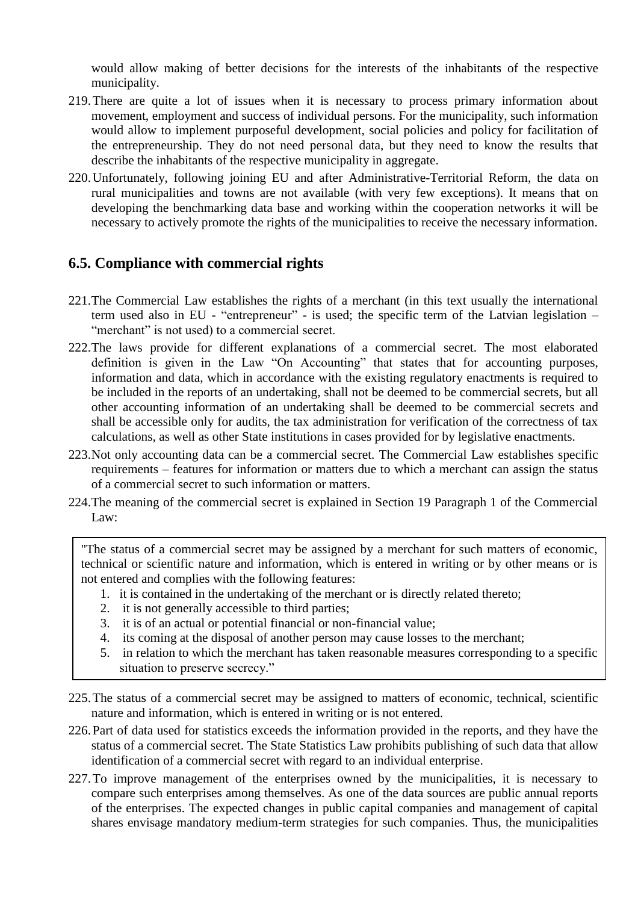would allow making of better decisions for the interests of the inhabitants of the respective municipality.

219. There are quite a lot of issues when it is necessary to process primary information about movement, employment and success of individual persons. For the municipality, such information would allow to implement purposeful development, social policies and policy for facilitation of the entrepreneurship. They do not need personal data, but they need to know the results that describe the inhabitants of the respective municipality in aggregate.

220. Unfortunately, following joining EU and after Administrative-Territorial Reform, the data on rural municipalities and towns are not available (with very few exceptions). It means that on developing the benchmarking data base and working within the cooperation networks it will be necessary to actively promote the rights of the municipalities to receive the necessary information.

## 6.5. Compliance with commercial rights

221. The Commercial Law establishes the rights of a merchant (in this text usually the international term used also in EU - "entrepreneur" - is used; the specific term of the Latvian legislation – "merchant" is not used) to a commercial secret.

222. The laws provide for different explanations of a commercial secret. The most elaborated definition is given in the Law "On Accounting" that states that for accounting purposes, information and data, which in accordance with the existing regulatory enactments is required to be included in the reports of an undertaking, shall not be deemed to be commercial secrets, but all other accounting information of an undertaking shall be deemed to be commercial secrets and shall be accessible only for audits, the tax administration for verification of the correctness of tax calculations, as well as other State institutions in cases provided for by legislative enactments.

223. Not only accounting data can be a commercial secret. The Commercial Law establishes specific requirements – features for information or matters due to which a merchant can assign the status of a commercial secret to such information or matters.

224. The meaning of the commercial secret is explained in Section 19 Paragraph 1 of the Commercial Law:

> "The status of a commercial secret may be assigned by a merchant for such matters of economic, technical or scientific nature and information, which is entered in writing or by other means or is not entered and complies with the following features:
> 1. it is contained in the undertaking of the merchant or is directly related thereto;
> 2. it is not generally accessible to third parties;
> 3. it is of an actual or potential financial or non-financial value;
> 4. its coming at the disposal of another person may cause losses to the merchant;
> 5. in relation to which the merchant has taken reasonable measures corresponding to a specific situation to preserve secrecy."

225. The status of a commercial secret may be assigned to matters of economic, technical, scientific nature and information, which is entered in writing or is not entered.

226. Part of data used for statistics exceeds the information provided in the reports, and they have the status of a commercial secret. The State Statistics Law prohibits publishing of such data that allow identification of a commercial secret with regard to an individual enterprise.

227. To improve management of the enterprises owned by the municipalities, it is necessary to compare such enterprises among themselves. As one of the data sources are public annual reports of the enterprises. The expected changes in public capital companies and management of capital shares envisage mandatory medium-term strategies for such companies. Thus, the municipalities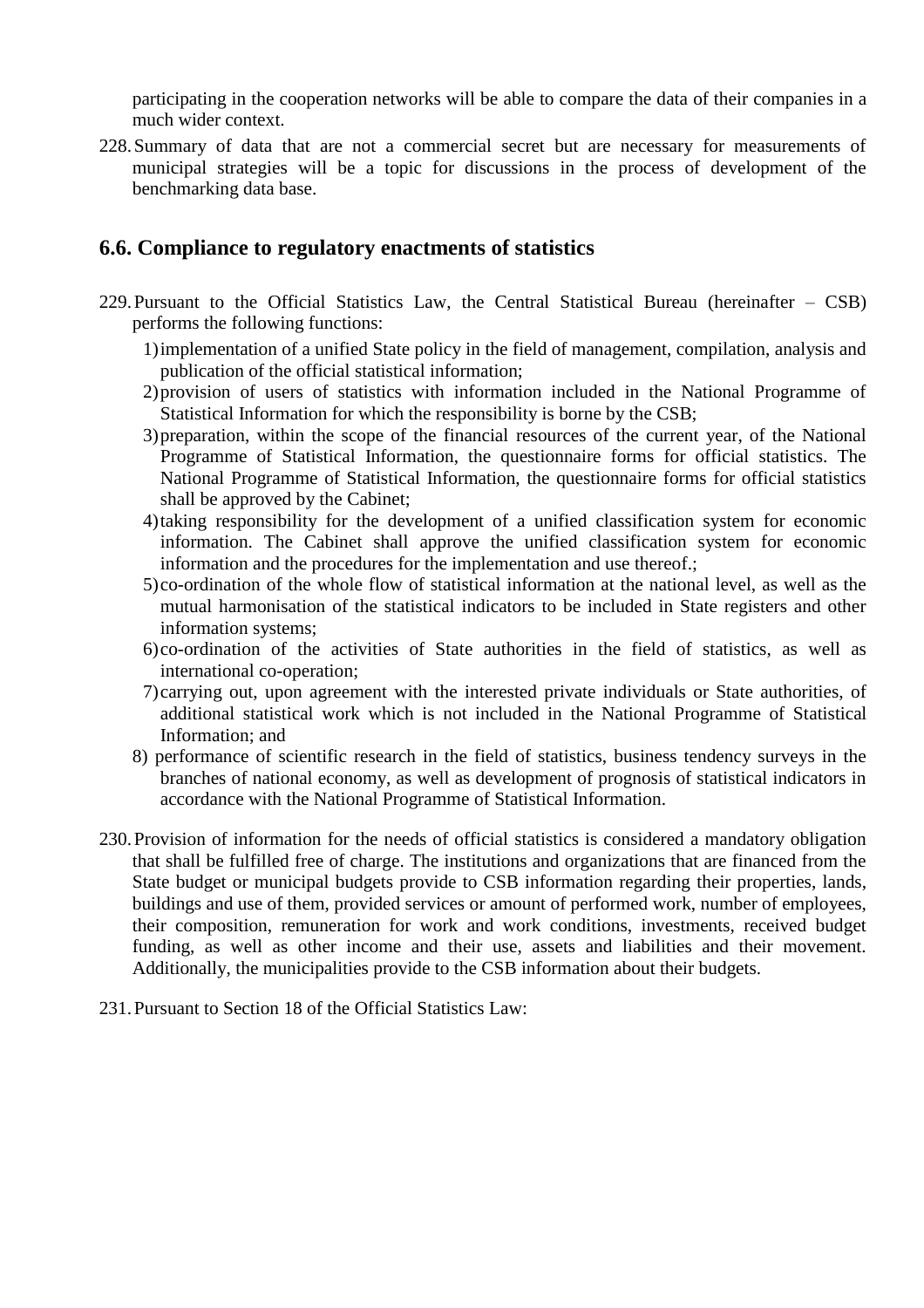participating in the cooperation networks will be able to compare the data of their companies in a much wider context.

228. Summary of data that are not a commercial secret but are necessary for measurements of municipal strategies will be a topic for discussions in the process of development of the benchmarking data base.

## 6.6. Compliance to regulatory enactments of statistics

229. Pursuant to the Official Statistics Law, the Central Statistical Bureau (hereinafter – CSB) performs the following functions:

   1) implementation of a unified State policy in the field of management, compilation, analysis and publication of the official statistical information;
   2) provision of users of statistics with information included in the National Programme of Statistical Information for which the responsibility is borne by the CSB;
   3) preparation, within the scope of the financial resources of the current year, of the National Programme of Statistical Information, the questionnaire forms for official statistics. The National Programme of Statistical Information, the questionnaire forms for official statistics shall be approved by the Cabinet;
   4) taking responsibility for the development of a unified classification system for economic information. The Cabinet shall approve the unified classification system for economic information and the procedures for the implementation and use thereof.;
   5) co-ordination of the whole flow of statistical information at the national level, as well as the mutual harmonisation of the statistical indicators to be included in State registers and other information systems;
   6) co-ordination of the activities of State authorities in the field of statistics, as well as international co-operation;
   7) carrying out, upon agreement with the interested private individuals or State authorities, of additional statistical work which is not included in the National Programme of Statistical Information; and
   8) performance of scientific research in the field of statistics, business tendency surveys in the branches of national economy, as well as development of prognosis of statistical indicators in accordance with the National Programme of Statistical Information.

230. Provision of information for the needs of official statistics is considered a mandatory obligation that shall be fulfilled free of charge. The institutions and organizations that are financed from the State budget or municipal budgets provide to CSB information regarding their properties, lands, buildings and use of them, provided services or amount of performed work, number of employees, their composition, remuneration for work and work conditions, investments, received budget funding, as well as other income and their use, assets and liabilities and their movement. Additionally, the municipalities provide to the CSB information about their budgets.

231. Pursuant to Section 18 of the Official Statistics Law: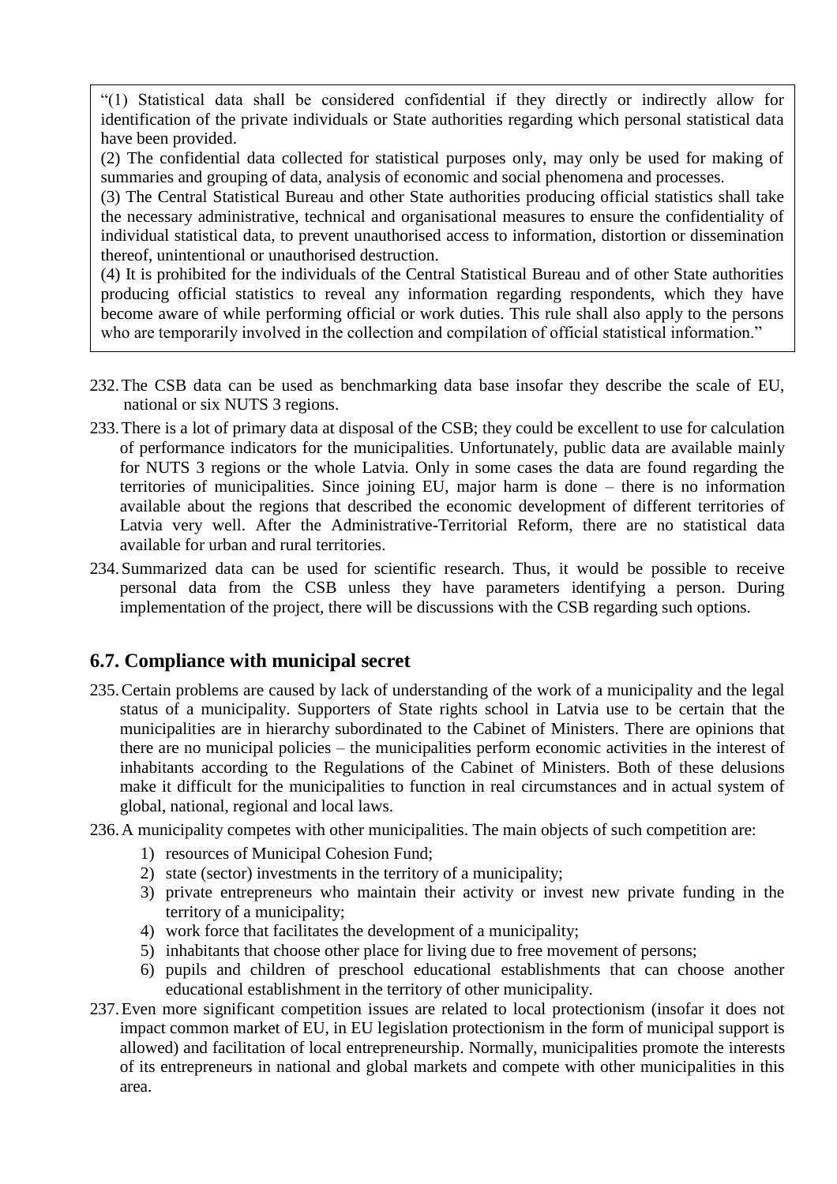> "(1) Statistical data shall be considered confidential if they directly or indirectly allow for identification of the private individuals or State authorities regarding which personal statistical data have been provided.
> (2) The confidential data collected for statistical purposes only, may only be used for making of summaries and grouping of data, analysis of economic and social phenomena and processes.
> (3) The Central Statistical Bureau and other State authorities producing official statistics shall take the necessary administrative, technical and organisational measures to ensure the confidentiality of individual statistical data, to prevent unauthorised access to information, distortion or dissemination thereof, unintentional or unauthorised destruction.
> (4) It is prohibited for the individuals of the Central Statistical Bureau and of other State authorities producing official statistics to reveal any information regarding respondents, which they have become aware of while performing official or work duties. This rule shall also apply to the persons who are temporarily involved in the collection and compilation of official statistical information."

232. The CSB data can be used as benchmarking data base insofar they describe the scale of EU, national or six NUTS 3 regions.

233. There is a lot of primary data at disposal of the CSB; they could be excellent to use for calculation of performance indicators for the municipalities. Unfortunately, public data are available mainly for NUTS 3 regions or the whole Latvia. Only in some cases the data are found regarding the territories of municipalities. Since joining EU, major harm is done – there is no information available about the regions that described the economic development of different territories of Latvia very well. After the Administrative-Territorial Reform, there are no statistical data available for urban and rural territories.

234. Summarized data can be used for scientific research. Thus, it would be possible to receive personal data from the CSB unless they have parameters identifying a person. During implementation of the project, there will be discussions with the CSB regarding such options.

## 6.7. Compliance with municipal secret

235. Certain problems are caused by lack of understanding of the work of a municipality and the legal status of a municipality. Supporters of State rights school in Latvia use to be certain that the municipalities are in hierarchy subordinated to the Cabinet of Ministers. There are opinions that there are no municipal policies – the municipalities perform economic activities in the interest of inhabitants according to the Regulations of the Cabinet of Ministers. Both of these delusions make it difficult for the municipalities to function in real circumstances and in actual system of global, national, regional and local laws.

236. A municipality competes with other municipalities. The main objects of such competition are:
    1) resources of Municipal Cohesion Fund;
    2) state (sector) investments in the territory of a municipality;
    3) private entrepreneurs who maintain their activity or invest new private funding in the territory of a municipality;
    4) work force that facilitates the development of a municipality;
    5) inhabitants that choose other place for living due to free movement of persons;
    6) pupils and children of preschool educational establishments that can choose another educational establishment in the territory of other municipality.

237. Even more significant competition issues are related to local protectionism (insofar it does not impact common market of EU, in EU legislation protectionism in the form of municipal support is allowed) and facilitation of local entrepreneurship. Normally, municipalities promote the interests of its entrepreneurs in national and global markets and compete with other municipalities in this area.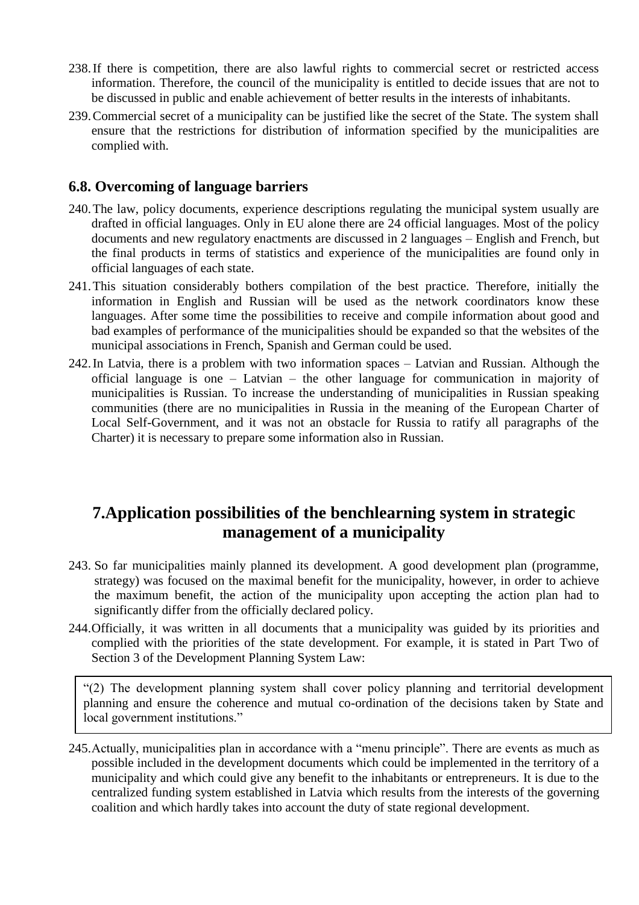238. If there is competition, there are also lawful rights to commercial secret or restricted access information. Therefore, the council of the municipality is entitled to decide issues that are not to be discussed in public and enable achievement of better results in the interests of inhabitants.

239. Commercial secret of a municipality can be justified like the secret of the State. The system shall ensure that the restrictions for distribution of information specified by the municipalities are complied with.

### 6.8. Overcoming of language barriers

240. The law, policy documents, experience descriptions regulating the municipal system usually are drafted in official languages. Only in EU alone there are 24 official languages. Most of the policy documents and new regulatory enactments are discussed in 2 languages – English and French, but the final products in terms of statistics and experience of the municipalities are found only in official languages of each state.

241. This situation considerably bothers compilation of the best practice. Therefore, initially the information in English and Russian will be used as the network coordinators know these languages. After some time the possibilities to receive and compile information about good and bad examples of performance of the municipalities should be expanded so that the websites of the municipal associations in French, Spanish and German could be used.

242. In Latvia, there is a problem with two information spaces – Latvian and Russian. Although the official language is one – Latvian – the other language for communication in majority of municipalities is Russian. To increase the understanding of municipalities in Russian speaking communities (there are no municipalities in Russia in the meaning of the European Charter of Local Self-Government, and it was not an obstacle for Russia to ratify all paragraphs of the Charter) it is necessary to prepare some information also in Russian.

## 7. Application possibilities of the benchlearning system in strategic management of a municipality

243. So far municipalities mainly planned its development. A good development plan (programme, strategy) was focused on the maximal benefit for the municipality, however, in order to achieve the maximum benefit, the action of the municipality upon accepting the action plan had to significantly differ from the officially declared policy.

244. Officially, it was written in all documents that a municipality was guided by its priorities and complied with the priorities of the state development. For example, it is stated in Part Two of Section 3 of the Development Planning System Law:

> "(2) The development planning system shall cover policy planning and territorial development planning and ensure the coherence and mutual co-ordination of the decisions taken by State and local government institutions."

245. Actually, municipalities plan in accordance with a "menu principle". There are events as much as possible included in the development documents which could be implemented in the territory of a municipality and which could give any benefit to the inhabitants or entrepreneurs. It is due to the centralized funding system established in Latvia which results from the interests of the governing coalition and which hardly takes into account the duty of state regional development.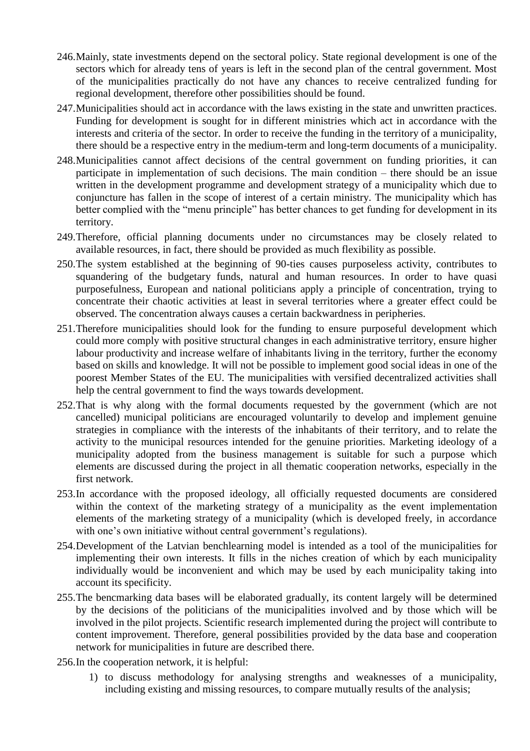246. Mainly, state investments depend on the sectoral policy. State regional development is one of the sectors which for already tens of years is left in the second plan of the central government. Most of the municipalities practically do not have any chances to receive centralized funding for regional development, therefore other possibilities should be found.

247. Municipalities should act in accordance with the laws existing in the state and unwritten practices. Funding for development is sought for in different ministries which act in accordance with the interests and criteria of the sector. In order to receive the funding in the territory of a municipality, there should be a respective entry in the medium-term and long-term documents of a municipality.

248. Municipalities cannot affect decisions of the central government on funding priorities, it can participate in implementation of such decisions. The main condition – there should be an issue written in the development programme and development strategy of a municipality which due to conjuncture has fallen in the scope of interest of a certain ministry. The municipality which has better complied with the "menu principle" has better chances to get funding for development in its territory.

249. Therefore, official planning documents under no circumstances may be closely related to available resources, in fact, there should be provided as much flexibility as possible.

250. The system established at the beginning of 90-ties causes purposeless activity, contributes to squandering of the budgetary funds, natural and human resources. In order to have quasi purposefulness, European and national politicians apply a principle of concentration, trying to concentrate their chaotic activities at least in several territories where a greater effect could be observed. The concentration always causes a certain backwardness in peripheries.

251. Therefore municipalities should look for the funding to ensure purposeful development which could more comply with positive structural changes in each administrative territory, ensure higher labour productivity and increase welfare of inhabitants living in the territory, further the economy based on skills and knowledge. It will not be possible to implement good social ideas in one of the poorest Member States of the EU. The municipalities with versified decentralized activities shall help the central government to find the ways towards development.

252. That is why along with the formal documents requested by the government (which are not cancelled) municipal politicians are encouraged voluntarily to develop and implement genuine strategies in compliance with the interests of the inhabitants of their territory, and to relate the activity to the municipal resources intended for the genuine priorities. Marketing ideology of a municipality adopted from the business management is suitable for such a purpose which elements are discussed during the project in all thematic cooperation networks, especially in the first network.

253. In accordance with the proposed ideology, all officially requested documents are considered within the context of the marketing strategy of a municipality as the event implementation elements of the marketing strategy of a municipality (which is developed freely, in accordance with one's own initiative without central government's regulations).

254. Development of the Latvian benchlearning model is intended as a tool of the municipalities for implementing their own interests. It fills in the niches creation of which by each municipality individually would be inconvenient and which may be used by each municipality taking into account its specificity.

255. The bencmarking data bases will be elaborated gradually, its content largely will be determined by the decisions of the politicians of the municipalities involved and by those which will be involved in the pilot projects. Scientific research implemented during the project will contribute to content improvement. Therefore, general possibilities provided by the data base and cooperation network for municipalities in future are described there.

256. In the cooperation network, it is helpful:

    1) to discuss methodology for analysing strengths and weaknesses of a municipality, including existing and missing resources, to compare mutually results of the analysis;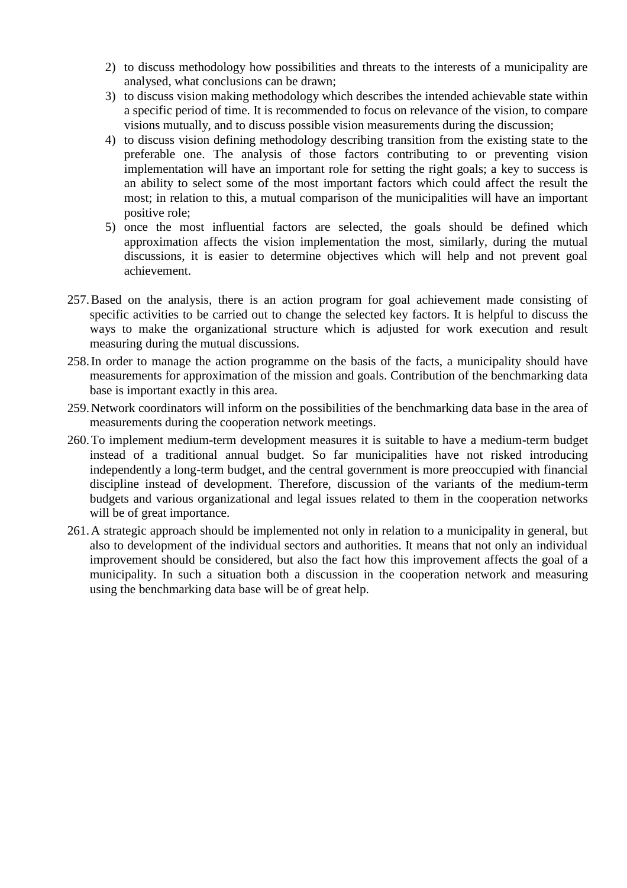2) to discuss methodology how possibilities and threats to the interests of a municipality are analysed, what conclusions can be drawn;
3) to discuss vision making methodology which describes the intended achievable state within a specific period of time. It is recommended to focus on relevance of the vision, to compare visions mutually, and to discuss possible vision measurements during the discussion;
4) to discuss vision defining methodology describing transition from the existing state to the preferable one. The analysis of those factors contributing to or preventing vision implementation will have an important role for setting the right goals; a key to success is an ability to select some of the most important factors which could affect the result the most; in relation to this, a mutual comparison of the municipalities will have an important positive role;
5) once the most influential factors are selected, the goals should be defined which approximation affects the vision implementation the most, similarly, during the mutual discussions, it is easier to determine objectives which will help and not prevent goal achievement.

257. Based on the analysis, there is an action program for goal achievement made consisting of specific activities to be carried out to change the selected key factors. It is helpful to discuss the ways to make the organizational structure which is adjusted for work execution and result measuring during the mutual discussions.
258. In order to manage the action programme on the basis of the facts, a municipality should have measurements for approximation of the mission and goals. Contribution of the benchmarking data base is important exactly in this area.
259. Network coordinators will inform on the possibilities of the benchmarking data base in the area of measurements during the cooperation network meetings.
260. To implement medium-term development measures it is suitable to have a medium-term budget instead of a traditional annual budget. So far municipalities have not risked introducing independently a long-term budget, and the central government is more preoccupied with financial discipline instead of development. Therefore, discussion of the variants of the medium-term budgets and various organizational and legal issues related to them in the cooperation networks will be of great importance.
261. A strategic approach should be implemented not only in relation to a municipality in general, but also to development of the individual sectors and authorities. It means that not only an individual improvement should be considered, but also the fact how this improvement affects the goal of a municipality. In such a situation both a discussion in the cooperation network and measuring using the benchmarking data base will be of great help.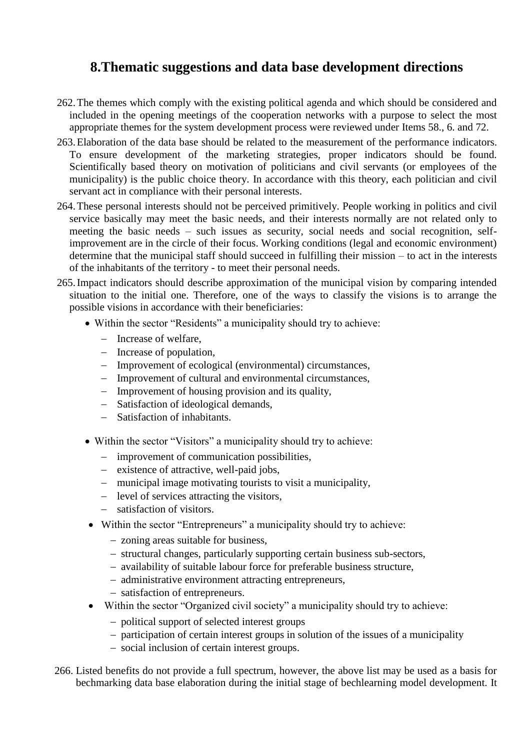# 8.Thematic suggestions and data base development directions

262. The themes which comply with the existing political agenda and which should be considered and included in the opening meetings of the cooperation networks with a purpose to select the most appropriate themes for the system development process were reviewed under Items 58., 6. and 72.

263. Elaboration of the data base should be related to the measurement of the performance indicators. To ensure development of the marketing strategies, proper indicators should be found. Scientifically based theory on motivation of politicians and civil servants (or employees of the municipality) is the public choice theory. In accordance with this theory, each politician and civil servant act in compliance with their personal interests.

264. These personal interests should not be perceived primitively. People working in politics and civil service basically may meet the basic needs, and their interests normally are not related only to meeting the basic needs – such issues as security, social needs and social recognition, self-improvement are in the circle of their focus. Working conditions (legal and economic environment) determine that the municipal staff should succeed in fulfilling their mission – to act in the interests of the inhabitants of the territory - to meet their personal needs.

265. Impact indicators should describe approximation of the municipal vision by comparing intended situation to the initial one. Therefore, one of the ways to classify the visions is to arrange the possible visions in accordance with their beneficiaries:

- Within the sector "Residents" a municipality should try to achieve:
  - Increase of welfare,
  - Increase of population,
  - Improvement of ecological (environmental) circumstances,
  - Improvement of cultural and environmental circumstances,
  - Improvement of housing provision and its quality,
  - Satisfaction of ideological demands,
  - Satisfaction of inhabitants.

- Within the sector "Visitors" a municipality should try to achieve:
  - improvement of communication possibilities,
  - existence of attractive, well-paid jobs,
  - municipal image motivating tourists to visit a municipality,
  - level of services attracting the visitors,
  - satisfaction of visitors.
- Within the sector "Entrepreneurs" a municipality should try to achieve:
  - zoning areas suitable for business,
  - structural changes, particularly supporting certain business sub-sectors,
  - availability of suitable labour force for preferable business structure,
  - administrative environment attracting entrepreneurs,
  - satisfaction of entrepreneurs.
- Within the sector "Organized civil society" a municipality should try to achieve:
  - political support of selected interest groups
  - participation of certain interest groups in solution of the issues of a municipality
  - social inclusion of certain interest groups.

266. Listed benefits do not provide a full spectrum, however, the above list may be used as a basis for bechmarking data base elaboration during the initial stage of bechlearning model development. It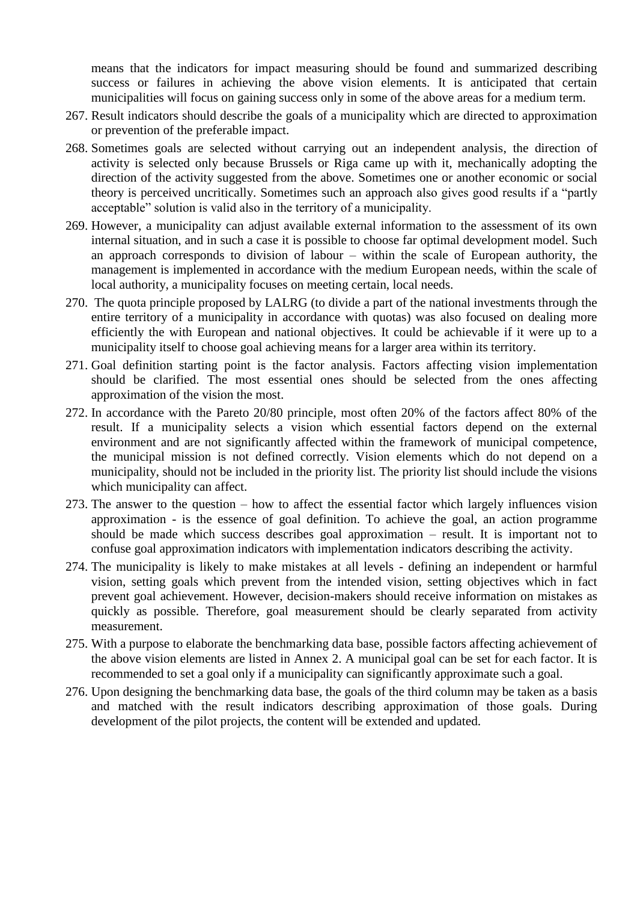means that the indicators for impact measuring should be found and summarized describing success or failures in achieving the above vision elements. It is anticipated that certain municipalities will focus on gaining success only in some of the above areas for a medium term.

267. Result indicators should describe the goals of a municipality which are directed to approximation or prevention of the preferable impact.

268. Sometimes goals are selected without carrying out an independent analysis, the direction of activity is selected only because Brussels or Riga came up with it, mechanically adopting the direction of the activity suggested from the above. Sometimes one or another economic or social theory is perceived uncritically. Sometimes such an approach also gives good results if a "partly acceptable" solution is valid also in the territory of a municipality.

269. However, a municipality can adjust available external information to the assessment of its own internal situation, and in such a case it is possible to choose far optimal development model. Such an approach corresponds to division of labour – within the scale of European authority, the management is implemented in accordance with the medium European needs, within the scale of local authority, a municipality focuses on meeting certain, local needs.

270. The quota principle proposed by LALRG (to divide a part of the national investments through the entire territory of a municipality in accordance with quotas) was also focused on dealing more efficiently the with European and national objectives. It could be achievable if it were up to a municipality itself to choose goal achieving means for a larger area within its territory.

271. Goal definition starting point is the factor analysis. Factors affecting vision implementation should be clarified. The most essential ones should be selected from the ones affecting approximation of the vision the most.

272. In accordance with the Pareto 20/80 principle, most often 20% of the factors affect 80% of the result. If a municipality selects a vision which essential factors depend on the external environment and are not significantly affected within the framework of municipal competence, the municipal mission is not defined correctly. Vision elements which do not depend on a municipality, should not be included in the priority list. The priority list should include the visions which municipality can affect.

273. The answer to the question – how to affect the essential factor which largely influences vision approximation - is the essence of goal definition. To achieve the goal, an action programme should be made which success describes goal approximation – result. It is important not to confuse goal approximation indicators with implementation indicators describing the activity.

274. The municipality is likely to make mistakes at all levels - defining an independent or harmful vision, setting goals which prevent from the intended vision, setting objectives which in fact prevent goal achievement. However, decision-makers should receive information on mistakes as quickly as possible. Therefore, goal measurement should be clearly separated from activity measurement.

275. With a purpose to elaborate the benchmarking data base, possible factors affecting achievement of the above vision elements are listed in Annex 2. A municipal goal can be set for each factor. It is recommended to set a goal only if a municipality can significantly approximate such a goal.

276. Upon designing the benchmarking data base, the goals of the third column may be taken as a basis and matched with the result indicators describing approximation of those goals. During development of the pilot projects, the content will be extended and updated.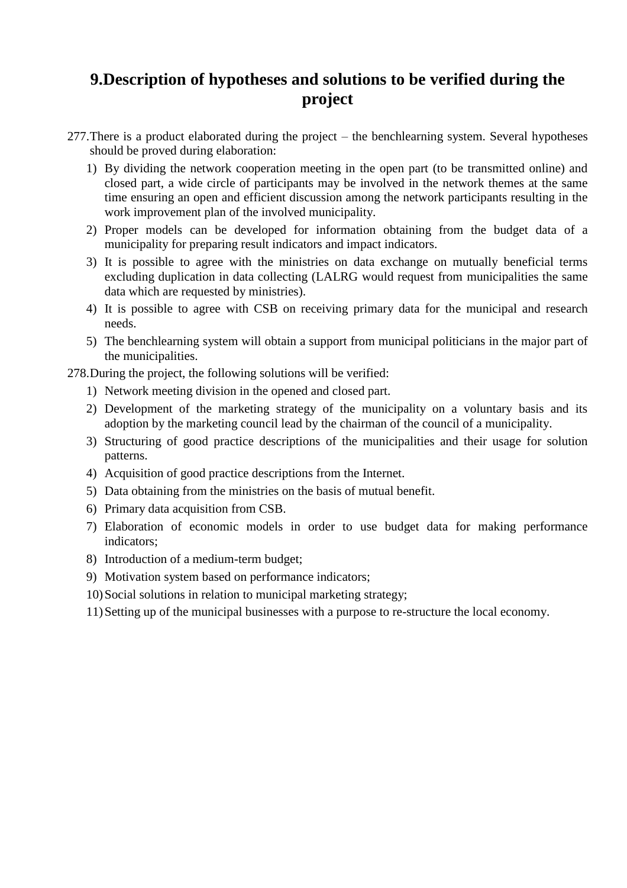# 9.Description of hypotheses and solutions to be verified during the project

277.There is a product elaborated during the project – the benchlearning system. Several hypotheses should be proved during elaboration:

1) By dividing the network cooperation meeting in the open part (to be transmitted online) and closed part, a wide circle of participants may be involved in the network themes at the same time ensuring an open and efficient discussion among the network participants resulting in the work improvement plan of the involved municipality.
2) Proper models can be developed for information obtaining from the budget data of a municipality for preparing result indicators and impact indicators.
3) It is possible to agree with the ministries on data exchange on mutually beneficial terms excluding duplication in data collecting (LALRG would request from municipalities the same data which are requested by ministries).
4) It is possible to agree with CSB on receiving primary data for the municipal and research needs.
5) The benchlearning system will obtain a support from municipal politicians in the major part of the municipalities.

278.During the project, the following solutions will be verified:

1) Network meeting division in the opened and closed part.
2) Development of the marketing strategy of the municipality on a voluntary basis and its adoption by the marketing council lead by the chairman of the council of a municipality.
3) Structuring of good practice descriptions of the municipalities and their usage for solution patterns.
4) Acquisition of good practice descriptions from the Internet.
5) Data obtaining from the ministries on the basis of mutual benefit.
6) Primary data acquisition from CSB.
7) Elaboration of economic models in order to use budget data for making performance indicators;
8) Introduction of a medium-term budget;
9) Motivation system based on performance indicators;
10) Social solutions in relation to municipal marketing strategy;
11) Setting up of the municipal businesses with a purpose to re-structure the local economy.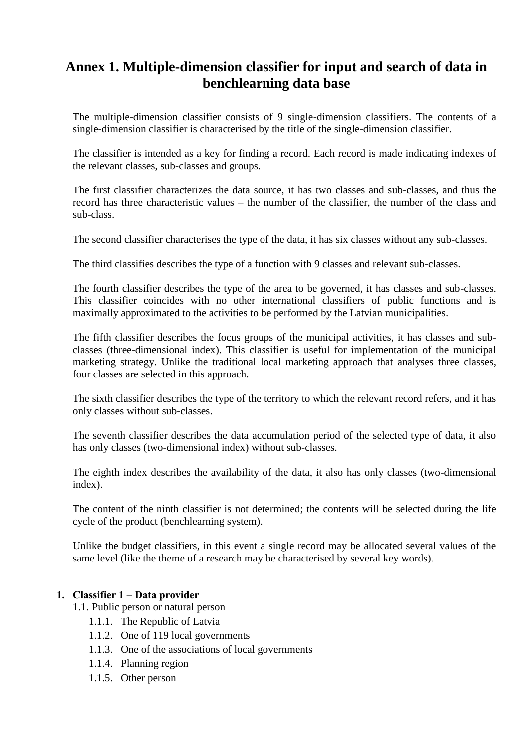# Annex 1. Multiple-dimension classifier for input and search of data in benchlearning data base

The multiple-dimension classifier consists of 9 single-dimension classifiers. The contents of a single-dimension classifier is characterised by the title of the single-dimension classifier.

The classifier is intended as a key for finding a record. Each record is made indicating indexes of the relevant classes, sub-classes and groups.

The first classifier characterizes the data source, it has two classes and sub-classes, and thus the record has three characteristic values – the number of the classifier, the number of the class and sub-class.

The second classifier characterises the type of the data, it has six classes without any sub-classes.

The third classifies describes the type of a function with 9 classes and relevant sub-classes.

The fourth classifier describes the type of the area to be governed, it has classes and sub-classes. This classifier coincides with no other international classifiers of public functions and is maximally approximated to the activities to be performed by the Latvian municipalities.

The fifth classifier describes the focus groups of the municipal activities, it has classes and sub-classes (three-dimensional index). This classifier is useful for implementation of the municipal marketing strategy. Unlike the traditional local marketing approach that analyses three classes, four classes are selected in this approach.

The sixth classifier describes the type of the territory to which the relevant record refers, and it has only classes without sub-classes.

The seventh classifier describes the data accumulation period of the selected type of data, it also has only classes (two-dimensional index) without sub-classes.

The eighth index describes the availability of the data, it also has only classes (two-dimensional index).

The content of the ninth classifier is not determined; the contents will be selected during the life cycle of the product (benchlearning system).

Unlike the budget classifiers, in this event a single record may be allocated several values of the same level (like the theme of a research may be characterised by several key words).

1. **Classifier 1 – Data provider**
   - 1.1. Public person or natural person
     - 1.1.1. The Republic of Latvia
     - 1.1.2. One of 119 local governments
     - 1.1.3. One of the associations of local governments
     - 1.1.4. Planning region
     - 1.1.5. Other person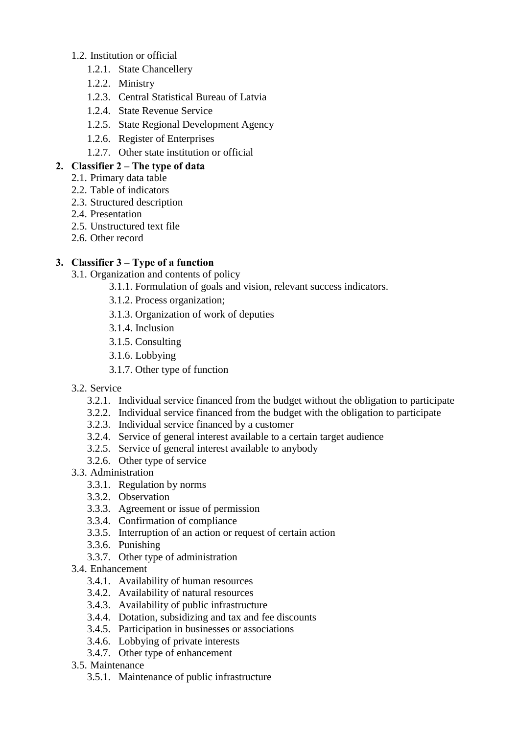- 1.2. Institution or official
  - 1.2.1. State Chancellery
  - 1.2.2. Ministry
  - 1.2.3. Central Statistical Bureau of Latvia
  - 1.2.4. State Revenue Service
  - 1.2.5. State Regional Development Agency
  - 1.2.6. Register of Enterprises
  - 1.2.7. Other state institution or official

**2. Classifier 2 – The type of data**

- 2.1. Primary data table
- 2.2. Table of indicators
- 2.3. Structured description
- 2.4. Presentation
- 2.5. Unstructured text file
- 2.6. Other record

**3. Classifier 3 – Type of a function**

- 3.1. Organization and contents of policy
  - 3.1.1. Formulation of goals and vision, relevant success indicators.
  - 3.1.2. Process organization;
  - 3.1.3. Organization of work of deputies
  - 3.1.4. Inclusion
  - 3.1.5. Consulting
  - 3.1.6. Lobbying
  - 3.1.7. Other type of function
- 3.2. Service
  - 3.2.1. Individual service financed from the budget without the obligation to participate
  - 3.2.2. Individual service financed from the budget with the obligation to participate
  - 3.2.3. Individual service financed by a customer
  - 3.2.4. Service of general interest available to a certain target audience
  - 3.2.5. Service of general interest available to anybody
  - 3.2.6. Other type of service
- 3.3. Administration
  - 3.3.1. Regulation by norms
  - 3.3.2. Observation
  - 3.3.3. Agreement or issue of permission
  - 3.3.4. Confirmation of compliance
  - 3.3.5. Interruption of an action or request of certain action
  - 3.3.6. Punishing
  - 3.3.7. Other type of administration
- 3.4. Enhancement
  - 3.4.1. Availability of human resources
  - 3.4.2. Availability of natural resources
  - 3.4.3. Availability of public infrastructure
  - 3.4.4. Dotation, subsidizing and tax and fee discounts
  - 3.4.5. Participation in businesses or associations
  - 3.4.6. Lobbying of private interests
  - 3.4.7. Other type of enhancement
- 3.5. Maintenance
  - 3.5.1. Maintenance of public infrastructure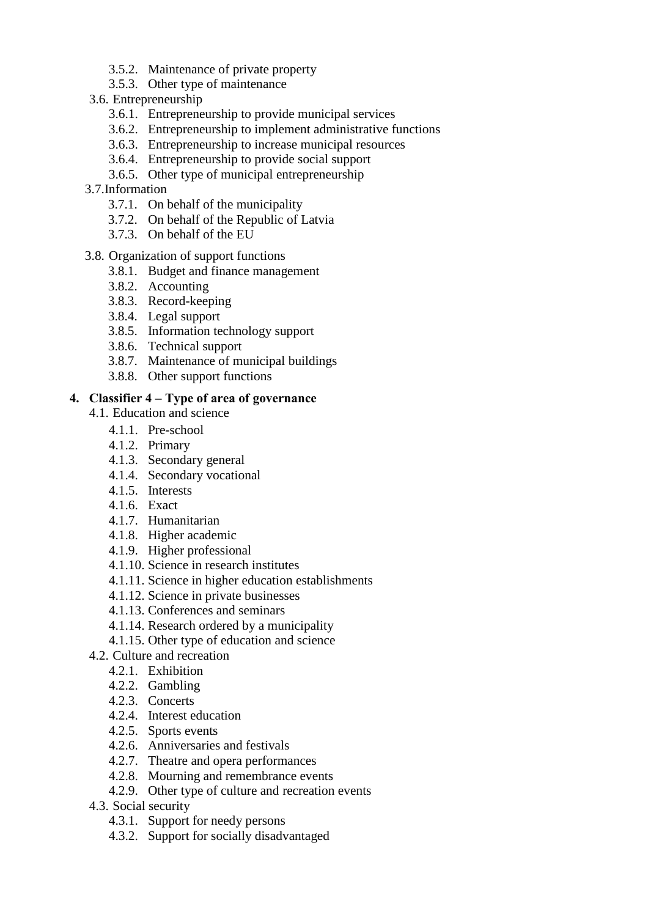- 3.5.2. Maintenance of private property
- 3.5.3. Other type of maintenance

3.6. Entrepreneurship

- 3.6.1. Entrepreneurship to provide municipal services
- 3.6.2. Entrepreneurship to implement administrative functions
- 3.6.3. Entrepreneurship to increase municipal resources
- 3.6.4. Entrepreneurship to provide social support
- 3.6.5. Other type of municipal entrepreneurship

3.7. Information

- 3.7.1. On behalf of the municipality
- 3.7.2. On behalf of the Republic of Latvia
- 3.7.3. On behalf of the EU

3.8. Organization of support functions

- 3.8.1. Budget and finance management
- 3.8.2. Accounting
- 3.8.3. Record-keeping
- 3.8.4. Legal support
- 3.8.5. Information technology support
- 3.8.6. Technical support
- 3.8.7. Maintenance of municipal buildings
- 3.8.8. Other support functions

**4. Classifier 4 – Type of area of governance**

4.1. Education and science

- 4.1.1. Pre-school
- 4.1.2. Primary
- 4.1.3. Secondary general
- 4.1.4. Secondary vocational
- 4.1.5. Interests
- 4.1.6. Exact
- 4.1.7. Humanitarian
- 4.1.8. Higher academic
- 4.1.9. Higher professional
- 4.1.10. Science in research institutes
- 4.1.11. Science in higher education establishments
- 4.1.12. Science in private businesses
- 4.1.13. Conferences and seminars
- 4.1.14. Research ordered by a municipality
- 4.1.15. Other type of education and science

4.2. Culture and recreation

- 4.2.1. Exhibition
- 4.2.2. Gambling
- 4.2.3. Concerts
- 4.2.4. Interest education
- 4.2.5. Sports events
- 4.2.6. Anniversaries and festivals
- 4.2.7. Theatre and opera performances
- 4.2.8. Mourning and remembrance events
- 4.2.9. Other type of culture and recreation events

4.3. Social security

- 4.3.1. Support for needy persons
- 4.3.2. Support for socially disadvantaged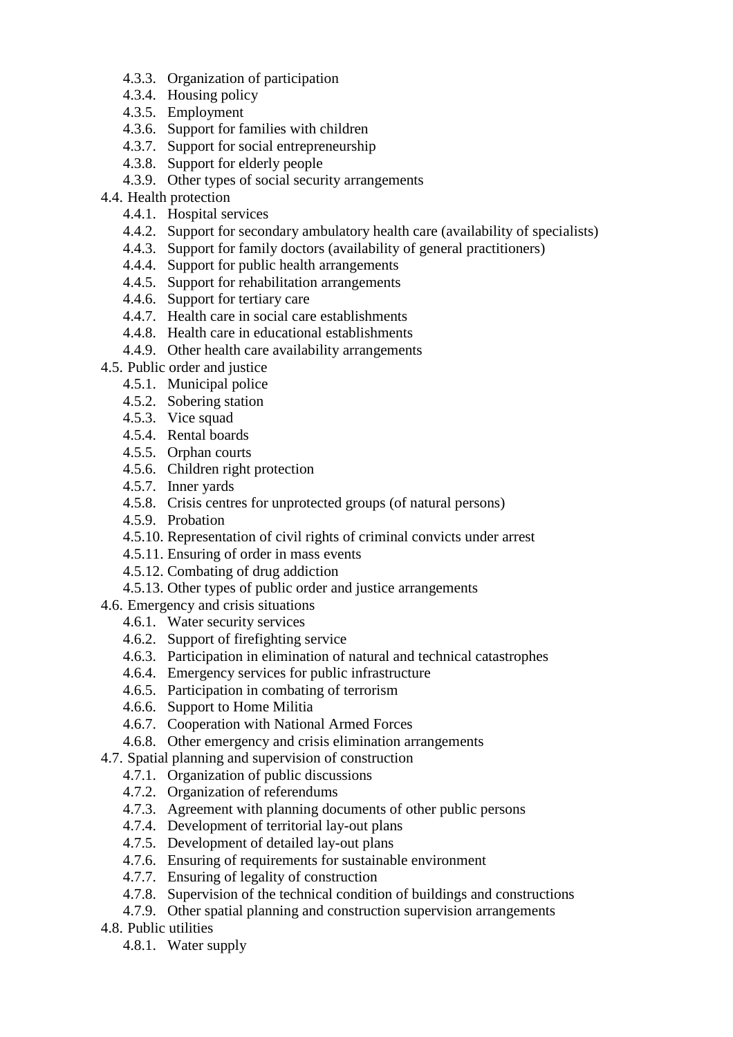- 4.3.3. Organization of participation
    - 4.3.4. Housing policy
    - 4.3.5. Employment
    - 4.3.6. Support for families with children
    - 4.3.7. Support for social entrepreneurship
    - 4.3.8. Support for elderly people
    - 4.3.9. Other types of social security arrangements
- 4.4. Health protection
    - 4.4.1. Hospital services
    - 4.4.2. Support for secondary ambulatory health care (availability of specialists)
    - 4.4.3. Support for family doctors (availability of general practitioners)
    - 4.4.4. Support for public health arrangements
    - 4.4.5. Support for rehabilitation arrangements
    - 4.4.6. Support for tertiary care
    - 4.4.7. Health care in social care establishments
    - 4.4.8. Health care in educational establishments
    - 4.4.9. Other health care availability arrangements
- 4.5. Public order and justice
    - 4.5.1. Municipal police
    - 4.5.2. Sobering station
    - 4.5.3. Vice squad
    - 4.5.4. Rental boards
    - 4.5.5. Orphan courts
    - 4.5.6. Children right protection
    - 4.5.7. Inner yards
    - 4.5.8. Crisis centres for unprotected groups (of natural persons)
    - 4.5.9. Probation
    - 4.5.10. Representation of civil rights of criminal convicts under arrest
    - 4.5.11. Ensuring of order in mass events
    - 4.5.12. Combating of drug addiction
    - 4.5.13. Other types of public order and justice arrangements
- 4.6. Emergency and crisis situations
    - 4.6.1. Water security services
    - 4.6.2. Support of firefighting service
    - 4.6.3. Participation in elimination of natural and technical catastrophes
    - 4.6.4. Emergency services for public infrastructure
    - 4.6.5. Participation in combating of terrorism
    - 4.6.6. Support to Home Militia
    - 4.6.7. Cooperation with National Armed Forces
    - 4.6.8. Other emergency and crisis elimination arrangements
- 4.7. Spatial planning and supervision of construction
    - 4.7.1. Organization of public discussions
    - 4.7.2. Organization of referendums
    - 4.7.3. Agreement with planning documents of other public persons
    - 4.7.4. Development of territorial lay-out plans
    - 4.7.5. Development of detailed lay-out plans
    - 4.7.6. Ensuring of requirements for sustainable environment
    - 4.7.7. Ensuring of legality of construction
    - 4.7.8. Supervision of the technical condition of buildings and constructions
    - 4.7.9. Other spatial planning and construction supervision arrangements
- 4.8. Public utilities
    - 4.8.1. Water supply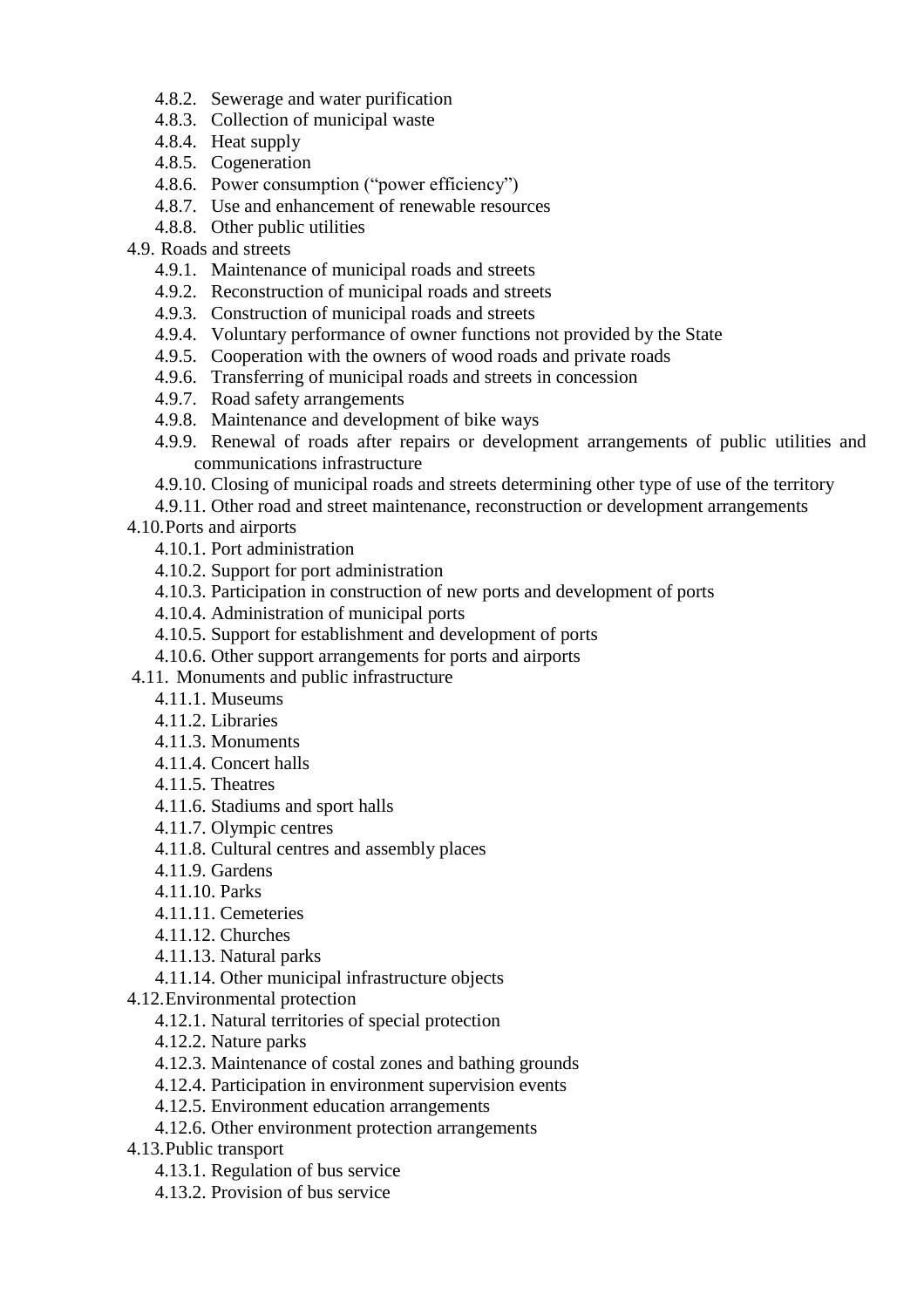- 4.8.2. Sewerage and water purification
- 4.8.3. Collection of municipal waste
- 4.8.4. Heat supply
- 4.8.5. Cogeneration
- 4.8.6. Power consumption ("power efficiency")
- 4.8.7. Use and enhancement of renewable resources
- 4.8.8. Other public utilities

4.9. Roads and streets

- 4.9.1. Maintenance of municipal roads and streets
- 4.9.2. Reconstruction of municipal roads and streets
- 4.9.3. Construction of municipal roads and streets
- 4.9.4. Voluntary performance of owner functions not provided by the State
- 4.9.5. Cooperation with the owners of wood roads and private roads
- 4.9.6. Transferring of municipal roads and streets in concession
- 4.9.7. Road safety arrangements
- 4.9.8. Maintenance and development of bike ways
- 4.9.9. Renewal of roads after repairs or development arrangements of public utilities and communications infrastructure
- 4.9.10. Closing of municipal roads and streets determining other type of use of the territory
- 4.9.11. Other road and street maintenance, reconstruction or development arrangements

4.10. Ports and airports

- 4.10.1. Port administration
- 4.10.2. Support for port administration
- 4.10.3. Participation in construction of new ports and development of ports
- 4.10.4. Administration of municipal ports
- 4.10.5. Support for establishment and development of ports
- 4.10.6. Other support arrangements for ports and airports

4.11. Monuments and public infrastructure

- 4.11.1. Museums
- 4.11.2. Libraries
- 4.11.3. Monuments
- 4.11.4. Concert halls
- 4.11.5. Theatres
- 4.11.6. Stadiums and sport halls
- 4.11.7. Olympic centres
- 4.11.8. Cultural centres and assembly places
- 4.11.9. Gardens
- 4.11.10. Parks
- 4.11.11. Cemeteries
- 4.11.12. Churches
- 4.11.13. Natural parks
- 4.11.14. Other municipal infrastructure objects

4.12. Environmental protection

- 4.12.1. Natural territories of special protection
- 4.12.2. Nature parks
- 4.12.3. Maintenance of costal zones and bathing grounds
- 4.12.4. Participation in environment supervision events
- 4.12.5. Environment education arrangements
- 4.12.6. Other environment protection arrangements

4.13. Public transport

- 4.13.1. Regulation of bus service
- 4.13.2. Provision of bus service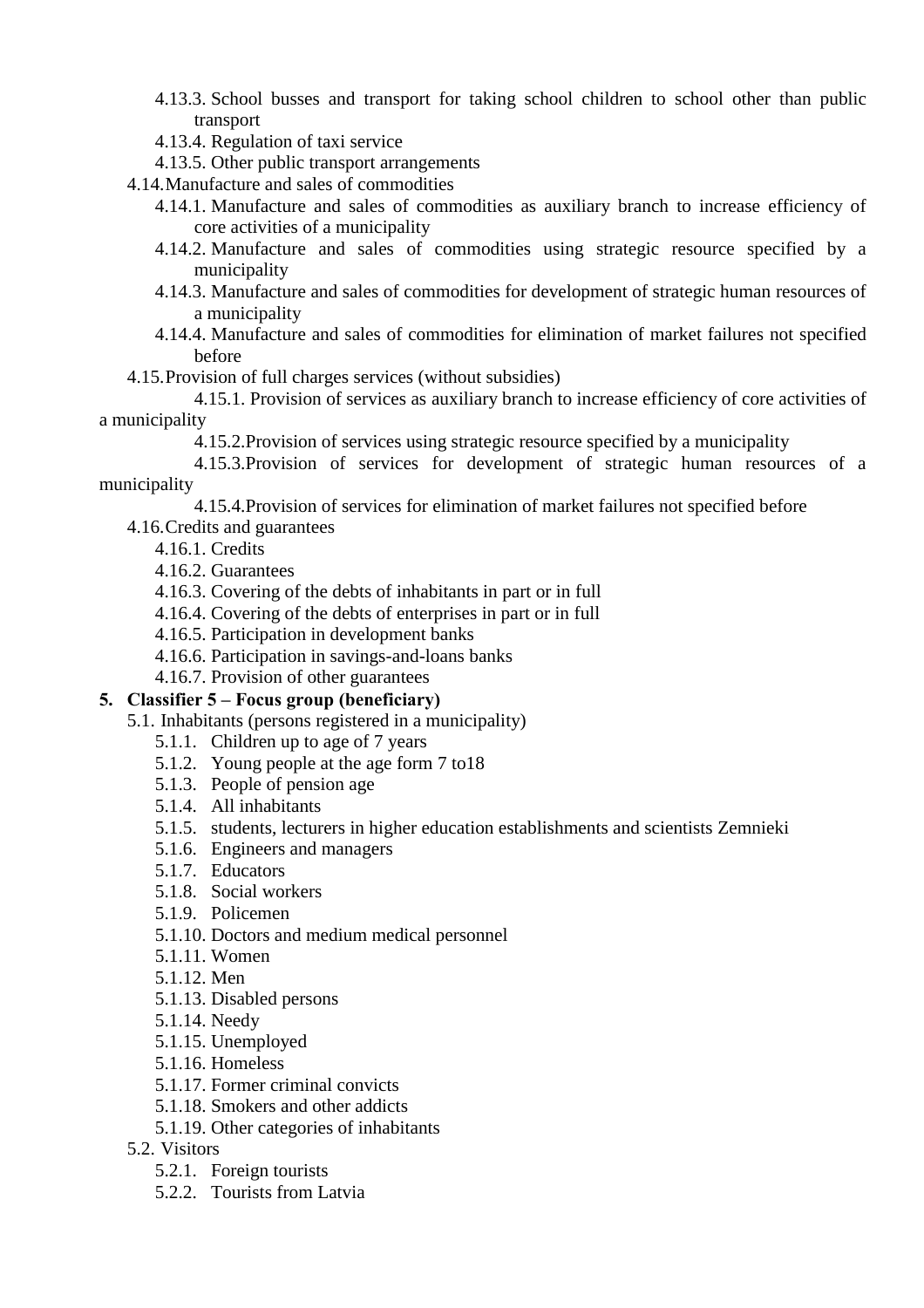- 4.13.3. School busses and transport for taking school children to school other than public transport
- 4.13.4. Regulation of taxi service
- 4.13.5. Other public transport arrangements

4.14. Manufacture and sales of commodities

- 4.14.1. Manufacture and sales of commodities as auxiliary branch to increase efficiency of core activities of a municipality
- 4.14.2. Manufacture and sales of commodities using strategic resource specified by a municipality
- 4.14.3. Manufacture and sales of commodities for development of strategic human resources of a municipality
- 4.14.4. Manufacture and sales of commodities for elimination of market failures not specified before

4.15. Provision of full charges services (without subsidies)

- 4.15.1. Provision of services as auxiliary branch to increase efficiency of core activities of a municipality
- 4.15.2. Provision of services using strategic resource specified by a municipality
- 4.15.3. Provision of services for development of strategic human resources of a municipality
- 4.15.4. Provision of services for elimination of market failures not specified before

4.16. Credits and guarantees

- 4.16.1. Credits
- 4.16.2. Guarantees
- 4.16.3. Covering of the debts of inhabitants in part or in full
- 4.16.4. Covering of the debts of enterprises in part or in full
- 4.16.5. Participation in development banks
- 4.16.6. Participation in savings-and-loans banks
- 4.16.7. Provision of other guarantees

**5. Classifier 5 – Focus group (beneficiary)**

5.1. Inhabitants (persons registered in a municipality)

- 5.1.1. Children up to age of 7 years
- 5.1.2. Young people at the age form 7 to18
- 5.1.3. People of pension age
- 5.1.4. All inhabitants
- 5.1.5. students, lecturers in higher education establishments and scientists Zemnieki
- 5.1.6. Engineers and managers
- 5.1.7. Educators
- 5.1.8. Social workers
- 5.1.9. Policemen
- 5.1.10. Doctors and medium medical personnel
- 5.1.11. Women
- 5.1.12. Men
- 5.1.13. Disabled persons
- 5.1.14. Needy
- 5.1.15. Unemployed
- 5.1.16. Homeless
- 5.1.17. Former criminal convicts
- 5.1.18. Smokers and other addicts
- 5.1.19. Other categories of inhabitants

5.2. Visitors

- 5.2.1. Foreign tourists
- 5.2.2. Tourists from Latvia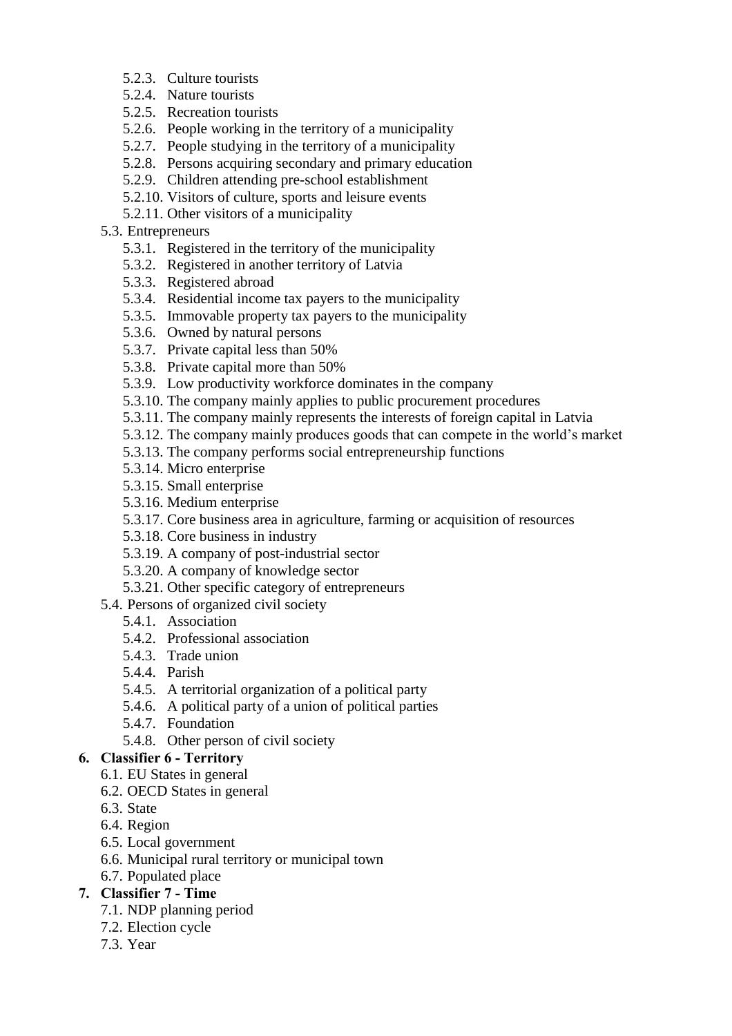- 5.2.3. Culture tourists
- 5.2.4. Nature tourists
- 5.2.5. Recreation tourists
- 5.2.6. People working in the territory of a municipality
- 5.2.7. People studying in the territory of a municipality
- 5.2.8. Persons acquiring secondary and primary education
- 5.2.9. Children attending pre-school establishment
- 5.2.10. Visitors of culture, sports and leisure events
- 5.2.11. Other visitors of a municipality

5.3. Entrepreneurs

- 5.3.1. Registered in the territory of the municipality
- 5.3.2. Registered in another territory of Latvia
- 5.3.3. Registered abroad
- 5.3.4. Residential income tax payers to the municipality
- 5.3.5. Immovable property tax payers to the municipality
- 5.3.6. Owned by natural persons
- 5.3.7. Private capital less than 50%
- 5.3.8. Private capital more than 50%
- 5.3.9. Low productivity workforce dominates in the company
- 5.3.10. The company mainly applies to public procurement procedures
- 5.3.11. The company mainly represents the interests of foreign capital in Latvia
- 5.3.12. The company mainly produces goods that can compete in the world's market
- 5.3.13. The company performs social entrepreneurship functions
- 5.3.14. Micro enterprise
- 5.3.15. Small enterprise
- 5.3.16. Medium enterprise
- 5.3.17. Core business area in agriculture, farming or acquisition of resources
- 5.3.18. Core business in industry
- 5.3.19. A company of post-industrial sector
- 5.3.20. A company of knowledge sector
- 5.3.21. Other specific category of entrepreneurs

5.4. Persons of organized civil society

- 5.4.1. Association
- 5.4.2. Professional association
- 5.4.3. Trade union
- 5.4.4. Parish
- 5.4.5. A territorial organization of a political party
- 5.4.6. A political party of a union of political parties
- 5.4.7. Foundation
- 5.4.8. Other person of civil society

**6. Classifier 6 - Territory**

- 6.1. EU States in general
- 6.2. OECD States in general
- 6.3. State
- 6.4. Region
- 6.5. Local government
- 6.6. Municipal rural territory or municipal town
- 6.7. Populated place

**7. Classifier 7 - Time**

- 7.1. NDP planning period
- 7.2. Election cycle
- 7.3. Year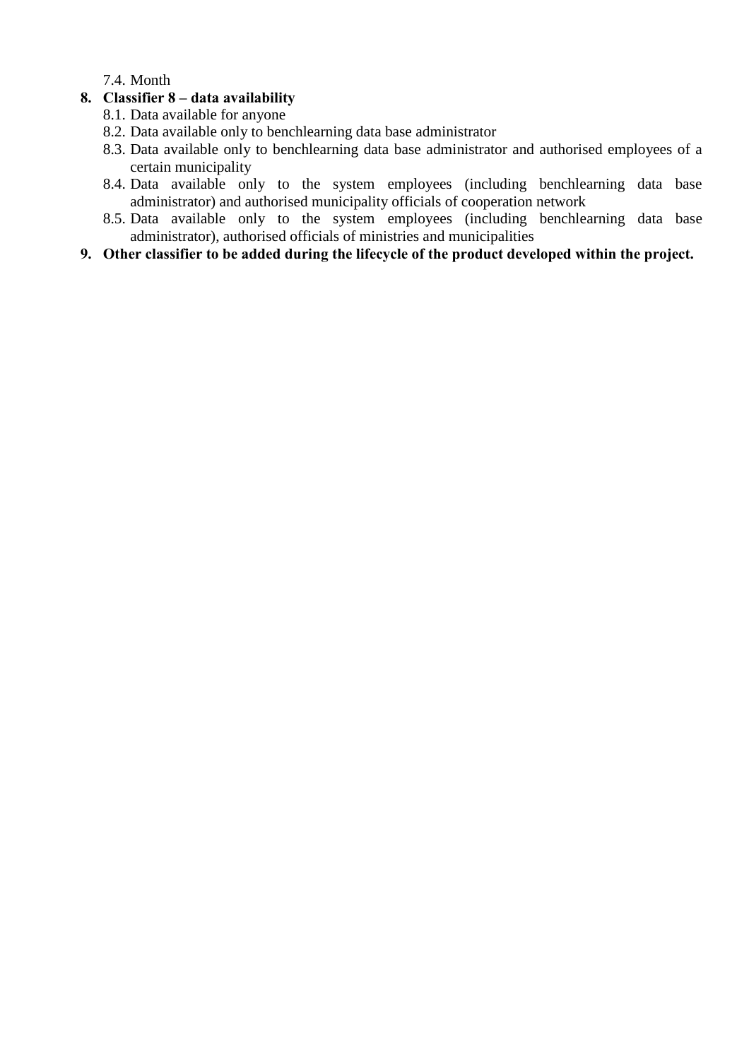7.4. Month

8. **Classifier 8 – data availability**
   8.1. Data available for anyone
   8.2. Data available only to benchlearning data base administrator
   8.3. Data available only to benchlearning data base administrator and authorised employees of a certain municipality
   8.4. Data available only to the system employees (including benchlearning data base administrator) and authorised municipality officials of cooperation network
   8.5. Data available only to the system employees (including benchlearning data base administrator), authorised officials of ministries and municipalities
9. **Other classifier to be added during the lifecycle of the product developed within the project.**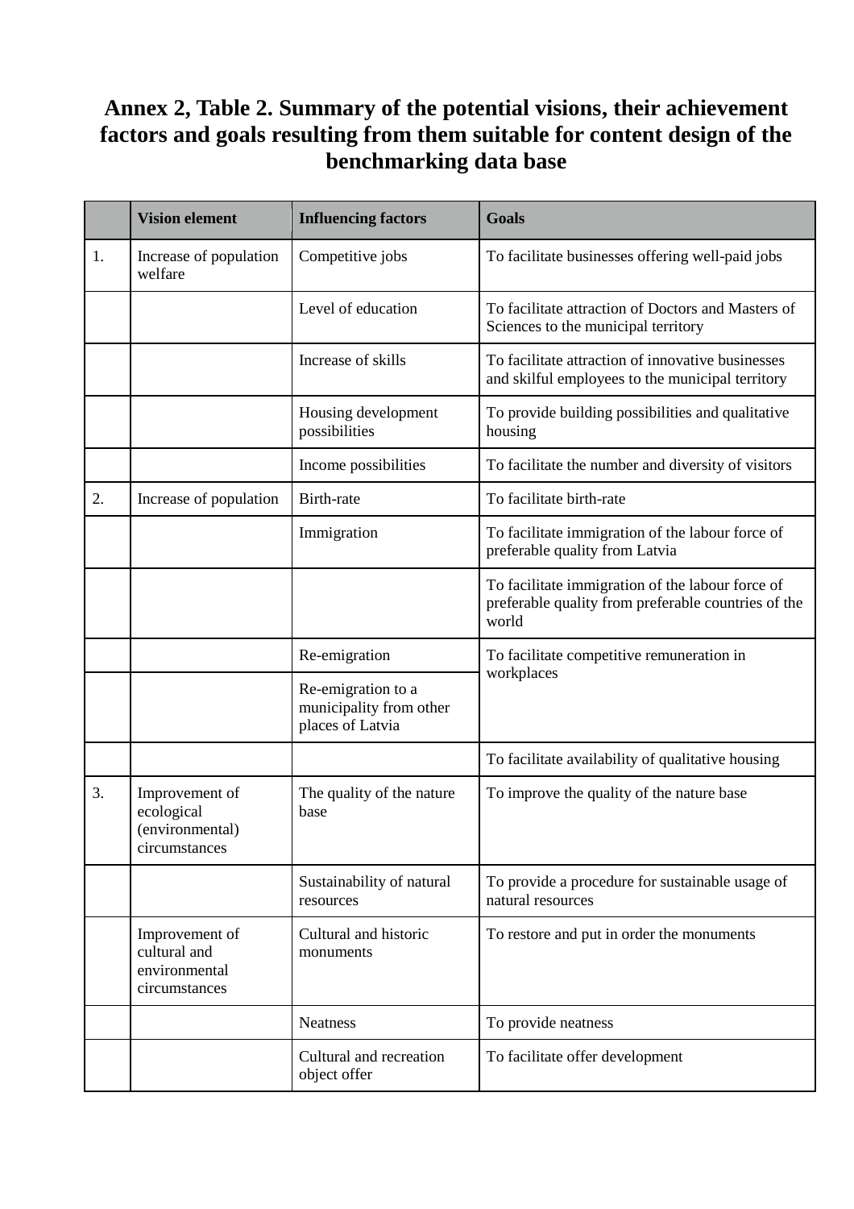# Annex 2, Table 2. Summary of the potential visions, their achievement factors and goals resulting from them suitable for content design of the benchmarking data base

| | Vision element | Influencing factors | Goals |
|---|---|---|---|
| 1. | Increase of population welfare | Competitive jobs | To facilitate businesses offering well-paid jobs |
| | | Level of education | To facilitate attraction of Doctors and Masters of Sciences to the municipal territory |
| | | Increase of skills | To facilitate attraction of innovative businesses and skilful employees to the municipal territory |
| | | Housing development possibilities | To provide building possibilities and qualitative housing |
| | | Income possibilities | To facilitate the number and diversity of visitors |
| 2. | Increase of population | Birth-rate | To facilitate birth-rate |
| | | Immigration | To facilitate immigration of the labour force of preferable quality from Latvia |
| | | | To facilitate immigration of the labour force of preferable quality from preferable countries of the world |
| | | Re-emigration | To facilitate competitive remuneration in workplaces |
| | | Re-emigration to a municipality from other places of Latvia | |
| | | | To facilitate availability of qualitative housing |
| 3. | Improvement of ecological (environmental) circumstances | The quality of the nature base | To improve the quality of the nature base |
| | | Sustainability of natural resources | To provide a procedure for sustainable usage of natural resources |
| | Improvement of cultural and environmental circumstances | Cultural and historic monuments | To restore and put in order the monuments |
| | | Neatness | To provide neatness |
| | | Cultural and recreation object offer | To facilitate offer development |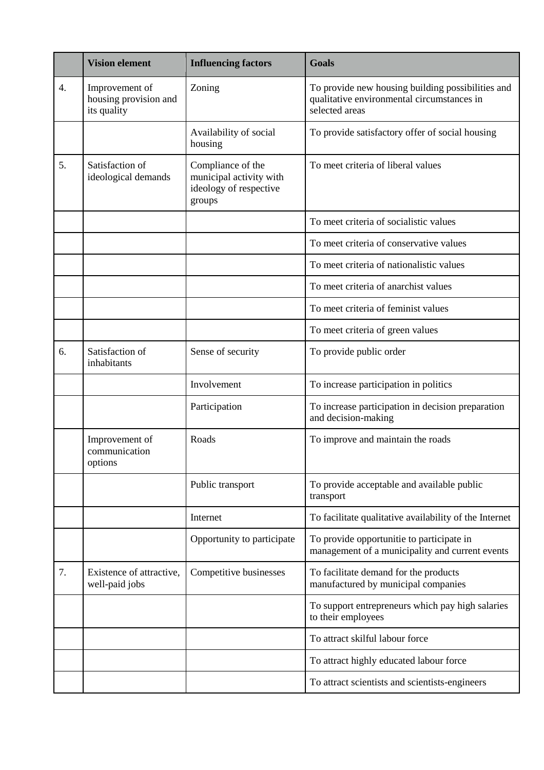|  | Vision element | Influencing factors | Goals |
|---|---|---|---|
| 4. | Improvement of housing provision and its quality | Zoning | To provide new housing building possibilities and qualitative environmental circumstances in selected areas |
|  |  | Availability of social housing | To provide satisfactory offer of social housing |
| 5. | Satisfaction of ideological demands | Compliance of the municipal activity with ideology of respective groups | To meet criteria of liberal values |
|  |  |  | To meet criteria of socialistic values |
|  |  |  | To meet criteria of conservative values |
|  |  |  | To meet criteria of nationalistic values |
|  |  |  | To meet criteria of anarchist values |
|  |  |  | To meet criteria of feminist values |
|  |  |  | To meet criteria of green values |
| 6. | Satisfaction of inhabitants | Sense of security | To provide public order |
|  |  | Involvement | To increase participation in politics |
|  |  | Participation | To increase participation in decision preparation and decision-making |
|  | Improvement of communication options | Roads | To improve and maintain the roads |
|  |  | Public transport | To provide acceptable and available public transport |
|  |  | Internet | To facilitate qualitative availability of the Internet |
|  |  | Opportunity to participate | To provide opportunitie to participate in management of a municipality and current events |
| 7. | Existence of attractive, well-paid jobs | Competitive businesses | To facilitate demand for the products manufactured by municipal companies |
|  |  |  | To support entrepreneurs which pay high salaries to their employees |
|  |  |  | To attract skilful labour force |
|  |  |  | To attract highly educated labour force |
|  |  |  | To attract scientists and scientists-engineers |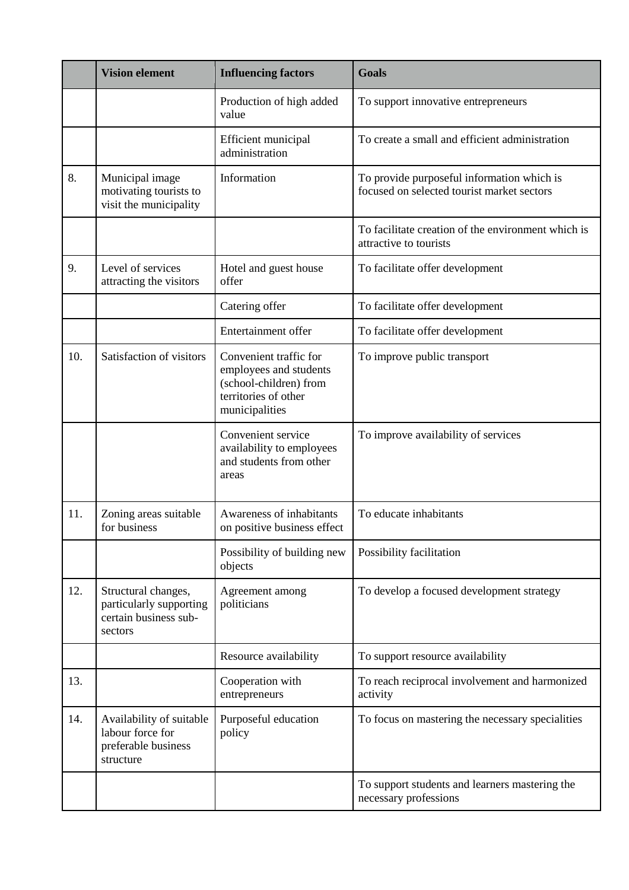| | Vision element | Influencing factors | Goals |
|---|---|---|---|
| | | Production of high added value | To support innovative entrepreneurs |
| | | Efficient municipal administration | To create a small and efficient administration |
| 8. | Municipal image motivating tourists to visit the municipality | Information | To provide purposeful information which is focused on selected tourist market sectors |
| | | | To facilitate creation of the environment which is attractive to tourists |
| 9. | Level of services attracting the visitors | Hotel and guest house offer | To facilitate offer development |
| | | Catering offer | To facilitate offer development |
| | | Entertainment offer | To facilitate offer development |
| 10. | Satisfaction of visitors | Convenient traffic for employees and students (school-children) from territories of other municipalities | To improve public transport |
| | | Convenient service availability to employees and students from other areas | To improve availability of services |
| 11. | Zoning areas suitable for business | Awareness of inhabitants on positive business effect | To educate inhabitants |
| | | Possibility of building new objects | Possibility facilitation |
| 12. | Structural changes, particularly supporting certain business sub-sectors | Agreement among politicians | To develop a focused development strategy |
| | | Resource availability | To support resource availability |
| 13. | | Cooperation with entrepreneurs | To reach reciprocal involvement and harmonized activity |
| 14. | Availability of suitable labour force for preferable business structure | Purposeful education policy | To focus on mastering the necessary specialities |
| | | | To support students and learners mastering the necessary professions |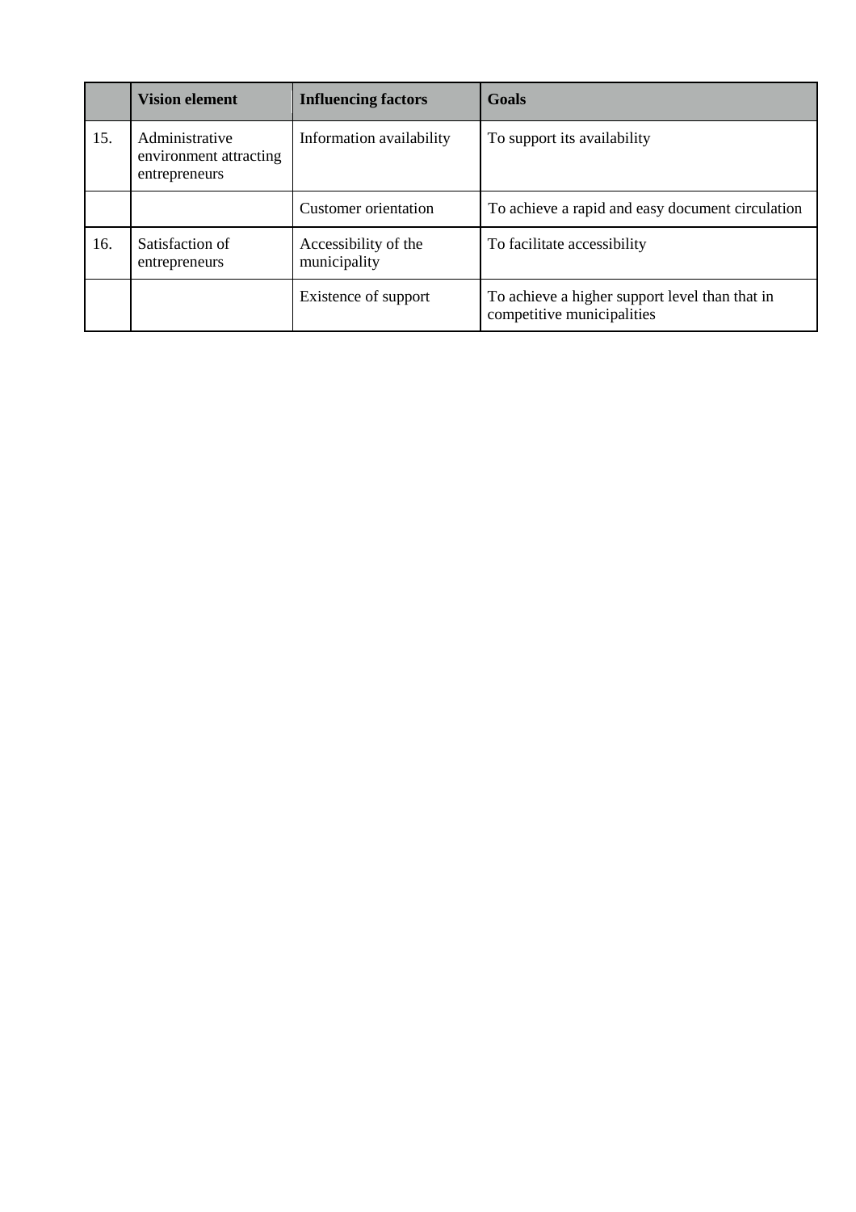| | Vision element | Influencing factors | Goals |
|---|---|---|---|
| 15. | Administrative environment attracting entrepreneurs | Information availability | To support its availability |
| | | Customer orientation | To achieve a rapid and easy document circulation |
| 16. | Satisfaction of entrepreneurs | Accessibility of the municipality | To facilitate accessibility |
| | | Existence of support | To achieve a higher support level than that in competitive municipalities |